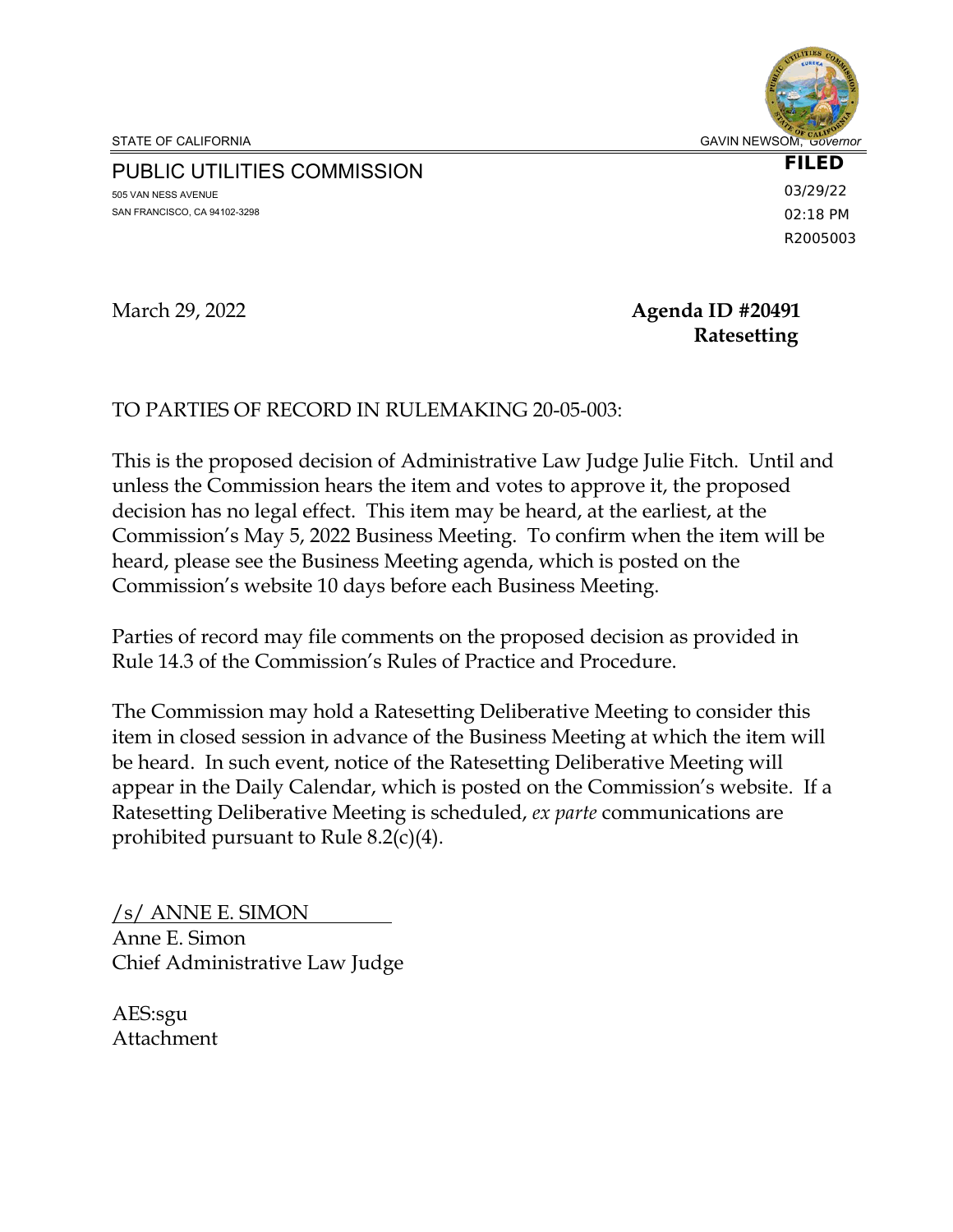STATE OF CALIFORNIA GAVIN NEWSOM, *Governor*

PUBLIC UTILITIES COMMISSION
505 VAN NESS AVENUE
SAN FRANCISCO, CA 94102-3298

**FILED**
03/29/22
02:18 PM
R2005003

March 29, 2022 **Agenda ID #20491**
**Ratesetting**

TO PARTIES OF RECORD IN RULEMAKING 20-05-003:

This is the proposed decision of Administrative Law Judge Julie Fitch. Until and unless the Commission hears the item and votes to approve it, the proposed decision has no legal effect. This item may be heard, at the earliest, at the Commission's May 5, 2022 Business Meeting. To confirm when the item will be heard, please see the Business Meeting agenda, which is posted on the Commission's website 10 days before each Business Meeting.

Parties of record may file comments on the proposed decision as provided in Rule 14.3 of the Commission's Rules of Practice and Procedure.

The Commission may hold a Ratesetting Deliberative Meeting to consider this item in closed session in advance of the Business Meeting at which the item will be heard. In such event, notice of the Ratesetting Deliberative Meeting will appear in the Daily Calendar, which is posted on the Commission's website. If a Ratesetting Deliberative Meeting is scheduled, *ex parte* communications are prohibited pursuant to Rule 8.2(c)(4).

/s/ ANNE E. SIMON
Anne E. Simon
Chief Administrative Law Judge

AES:sgu
Attachment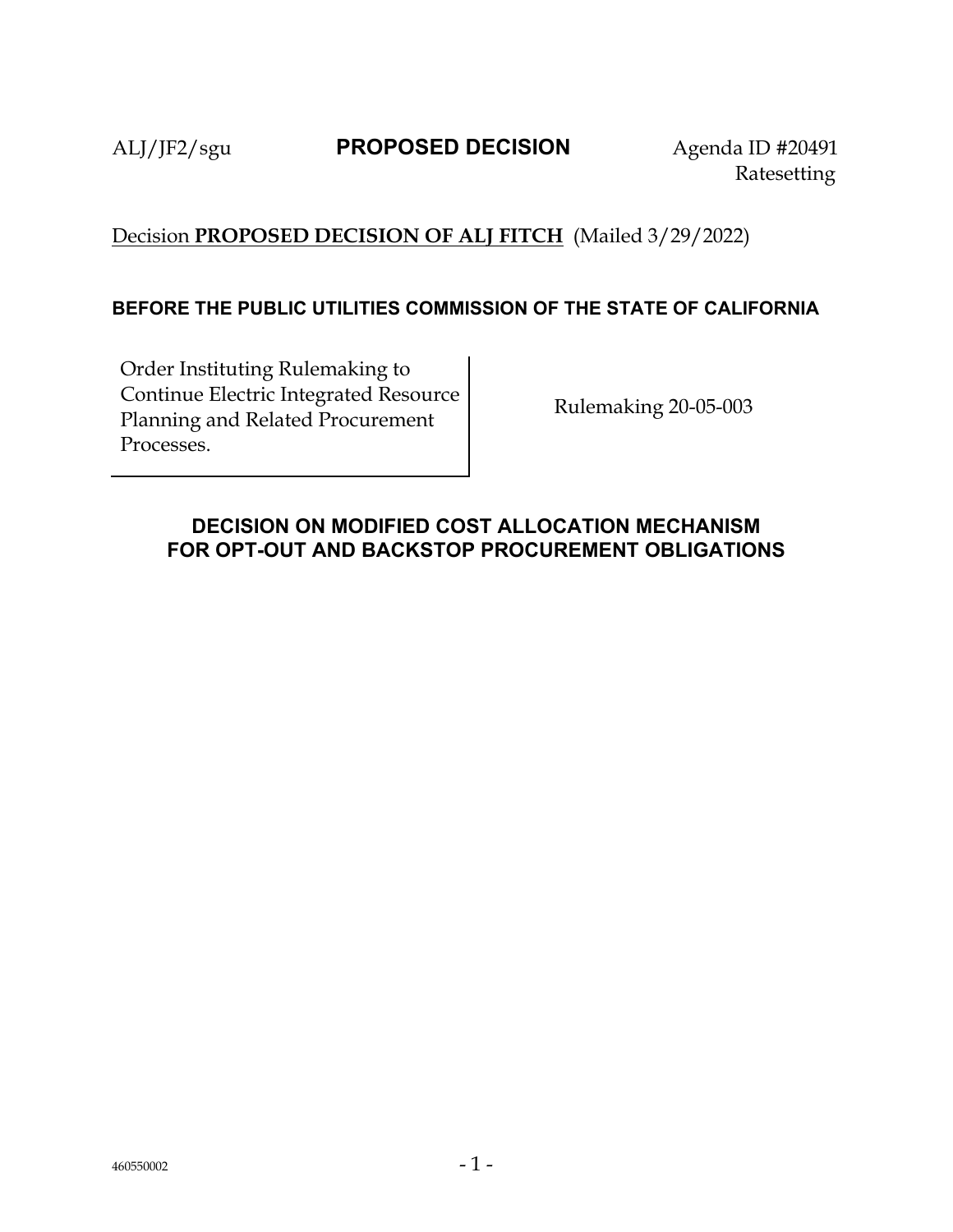ALJ/JF2/sgu **PROPOSED DECISION** Agenda ID #20491
Ratesetting

Decision **PROPOSED DECISION OF ALJ FITCH** (Mailed 3/29/2022)

**BEFORE THE PUBLIC UTILITIES COMMISSION OF THE STATE OF CALIFORNIA**

| Order Instituting Rulemaking to Continue Electric Integrated Resource Planning and Related Procurement Processes. | Rulemaking 20-05-003 |
|---|---|

## DECISION ON MODIFIED COST ALLOCATION MECHANISM FOR OPT-OUT AND BACKSTOP PROCUREMENT OBLIGATIONS

460550002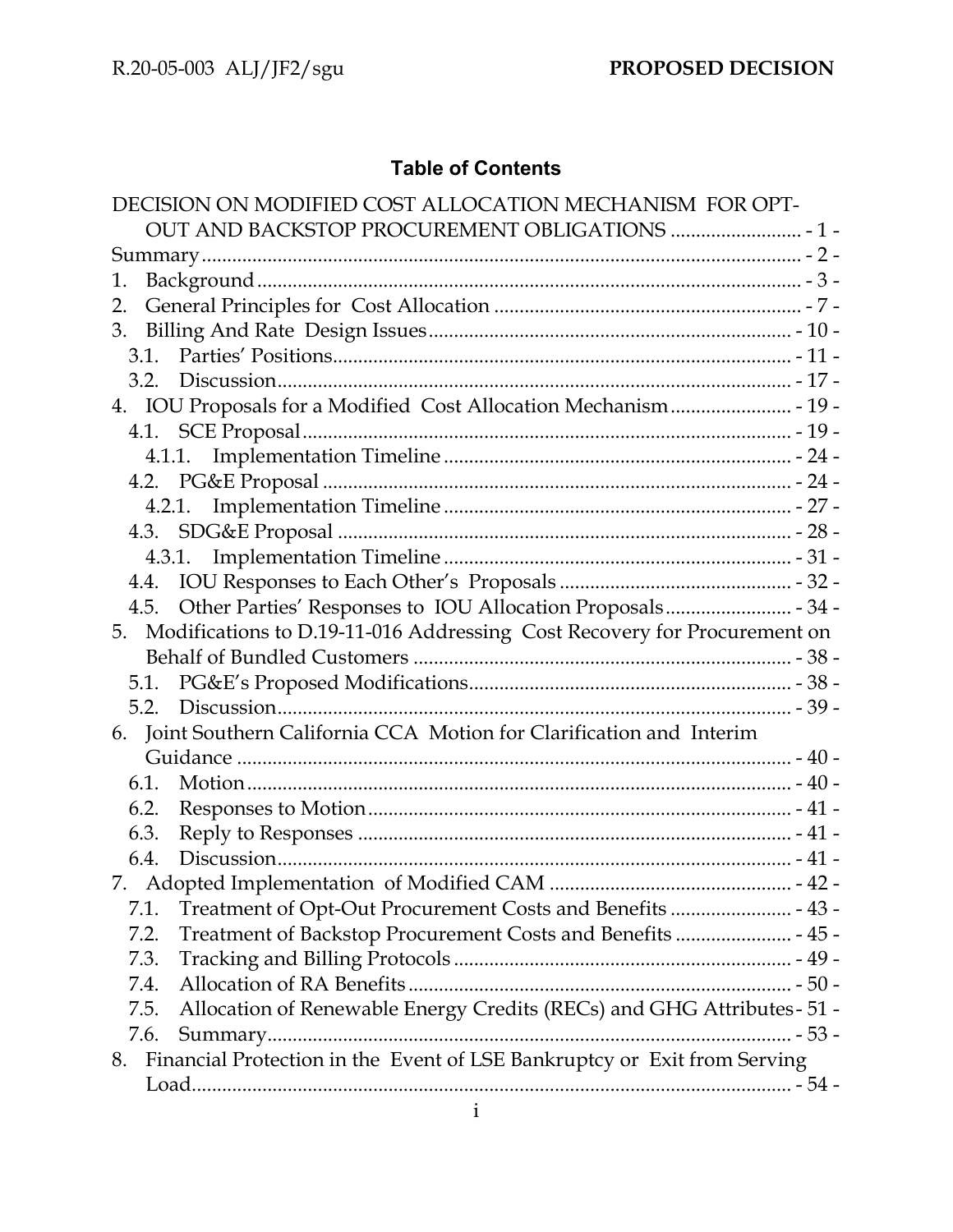## Table of Contents

DECISION ON MODIFIED COST ALLOCATION MECHANISM FOR OPT-OUT AND BACKSTOP PROCUREMENT OBLIGATIONS .......................... - 1 -

Summary ........................................................................................................ - 2 -

1. Background ............................................................................................ - 3 -
2. General Principles for Cost Allocation .............................................. - 7 -
3. Billing And Rate Design Issues ........................................................ - 10 -
   - 3.1. Parties' Positions .......................................................................... - 11 -
   - 3.2. Discussion ...................................................................................... - 17 -
4. IOU Proposals for a Modified Cost Allocation Mechanism ........................ - 19 -
   - 4.1. SCE Proposal ................................................................................. - 19 -
     - 4.1.1. Implementation Timeline ..................................................... - 24 -
   - 4.2. PG&E Proposal ............................................................................ - 24 -
     - 4.2.1. Implementation Timeline ..................................................... - 27 -
   - 4.3. SDG&E Proposal .......................................................................... - 28 -
     - 4.3.1. Implementation Timeline ..................................................... - 31 -
   - 4.4. IOU Responses to Each Other's Proposals .............................................. - 32 -
   - 4.5. Other Parties' Responses to IOU Allocation Proposals ......................... - 34 -
5. Modifications to D.19-11-016 Addressing Cost Recovery for Procurement on Behalf of Bundled Customers ........................................................................... - 38 -
   - 5.1. PG&E's Proposed Modifications ................................................................ - 38 -
   - 5.2. Discussion ...................................................................................... - 39 -
6. Joint Southern California CCA Motion for Clarification and Interim Guidance .............................................................................................. - 40 -
   - 6.1. Motion ............................................................................................ - 40 -
   - 6.2. Responses to Motion .................................................................... - 41 -
   - 6.3. Reply to Responses ...................................................................... - 41 -
   - 6.4. Discussion ...................................................................................... - 41 -
7. Adopted Implementation of Modified CAM ................................................ - 42 -
   - 7.1. Treatment of Opt-Out Procurement Costs and Benefits ........................ - 43 -
   - 7.2. Treatment of Backstop Procurement Costs and Benefits ....................... - 45 -
   - 7.3. Tracking and Billing Protocols ................................................................... - 49 -
   - 7.4. Allocation of RA Benefits ............................................................................ - 50 -
   - 7.5. Allocation of Renewable Energy Credits (RECs) and GHG Attributes - 51 -
   - 7.6. Summary ...................................................................................... - 53 -
8. Financial Protection in the Event of LSE Bankruptcy or Exit from Serving Load ....................................................................................................... - 54 -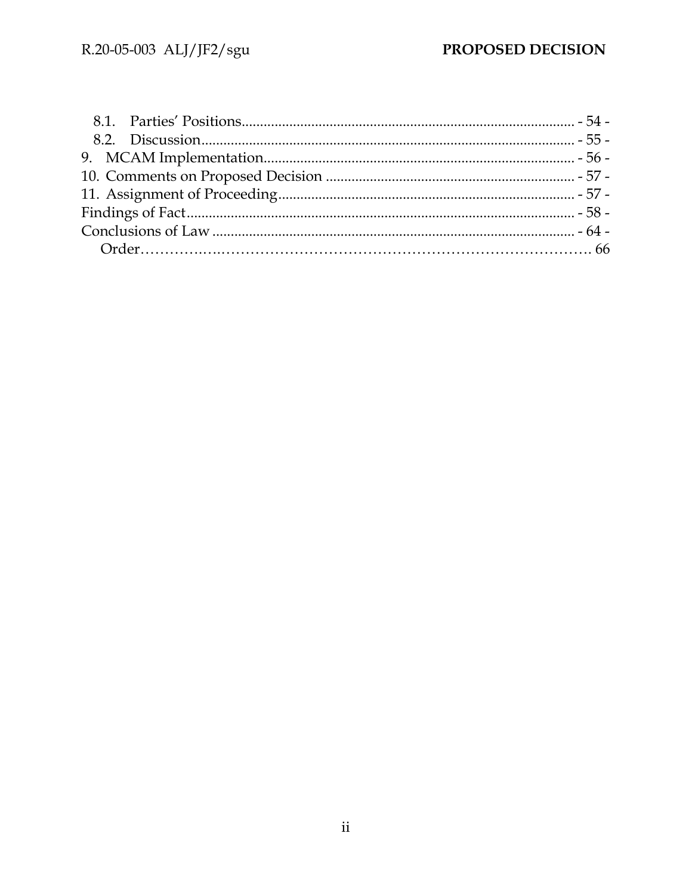8.1. Parties' Positions........................................................................................ - 54 -
8.2. Discussion..................................................................................................... - 55 -
9. MCAM Implementation.................................................................................. - 56 -
10. Comments on Proposed Decision .................................................................. - 57 -
11. Assignment of Proceeding................................................................................ - 57 -
Findings of Fact......................................................................................................... - 58 -
Conclusions of Law .................................................................................................. - 64 -
Order………….……………………………………………………………………. 66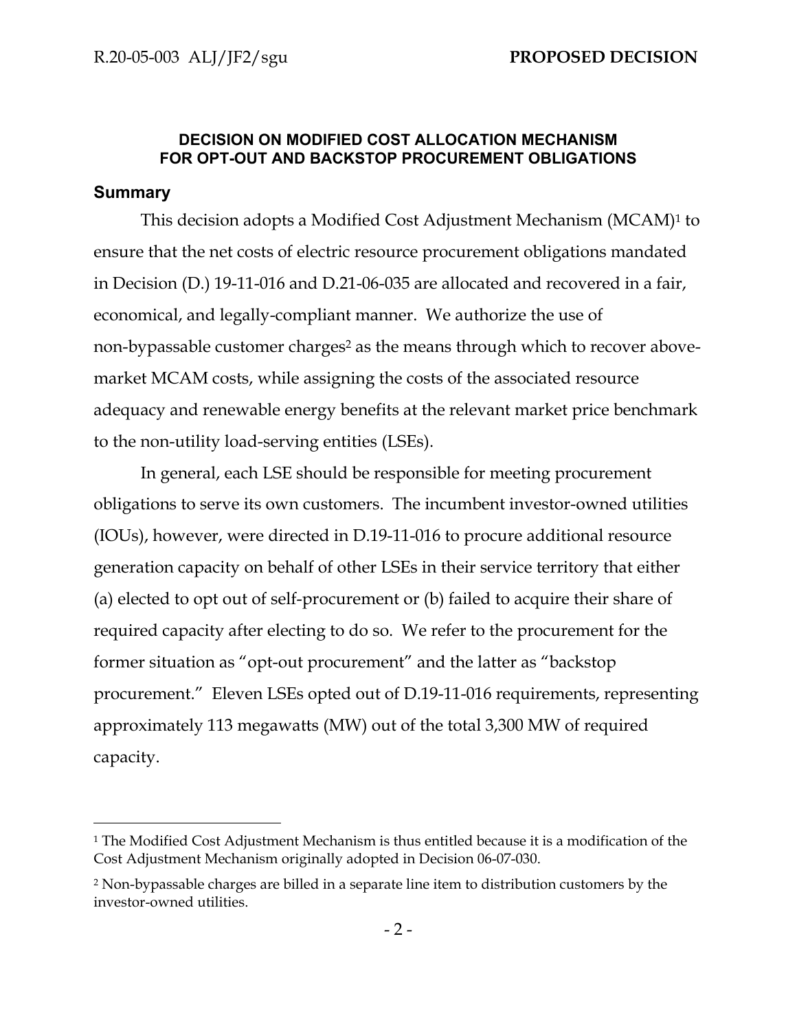## DECISION ON MODIFIED COST ALLOCATION MECHANISM FOR OPT-OUT AND BACKSTOP PROCUREMENT OBLIGATIONS

### Summary

This decision adopts a Modified Cost Adjustment Mechanism (MCAM)[1] to ensure that the net costs of electric resource procurement obligations mandated in Decision (D.) 19-11-016 and D.21-06-035 are allocated and recovered in a fair, economical, and legally-compliant manner. We authorize the use of non-bypassable customer charges[2] as the means through which to recover above-market MCAM costs, while assigning the costs of the associated resource adequacy and renewable energy benefits at the relevant market price benchmark to the non-utility load-serving entities (LSEs).

In general, each LSE should be responsible for meeting procurement obligations to serve its own customers. The incumbent investor-owned utilities (IOUs), however, were directed in D.19-11-016 to procure additional resource generation capacity on behalf of other LSEs in their service territory that either (a) elected to opt out of self-procurement or (b) failed to acquire their share of required capacity after electing to do so. We refer to the procurement for the former situation as "opt-out procurement" and the latter as "backstop procurement." Eleven LSEs opted out of D.19-11-016 requirements, representing approximately 113 megawatts (MW) out of the total 3,300 MW of required capacity.

---

[1] The Modified Cost Adjustment Mechanism is thus entitled because it is a modification of the Cost Adjustment Mechanism originally adopted in Decision 06-07-030.

[2] Non-bypassable charges are billed in a separate line item to distribution customers by the investor-owned utilities.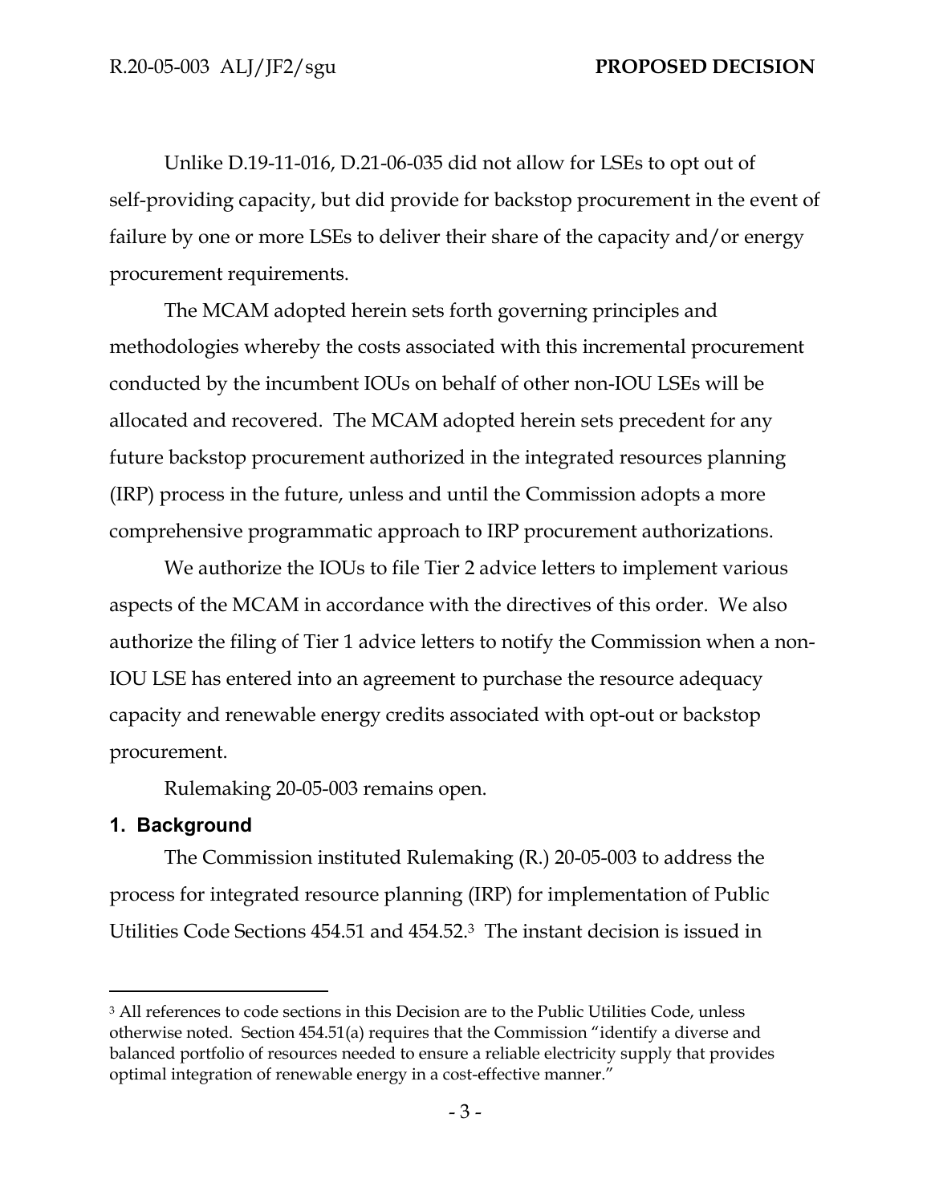Unlike D.19-11-016, D.21-06-035 did not allow for LSEs to opt out of self-providing capacity, but did provide for backstop procurement in the event of failure by one or more LSEs to deliver their share of the capacity and/or energy procurement requirements.

The MCAM adopted herein sets forth governing principles and methodologies whereby the costs associated with this incremental procurement conducted by the incumbent IOUs on behalf of other non-IOU LSEs will be allocated and recovered. The MCAM adopted herein sets precedent for any future backstop procurement authorized in the integrated resources planning (IRP) process in the future, unless and until the Commission adopts a more comprehensive programmatic approach to IRP procurement authorizations.

We authorize the IOUs to file Tier 2 advice letters to implement various aspects of the MCAM in accordance with the directives of this order. We also authorize the filing of Tier 1 advice letters to notify the Commission when a non-IOU LSE has entered into an agreement to purchase the resource adequacy capacity and renewable energy credits associated with opt-out or backstop procurement.

Rulemaking 20-05-003 remains open.

## 1. Background

The Commission instituted Rulemaking (R.) 20-05-003 to address the process for integrated resource planning (IRP) for implementation of Public Utilities Code Sections 454.51 and 454.52.[3] The instant decision is issued in

---

[3] All references to code sections in this Decision are to the Public Utilities Code, unless otherwise noted. Section 454.51(a) requires that the Commission "identify a diverse and balanced portfolio of resources needed to ensure a reliable electricity supply that provides optimal integration of renewable energy in a cost-effective manner."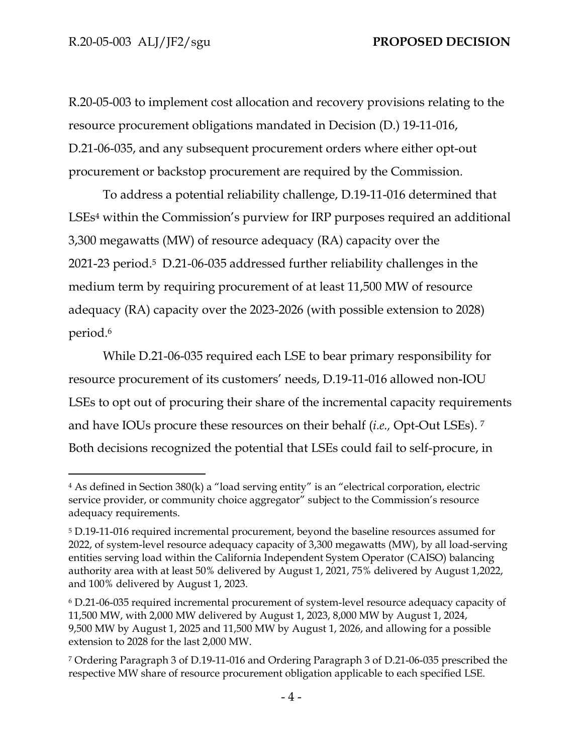R.20-05-003 to implement cost allocation and recovery provisions relating to the resource procurement obligations mandated in Decision (D.) 19-11-016, D.21-06-035, and any subsequent procurement orders where either opt-out procurement or backstop procurement are required by the Commission.

To address a potential reliability challenge, D.19-11-016 determined that LSEs[4] within the Commission's purview for IRP purposes required an additional 3,300 megawatts (MW) of resource adequacy (RA) capacity over the 2021-23 period.[5] D.21-06-035 addressed further reliability challenges in the medium term by requiring procurement of at least 11,500 MW of resource adequacy (RA) capacity over the 2023-2026 (with possible extension to 2028) period.[6]

While D.21-06-035 required each LSE to bear primary responsibility for resource procurement of its customers' needs, D.19-11-016 allowed non-IOU LSEs to opt out of procuring their share of the incremental capacity requirements and have IOUs procure these resources on their behalf (*i.e.,* Opt-Out LSEs).[7] Both decisions recognized the potential that LSEs could fail to self-procure, in

---

[4] As defined in Section 380(k) a "load serving entity" is an "electrical corporation, electric service provider, or community choice aggregator" subject to the Commission's resource adequacy requirements.

[5] D.19-11-016 required incremental procurement, beyond the baseline resources assumed for 2022, of system-level resource adequacy capacity of 3,300 megawatts (MW), by all load-serving entities serving load within the California Independent System Operator (CAISO) balancing authority area with at least 50% delivered by August 1, 2021, 75% delivered by August 1,2022, and 100% delivered by August 1, 2023.

[6] D.21-06-035 required incremental procurement of system-level resource adequacy capacity of 11,500 MW, with 2,000 MW delivered by August 1, 2023, 8,000 MW by August 1, 2024, 9,500 MW by August 1, 2025 and 11,500 MW by August 1, 2026, and allowing for a possible extension to 2028 for the last 2,000 MW.

[7] Ordering Paragraph 3 of D.19-11-016 and Ordering Paragraph 3 of D.21-06-035 prescribed the respective MW share of resource procurement obligation applicable to each specified LSE.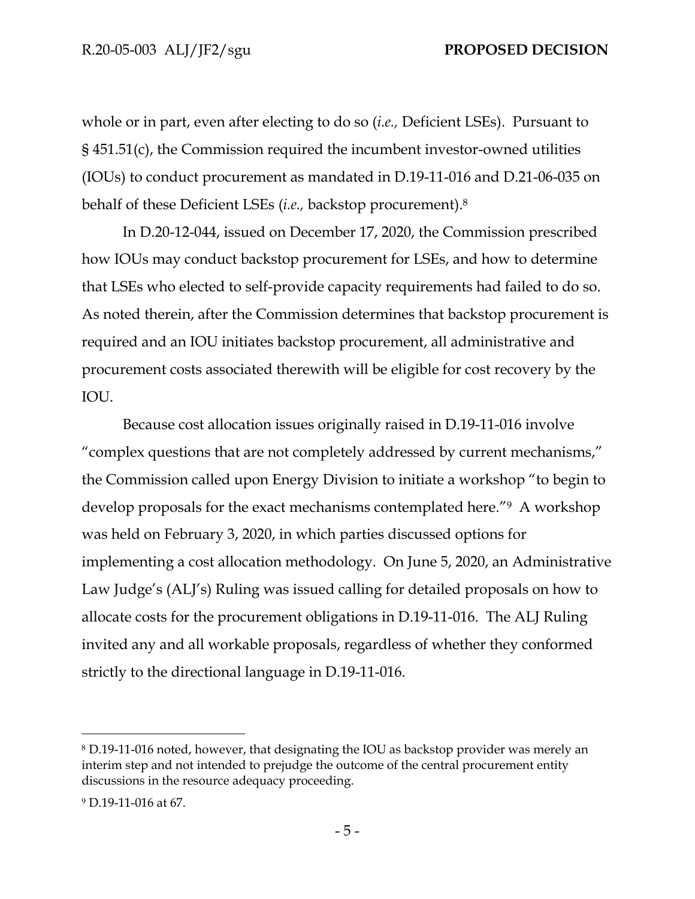whole or in part, even after electing to do so (*i.e.,* Deficient LSEs). Pursuant to § 451.51(c), the Commission required the incumbent investor-owned utilities (IOUs) to conduct procurement as mandated in D.19-11-016 and D.21-06-035 on behalf of these Deficient LSEs (*i.e.,* backstop procurement).[8]

In D.20-12-044, issued on December 17, 2020, the Commission prescribed how IOUs may conduct backstop procurement for LSEs, and how to determine that LSEs who elected to self-provide capacity requirements had failed to do so. As noted therein, after the Commission determines that backstop procurement is required and an IOU initiates backstop procurement, all administrative and procurement costs associated therewith will be eligible for cost recovery by the IOU.

Because cost allocation issues originally raised in D.19-11-016 involve "complex questions that are not completely addressed by current mechanisms," the Commission called upon Energy Division to initiate a workshop "to begin to develop proposals for the exact mechanisms contemplated here."[9] A workshop was held on February 3, 2020, in which parties discussed options for implementing a cost allocation methodology. On June 5, 2020, an Administrative Law Judge's (ALJ's) Ruling was issued calling for detailed proposals on how to allocate costs for the procurement obligations in D.19-11-016. The ALJ Ruling invited any and all workable proposals, regardless of whether they conformed strictly to the directional language in D.19-11-016.

---

[8] D.19-11-016 noted, however, that designating the IOU as backstop provider was merely an interim step and not intended to prejudge the outcome of the central procurement entity discussions in the resource adequacy proceeding.

[9] D.19-11-016 at 67.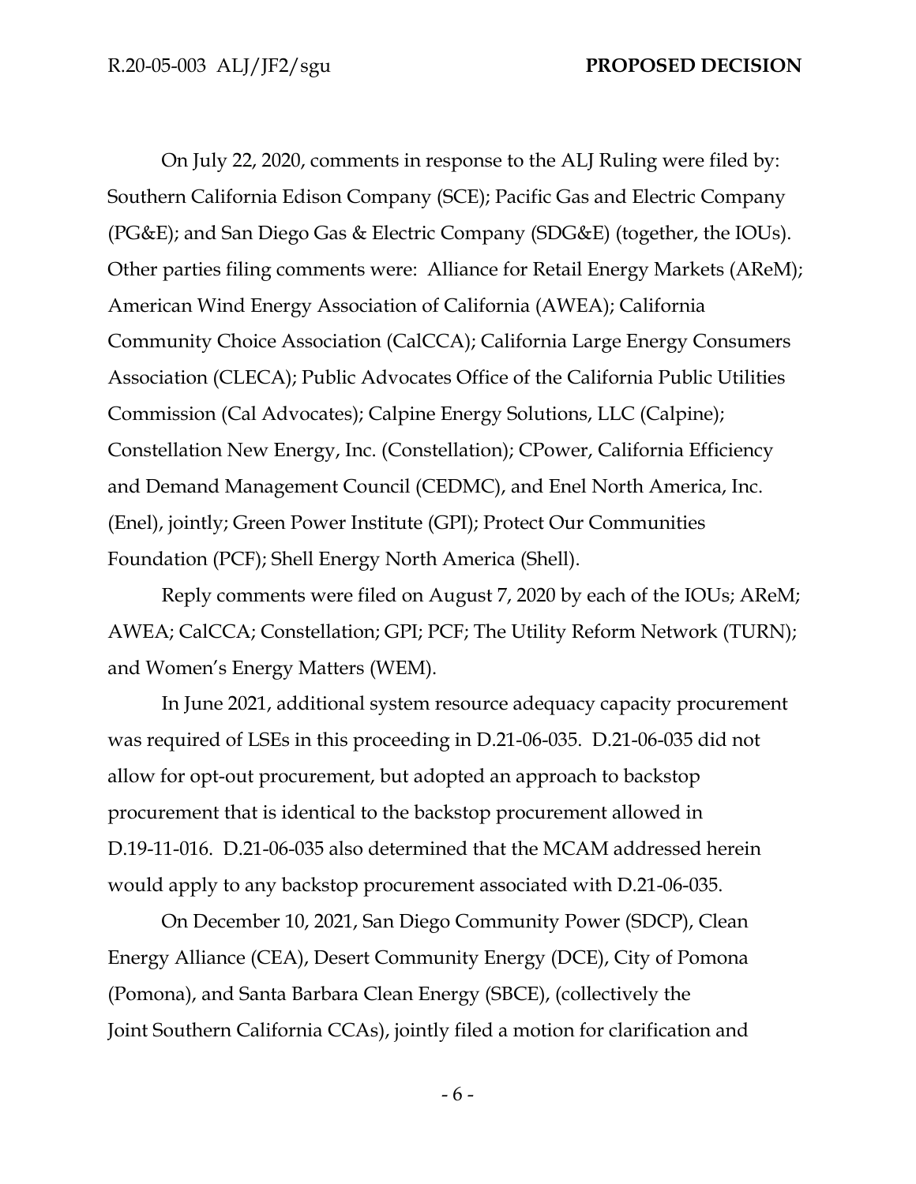On July 22, 2020, comments in response to the ALJ Ruling were filed by: Southern California Edison Company (SCE); Pacific Gas and Electric Company (PG&E); and San Diego Gas & Electric Company (SDG&E) (together, the IOUs). Other parties filing comments were: Alliance for Retail Energy Markets (AReM); American Wind Energy Association of California (AWEA); California Community Choice Association (CalCCA); California Large Energy Consumers Association (CLECA); Public Advocates Office of the California Public Utilities Commission (Cal Advocates); Calpine Energy Solutions, LLC (Calpine); Constellation New Energy, Inc. (Constellation); CPower, California Efficiency and Demand Management Council (CEDMC), and Enel North America, Inc. (Enel), jointly; Green Power Institute (GPI); Protect Our Communities Foundation (PCF); Shell Energy North America (Shell).

Reply comments were filed on August 7, 2020 by each of the IOUs; AReM; AWEA; CalCCA; Constellation; GPI; PCF; The Utility Reform Network (TURN); and Women's Energy Matters (WEM).

In June 2021, additional system resource adequacy capacity procurement was required of LSEs in this proceeding in D.21-06-035. D.21-06-035 did not allow for opt-out procurement, but adopted an approach to backstop procurement that is identical to the backstop procurement allowed in D.19-11-016. D.21-06-035 also determined that the MCAM addressed herein would apply to any backstop procurement associated with D.21-06-035.

On December 10, 2021, San Diego Community Power (SDCP), Clean Energy Alliance (CEA), Desert Community Energy (DCE), City of Pomona (Pomona), and Santa Barbara Clean Energy (SBCE), (collectively the Joint Southern California CCAs), jointly filed a motion for clarification and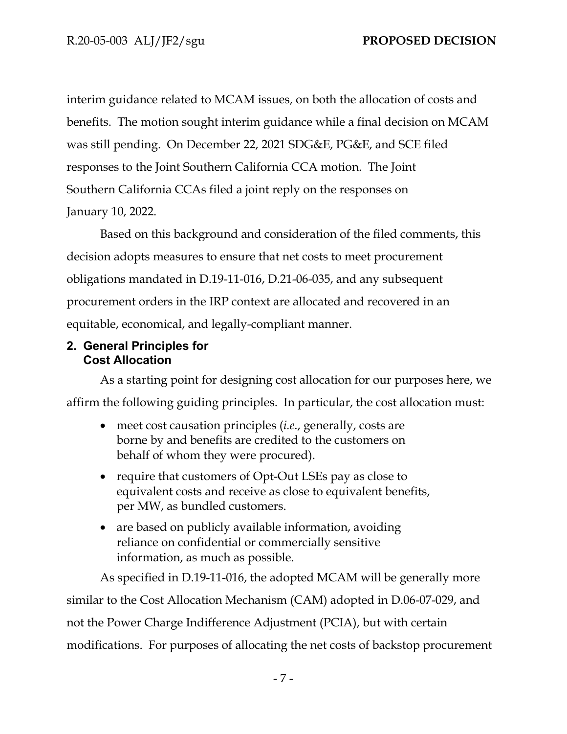interim guidance related to MCAM issues, on both the allocation of costs and benefits. The motion sought interim guidance while a final decision on MCAM was still pending. On December 22, 2021 SDG&E, PG&E, and SCE filed responses to the Joint Southern California CCA motion. The Joint Southern California CCAs filed a joint reply on the responses on January 10, 2022.

Based on this background and consideration of the filed comments, this decision adopts measures to ensure that net costs to meet procurement obligations mandated in D.19-11-016, D.21-06-035, and any subsequent procurement orders in the IRP context are allocated and recovered in an equitable, economical, and legally-compliant manner.

## 2. General Principles for Cost Allocation

As a starting point for designing cost allocation for our purposes here, we affirm the following guiding principles. In particular, the cost allocation must:

- meet cost causation principles (*i.e.*, generally, costs are borne by and benefits are credited to the customers on behalf of whom they were procured).
- require that customers of Opt-Out LSEs pay as close to equivalent costs and receive as close to equivalent benefits, per MW, as bundled customers.
- are based on publicly available information, avoiding reliance on confidential or commercially sensitive information, as much as possible.

As specified in D.19-11-016, the adopted MCAM will be generally more similar to the Cost Allocation Mechanism (CAM) adopted in D.06-07-029, and not the Power Charge Indifference Adjustment (PCIA), but with certain modifications. For purposes of allocating the net costs of backstop procurement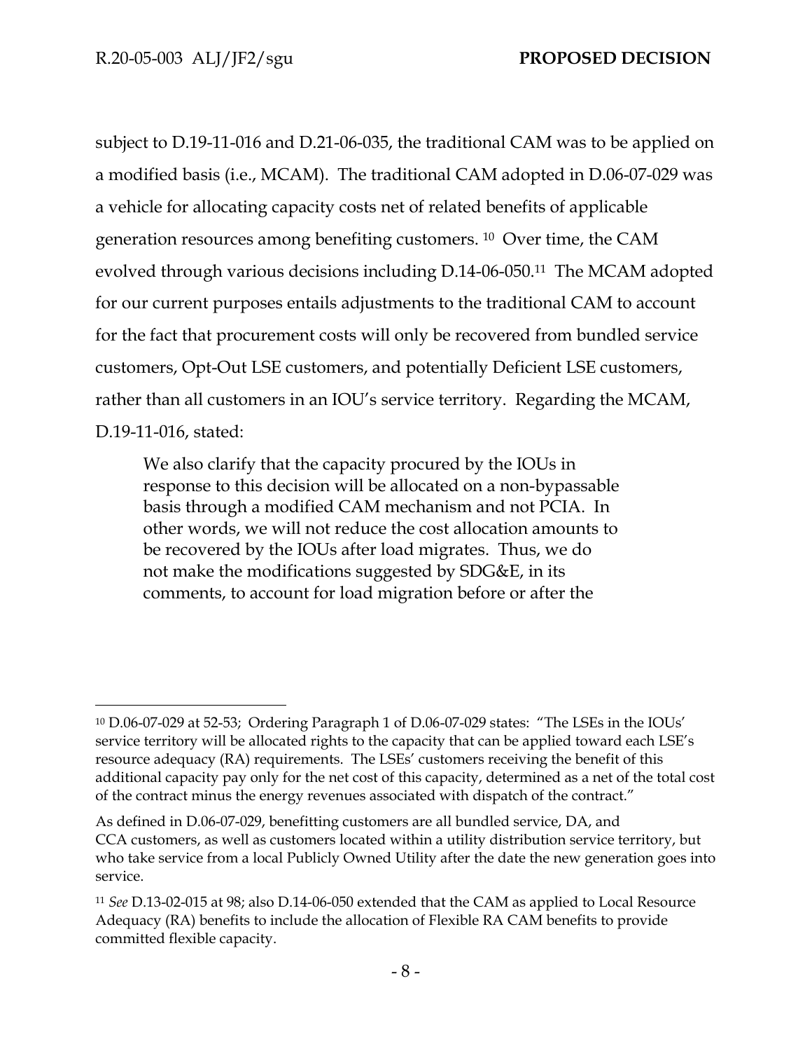subject to D.19-11-016 and D.21-06-035, the traditional CAM was to be applied on a modified basis (i.e., MCAM). The traditional CAM adopted in D.06-07-029 was a vehicle for allocating capacity costs net of related benefits of applicable generation resources among benefiting customers. [10] Over time, the CAM evolved through various decisions including D.14-06-050.[11] The MCAM adopted for our current purposes entails adjustments to the traditional CAM to account for the fact that procurement costs will only be recovered from bundled service customers, Opt-Out LSE customers, and potentially Deficient LSE customers, rather than all customers in an IOU's service territory. Regarding the MCAM, D.19-11-016, stated:

> We also clarify that the capacity procured by the IOUs in response to this decision will be allocated on a non-bypassable basis through a modified CAM mechanism and not PCIA. In other words, we will not reduce the cost allocation amounts to be recovered by the IOUs after load migrates. Thus, we do not make the modifications suggested by SDG&E, in its comments, to account for load migration before or after the

---

[10] D.06-07-029 at 52-53; Ordering Paragraph 1 of D.06-07-029 states: "The LSEs in the IOUs' service territory will be allocated rights to the capacity that can be applied toward each LSE's resource adequacy (RA) requirements. The LSEs' customers receiving the benefit of this additional capacity pay only for the net cost of this capacity, determined as a net of the total cost of the contract minus the energy revenues associated with dispatch of the contract."

As defined in D.06-07-029, benefitting customers are all bundled service, DA, and CCA customers, as well as customers located within a utility distribution service territory, but who take service from a local Publicly Owned Utility after the date the new generation goes into service.

[11] *See* D.13-02-015 at 98; also D.14-06-050 extended that the CAM as applied to Local Resource Adequacy (RA) benefits to include the allocation of Flexible RA CAM benefits to provide committed flexible capacity.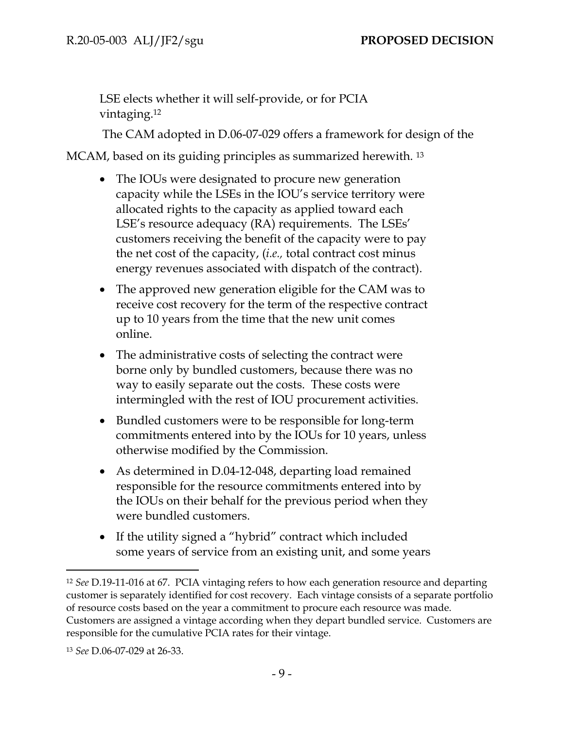LSE elects whether it will self-provide, or for PCIA vintaging.[12]

The CAM adopted in D.06-07-029 offers a framework for design of the MCAM, based on its guiding principles as summarized herewith. [13]

- The IOUs were designated to procure new generation capacity while the LSEs in the IOU's service territory were allocated rights to the capacity as applied toward each LSE's resource adequacy (RA) requirements. The LSEs' customers receiving the benefit of the capacity were to pay the net cost of the capacity, (*i.e.,* total contract cost minus energy revenues associated with dispatch of the contract).
- The approved new generation eligible for the CAM was to receive cost recovery for the term of the respective contract up to 10 years from the time that the new unit comes online.
- The administrative costs of selecting the contract were borne only by bundled customers, because there was no way to easily separate out the costs. These costs were intermingled with the rest of IOU procurement activities.
- Bundled customers were to be responsible for long-term commitments entered into by the IOUs for 10 years, unless otherwise modified by the Commission.
- As determined in D.04-12-048, departing load remained responsible for the resource commitments entered into by the IOUs on their behalf for the previous period when they were bundled customers.
- If the utility signed a "hybrid" contract which included some years of service from an existing unit, and some years

---

[12] *See* D.19-11-016 at 67. PCIA vintaging refers to how each generation resource and departing customer is separately identified for cost recovery. Each vintage consists of a separate portfolio of resource costs based on the year a commitment to procure each resource was made. Customers are assigned a vintage according when they depart bundled service. Customers are responsible for the cumulative PCIA rates for their vintage.

[13] *See* D.06-07-029 at 26-33.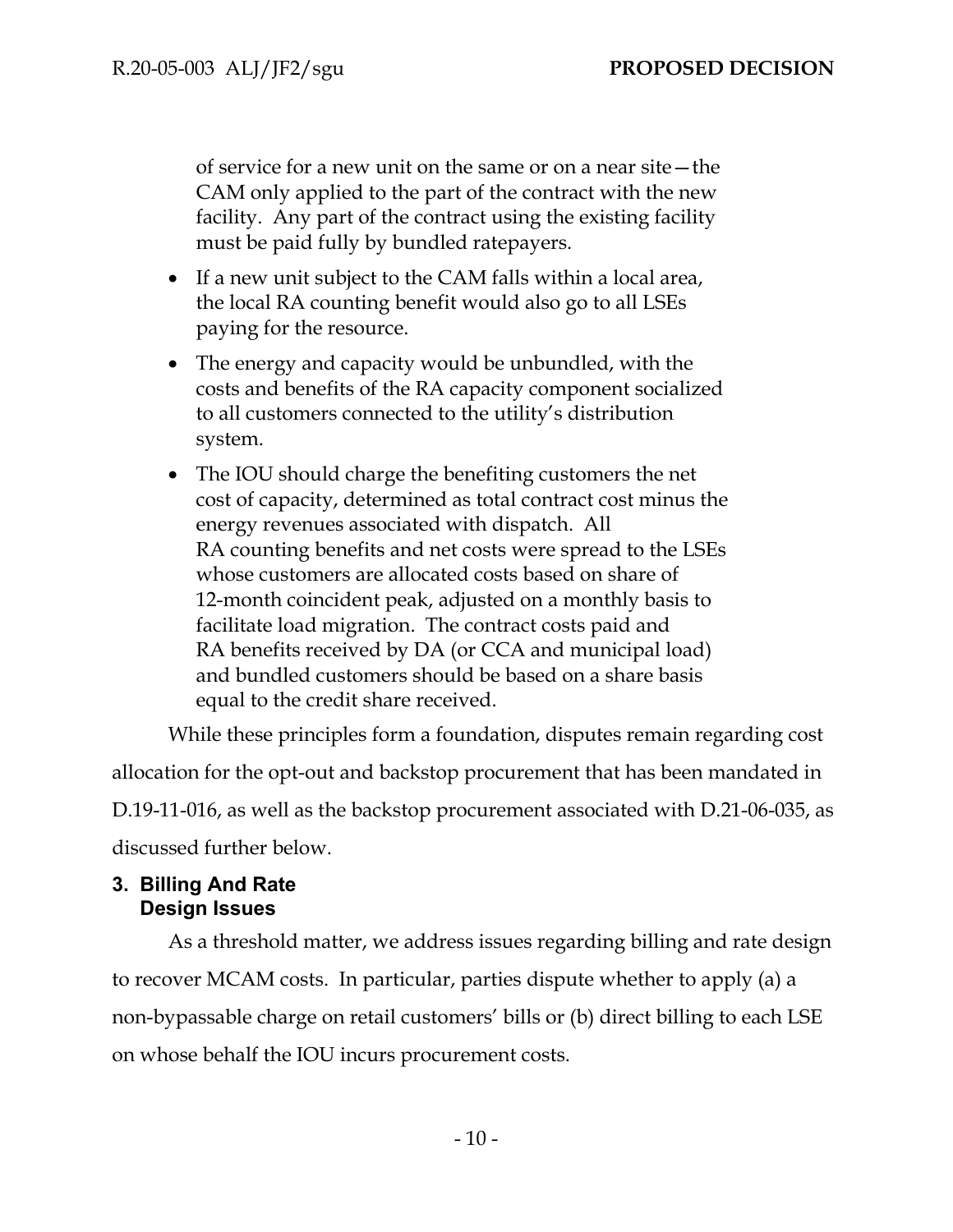of service for a new unit on the same or on a near site—the CAM only applied to the part of the contract with the new facility. Any part of the contract using the existing facility must be paid fully by bundled ratepayers.

- If a new unit subject to the CAM falls within a local area, the local RA counting benefit would also go to all LSEs paying for the resource.
- The energy and capacity would be unbundled, with the costs and benefits of the RA capacity component socialized to all customers connected to the utility's distribution system.
- The IOU should charge the benefiting customers the net cost of capacity, determined as total contract cost minus the energy revenues associated with dispatch. All RA counting benefits and net costs were spread to the LSEs whose customers are allocated costs based on share of 12-month coincident peak, adjusted on a monthly basis to facilitate load migration. The contract costs paid and RA benefits received by DA (or CCA and municipal load) and bundled customers should be based on a share basis equal to the credit share received.

While these principles form a foundation, disputes remain regarding cost allocation for the opt-out and backstop procurement that has been mandated in D.19-11-016, as well as the backstop procurement associated with D.21-06-035, as discussed further below.

## 3. Billing And Rate Design Issues

As a threshold matter, we address issues regarding billing and rate design to recover MCAM costs. In particular, parties dispute whether to apply (a) a non-bypassable charge on retail customers' bills or (b) direct billing to each LSE on whose behalf the IOU incurs procurement costs.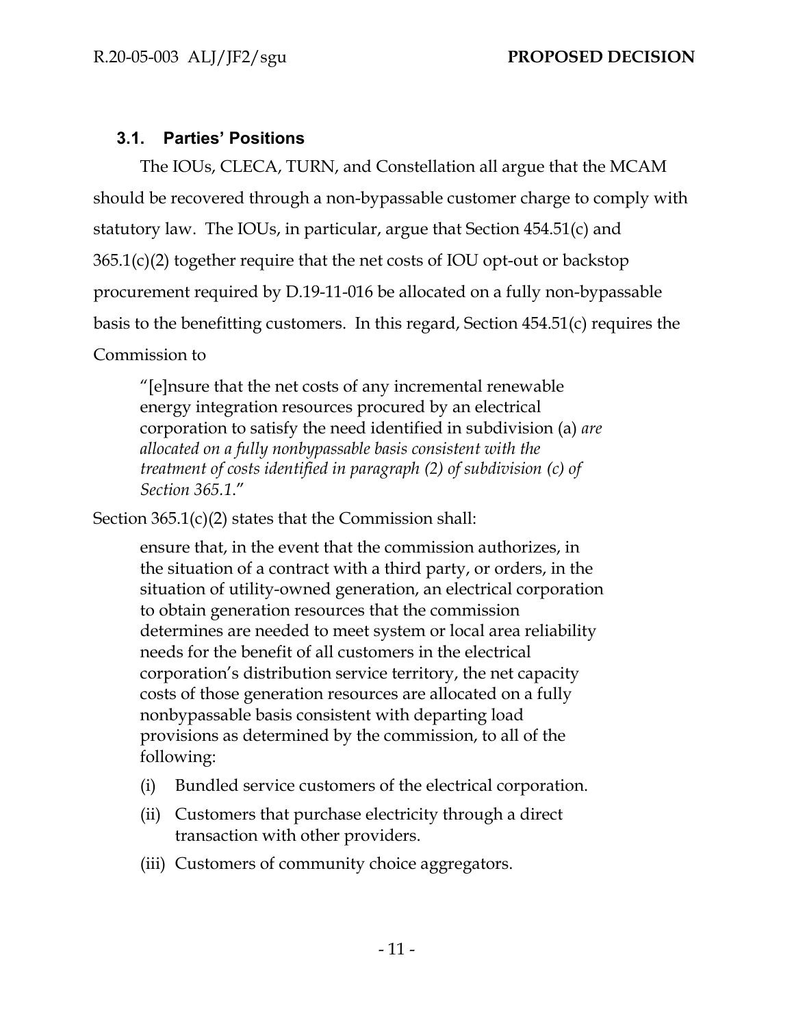### 3.1. Parties' Positions

The IOUs, CLECA, TURN, and Constellation all argue that the MCAM should be recovered through a non-bypassable customer charge to comply with statutory law. The IOUs, in particular, argue that Section 454.51(c) and 365.1(c)(2) together require that the net costs of IOU opt-out or backstop procurement required by D.19-11-016 be allocated on a fully non-bypassable basis to the benefitting customers. In this regard, Section 454.51(c) requires the Commission to

> "[e]nsure that the net costs of any incremental renewable energy integration resources procured by an electrical corporation to satisfy the need identified in subdivision (a) *are allocated on a fully nonbypassable basis consistent with the treatment of costs identified in paragraph (2) of subdivision (c) of Section 365.1*."

Section 365.1(c)(2) states that the Commission shall:

> ensure that, in the event that the commission authorizes, in the situation of a contract with a third party, or orders, in the situation of utility-owned generation, an electrical corporation to obtain generation resources that the commission determines are needed to meet system or local area reliability needs for the benefit of all customers in the electrical corporation's distribution service territory, the net capacity costs of those generation resources are allocated on a fully nonbypassable basis consistent with departing load provisions as determined by the commission, to all of the following:
>
> (i) Bundled service customers of the electrical corporation.
>
> (ii) Customers that purchase electricity through a direct transaction with other providers.
>
> (iii) Customers of community choice aggregators.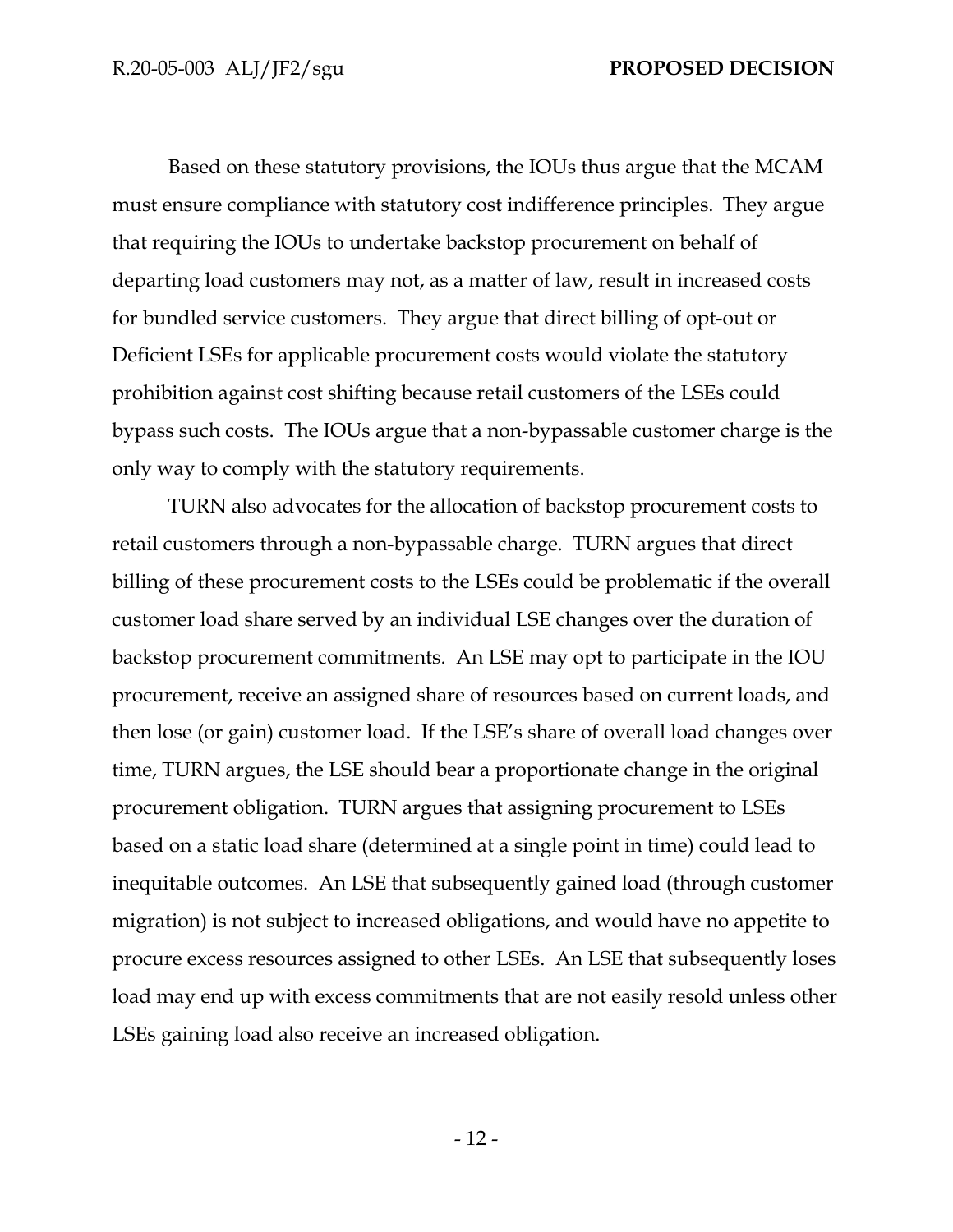Based on these statutory provisions, the IOUs thus argue that the MCAM must ensure compliance with statutory cost indifference principles. They argue that requiring the IOUs to undertake backstop procurement on behalf of departing load customers may not, as a matter of law, result in increased costs for bundled service customers. They argue that direct billing of opt-out or Deficient LSEs for applicable procurement costs would violate the statutory prohibition against cost shifting because retail customers of the LSEs could bypass such costs. The IOUs argue that a non-bypassable customer charge is the only way to comply with the statutory requirements.

TURN also advocates for the allocation of backstop procurement costs to retail customers through a non-bypassable charge. TURN argues that direct billing of these procurement costs to the LSEs could be problematic if the overall customer load share served by an individual LSE changes over the duration of backstop procurement commitments. An LSE may opt to participate in the IOU procurement, receive an assigned share of resources based on current loads, and then lose (or gain) customer load. If the LSE's share of overall load changes over time, TURN argues, the LSE should bear a proportionate change in the original procurement obligation. TURN argues that assigning procurement to LSEs based on a static load share (determined at a single point in time) could lead to inequitable outcomes. An LSE that subsequently gained load (through customer migration) is not subject to increased obligations, and would have no appetite to procure excess resources assigned to other LSEs. An LSE that subsequently loses load may end up with excess commitments that are not easily resold unless other LSEs gaining load also receive an increased obligation.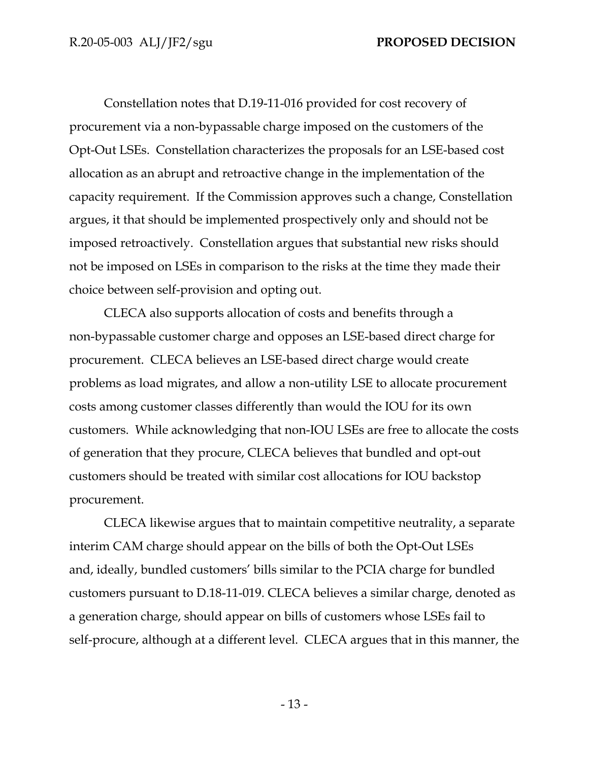Constellation notes that D.19-11-016 provided for cost recovery of procurement via a non-bypassable charge imposed on the customers of the Opt-Out LSEs. Constellation characterizes the proposals for an LSE-based cost allocation as an abrupt and retroactive change in the implementation of the capacity requirement. If the Commission approves such a change, Constellation argues, it that should be implemented prospectively only and should not be imposed retroactively. Constellation argues that substantial new risks should not be imposed on LSEs in comparison to the risks at the time they made their choice between self-provision and opting out.

CLECA also supports allocation of costs and benefits through a non-bypassable customer charge and opposes an LSE-based direct charge for procurement. CLECA believes an LSE-based direct charge would create problems as load migrates, and allow a non-utility LSE to allocate procurement costs among customer classes differently than would the IOU for its own customers. While acknowledging that non-IOU LSEs are free to allocate the costs of generation that they procure, CLECA believes that bundled and opt-out customers should be treated with similar cost allocations for IOU backstop procurement.

CLECA likewise argues that to maintain competitive neutrality, a separate interim CAM charge should appear on the bills of both the Opt-Out LSEs and, ideally, bundled customers' bills similar to the PCIA charge for bundled customers pursuant to D.18-11-019. CLECA believes a similar charge, denoted as a generation charge, should appear on bills of customers whose LSEs fail to self-procure, although at a different level. CLECA argues that in this manner, the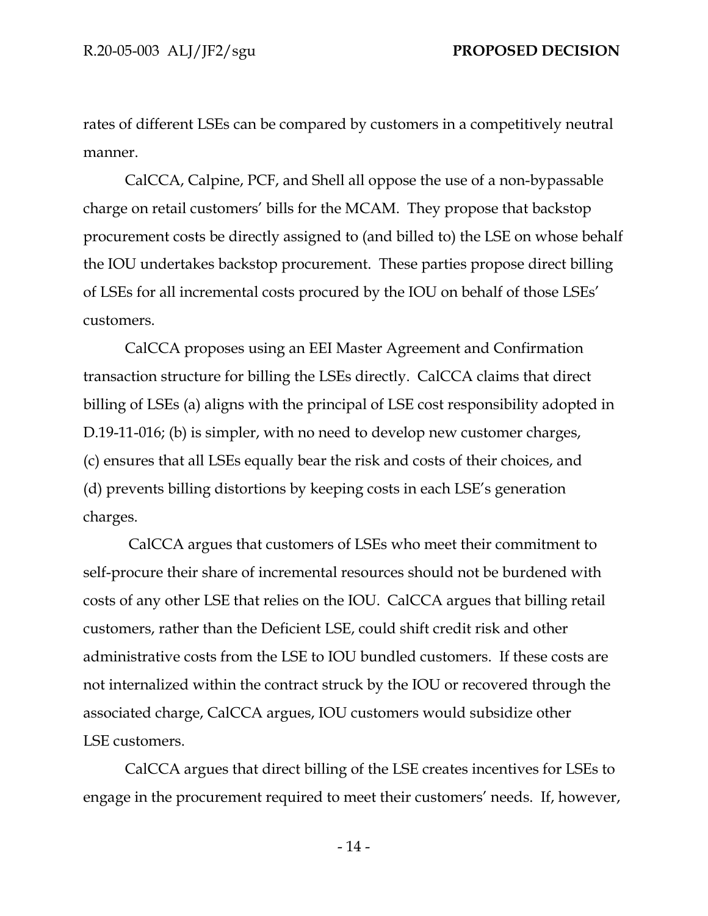rates of different LSEs can be compared by customers in a competitively neutral manner.

CalCCA, Calpine, PCF, and Shell all oppose the use of a non-bypassable charge on retail customers' bills for the MCAM. They propose that backstop procurement costs be directly assigned to (and billed to) the LSE on whose behalf the IOU undertakes backstop procurement. These parties propose direct billing of LSEs for all incremental costs procured by the IOU on behalf of those LSEs' customers.

CalCCA proposes using an EEI Master Agreement and Confirmation transaction structure for billing the LSEs directly. CalCCA claims that direct billing of LSEs (a) aligns with the principal of LSE cost responsibility adopted in D.19-11-016; (b) is simpler, with no need to develop new customer charges, (c) ensures that all LSEs equally bear the risk and costs of their choices, and (d) prevents billing distortions by keeping costs in each LSE's generation charges.

CalCCA argues that customers of LSEs who meet their commitment to self-procure their share of incremental resources should not be burdened with costs of any other LSE that relies on the IOU. CalCCA argues that billing retail customers, rather than the Deficient LSE, could shift credit risk and other administrative costs from the LSE to IOU bundled customers. If these costs are not internalized within the contract struck by the IOU or recovered through the associated charge, CalCCA argues, IOU customers would subsidize other LSE customers.

CalCCA argues that direct billing of the LSE creates incentives for LSEs to engage in the procurement required to meet their customers' needs. If, however,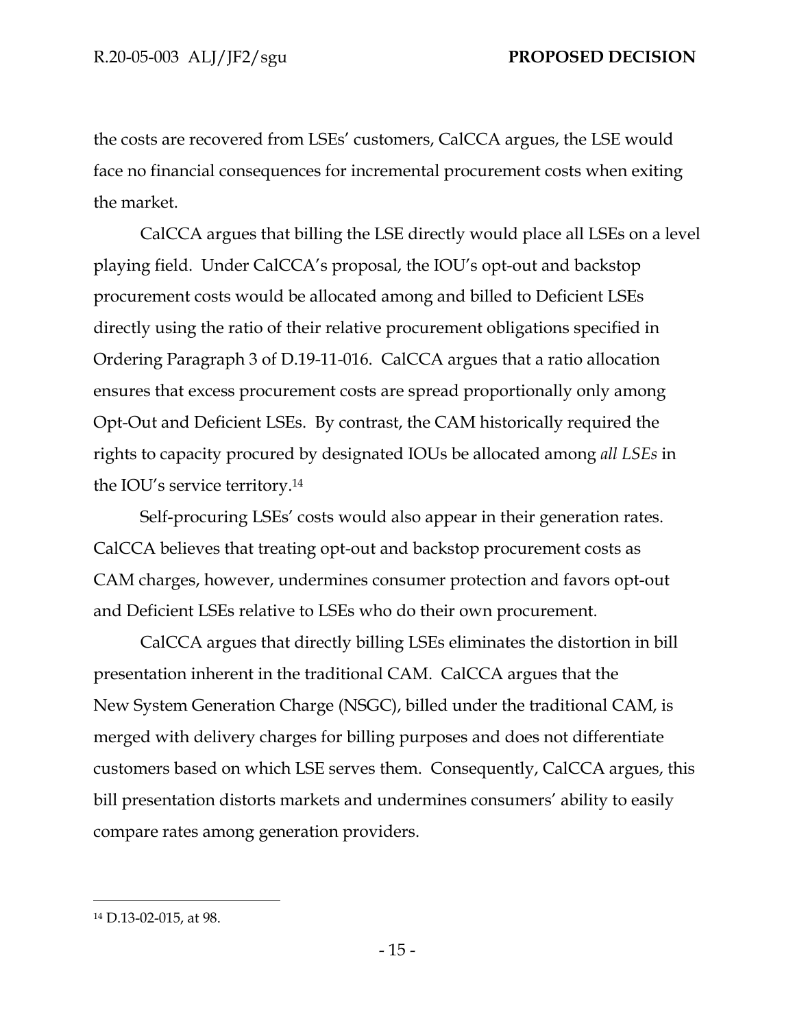the costs are recovered from LSEs' customers, CalCCA argues, the LSE would face no financial consequences for incremental procurement costs when exiting the market.

CalCCA argues that billing the LSE directly would place all LSEs on a level playing field. Under CalCCA's proposal, the IOU's opt-out and backstop procurement costs would be allocated among and billed to Deficient LSEs directly using the ratio of their relative procurement obligations specified in Ordering Paragraph 3 of D.19-11-016. CalCCA argues that a ratio allocation ensures that excess procurement costs are spread proportionally only among Opt-Out and Deficient LSEs. By contrast, the CAM historically required the rights to capacity procured by designated IOUs be allocated among *all LSEs* in the IOU's service territory.[14]

Self-procuring LSEs' costs would also appear in their generation rates. CalCCA believes that treating opt-out and backstop procurement costs as CAM charges, however, undermines consumer protection and favors opt-out and Deficient LSEs relative to LSEs who do their own procurement.

CalCCA argues that directly billing LSEs eliminates the distortion in bill presentation inherent in the traditional CAM. CalCCA argues that the New System Generation Charge (NSGC), billed under the traditional CAM, is merged with delivery charges for billing purposes and does not differentiate customers based on which LSE serves them. Consequently, CalCCA argues, this bill presentation distorts markets and undermines consumers' ability to easily compare rates among generation providers.

---

[14] D.13-02-015, at 98.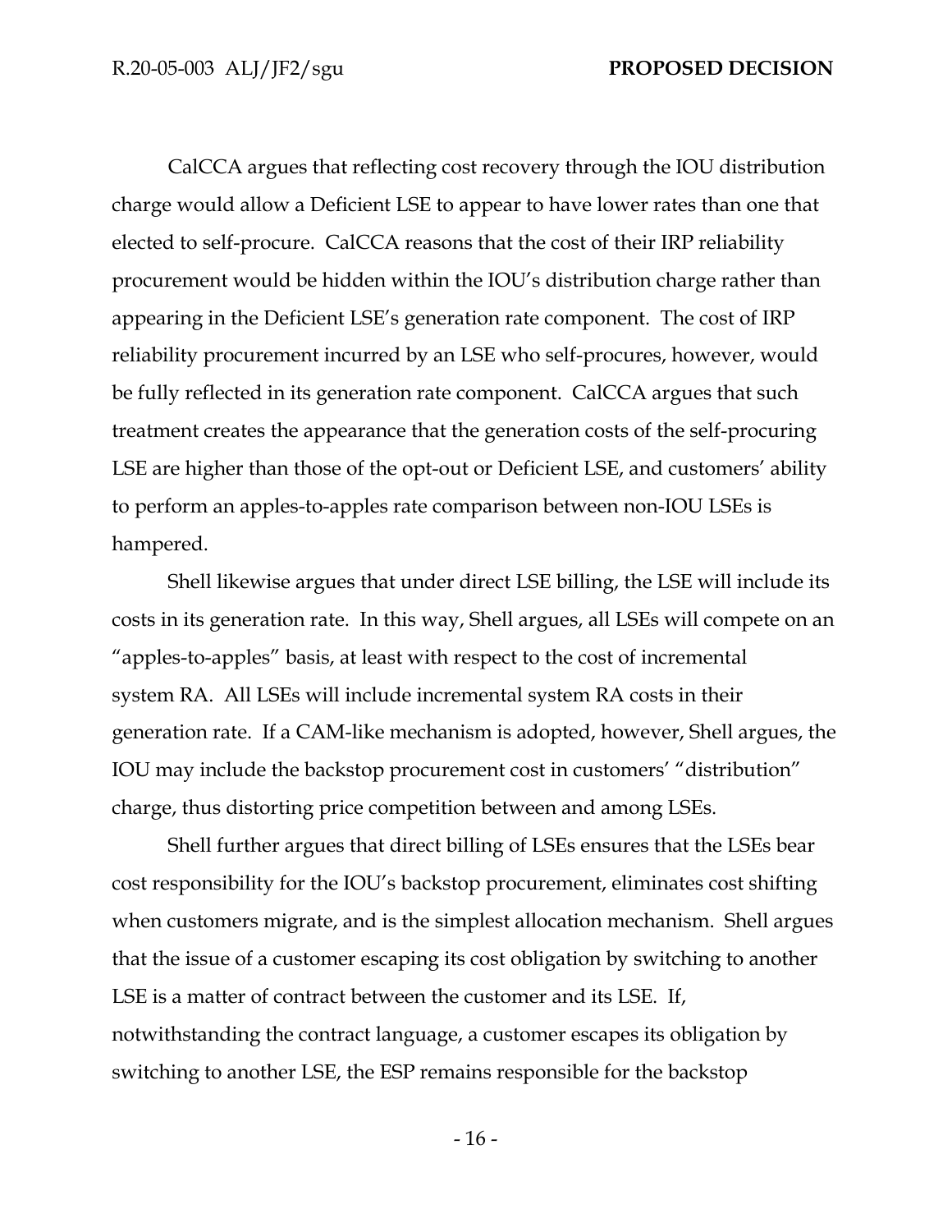CalCCA argues that reflecting cost recovery through the IOU distribution charge would allow a Deficient LSE to appear to have lower rates than one that elected to self-procure. CalCCA reasons that the cost of their IRP reliability procurement would be hidden within the IOU's distribution charge rather than appearing in the Deficient LSE's generation rate component. The cost of IRP reliability procurement incurred by an LSE who self-procures, however, would be fully reflected in its generation rate component. CalCCA argues that such treatment creates the appearance that the generation costs of the self-procuring LSE are higher than those of the opt-out or Deficient LSE, and customers' ability to perform an apples-to-apples rate comparison between non-IOU LSEs is hampered.

Shell likewise argues that under direct LSE billing, the LSE will include its costs in its generation rate. In this way, Shell argues, all LSEs will compete on an "apples-to-apples" basis, at least with respect to the cost of incremental system RA. All LSEs will include incremental system RA costs in their generation rate. If a CAM-like mechanism is adopted, however, Shell argues, the IOU may include the backstop procurement cost in customers' "distribution" charge, thus distorting price competition between and among LSEs.

Shell further argues that direct billing of LSEs ensures that the LSEs bear cost responsibility for the IOU's backstop procurement, eliminates cost shifting when customers migrate, and is the simplest allocation mechanism. Shell argues that the issue of a customer escaping its cost obligation by switching to another LSE is a matter of contract between the customer and its LSE. If, notwithstanding the contract language, a customer escapes its obligation by switching to another LSE, the ESP remains responsible for the backstop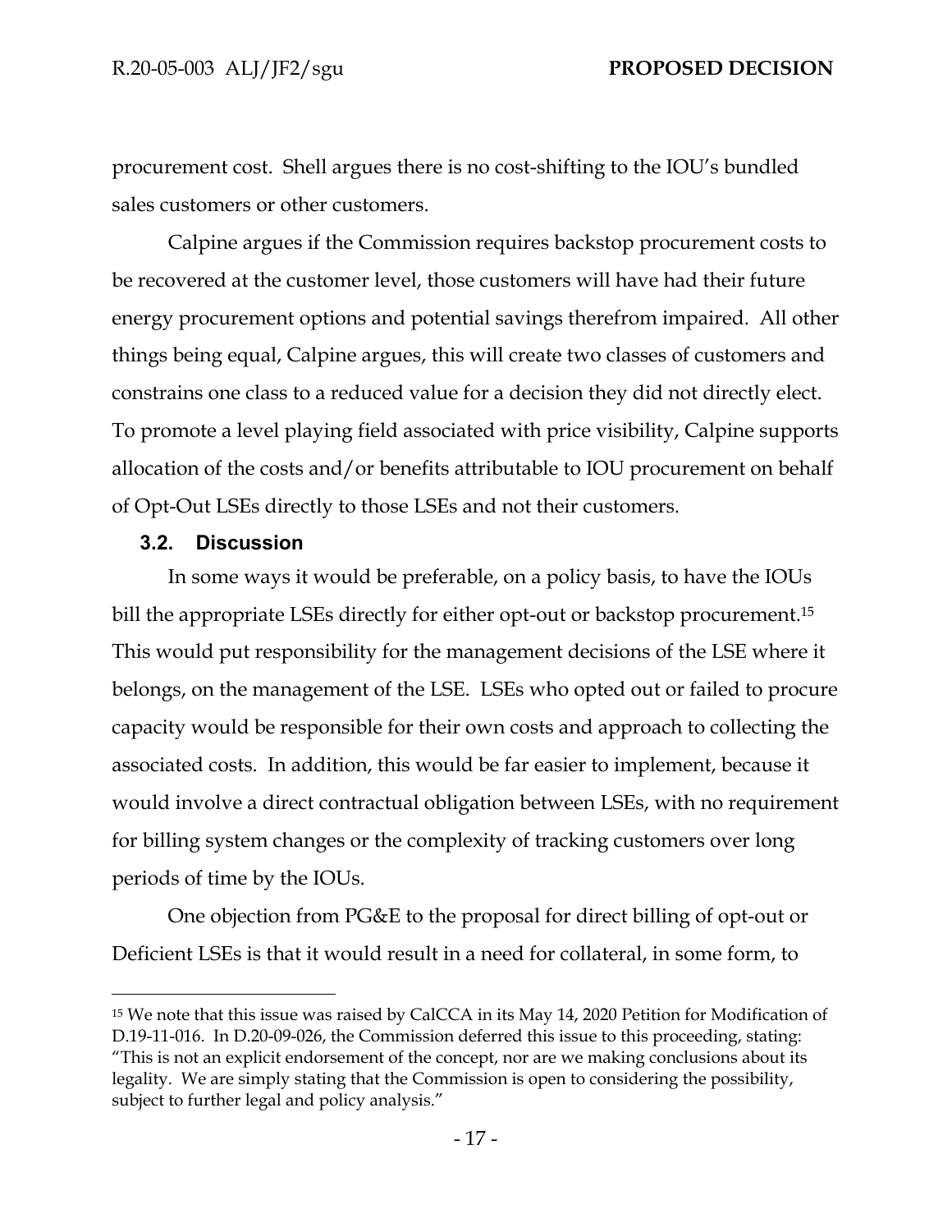procurement cost. Shell argues there is no cost-shifting to the IOU's bundled sales customers or other customers.

Calpine argues if the Commission requires backstop procurement costs to be recovered at the customer level, those customers will have had their future energy procurement options and potential savings therefrom impaired. All other things being equal, Calpine argues, this will create two classes of customers and constrains one class to a reduced value for a decision they did not directly elect. To promote a level playing field associated with price visibility, Calpine supports allocation of the costs and/or benefits attributable to IOU procurement on behalf of Opt-Out LSEs directly to those LSEs and not their customers.

### 3.2. Discussion

In some ways it would be preferable, on a policy basis, to have the IOUs bill the appropriate LSEs directly for either opt-out or backstop procurement.[15] This would put responsibility for the management decisions of the LSE where it belongs, on the management of the LSE. LSEs who opted out or failed to procure capacity would be responsible for their own costs and approach to collecting the associated costs. In addition, this would be far easier to implement, because it would involve a direct contractual obligation between LSEs, with no requirement for billing system changes or the complexity of tracking customers over long periods of time by the IOUs.

One objection from PG&E to the proposal for direct billing of opt-out or Deficient LSEs is that it would result in a need for collateral, in some form, to

---

[15] We note that this issue was raised by CalCCA in its May 14, 2020 Petition for Modification of D.19-11-016. In D.20-09-026, the Commission deferred this issue to this proceeding, stating: "This is not an explicit endorsement of the concept, nor are we making conclusions about its legality. We are simply stating that the Commission is open to considering the possibility, subject to further legal and policy analysis."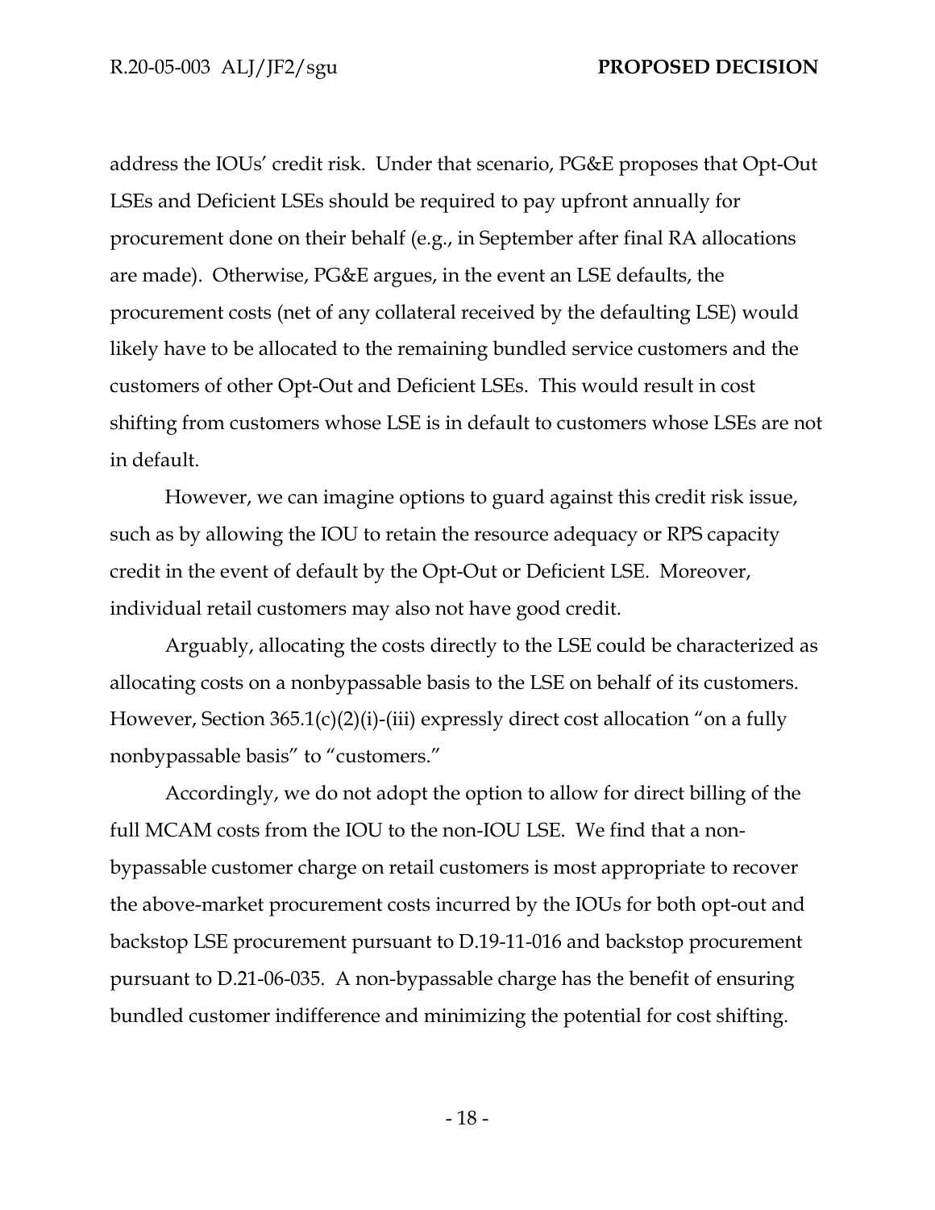address the IOUs' credit risk. Under that scenario, PG&E proposes that Opt-Out LSEs and Deficient LSEs should be required to pay upfront annually for procurement done on their behalf (e.g., in September after final RA allocations are made). Otherwise, PG&E argues, in the event an LSE defaults, the procurement costs (net of any collateral received by the defaulting LSE) would likely have to be allocated to the remaining bundled service customers and the customers of other Opt-Out and Deficient LSEs. This would result in cost shifting from customers whose LSE is in default to customers whose LSEs are not in default.

However, we can imagine options to guard against this credit risk issue, such as by allowing the IOU to retain the resource adequacy or RPS capacity credit in the event of default by the Opt-Out or Deficient LSE. Moreover, individual retail customers may also not have good credit.

Arguably, allocating the costs directly to the LSE could be characterized as allocating costs on a nonbypassable basis to the LSE on behalf of its customers. However, Section 365.1(c)(2)(i)-(iii) expressly direct cost allocation "on a fully nonbypassable basis" to "customers."

Accordingly, we do not adopt the option to allow for direct billing of the full MCAM costs from the IOU to the non-IOU LSE. We find that a non-bypassable customer charge on retail customers is most appropriate to recover the above-market procurement costs incurred by the IOUs for both opt-out and backstop LSE procurement pursuant to D.19-11-016 and backstop procurement pursuant to D.21-06-035. A non-bypassable charge has the benefit of ensuring bundled customer indifference and minimizing the potential for cost shifting.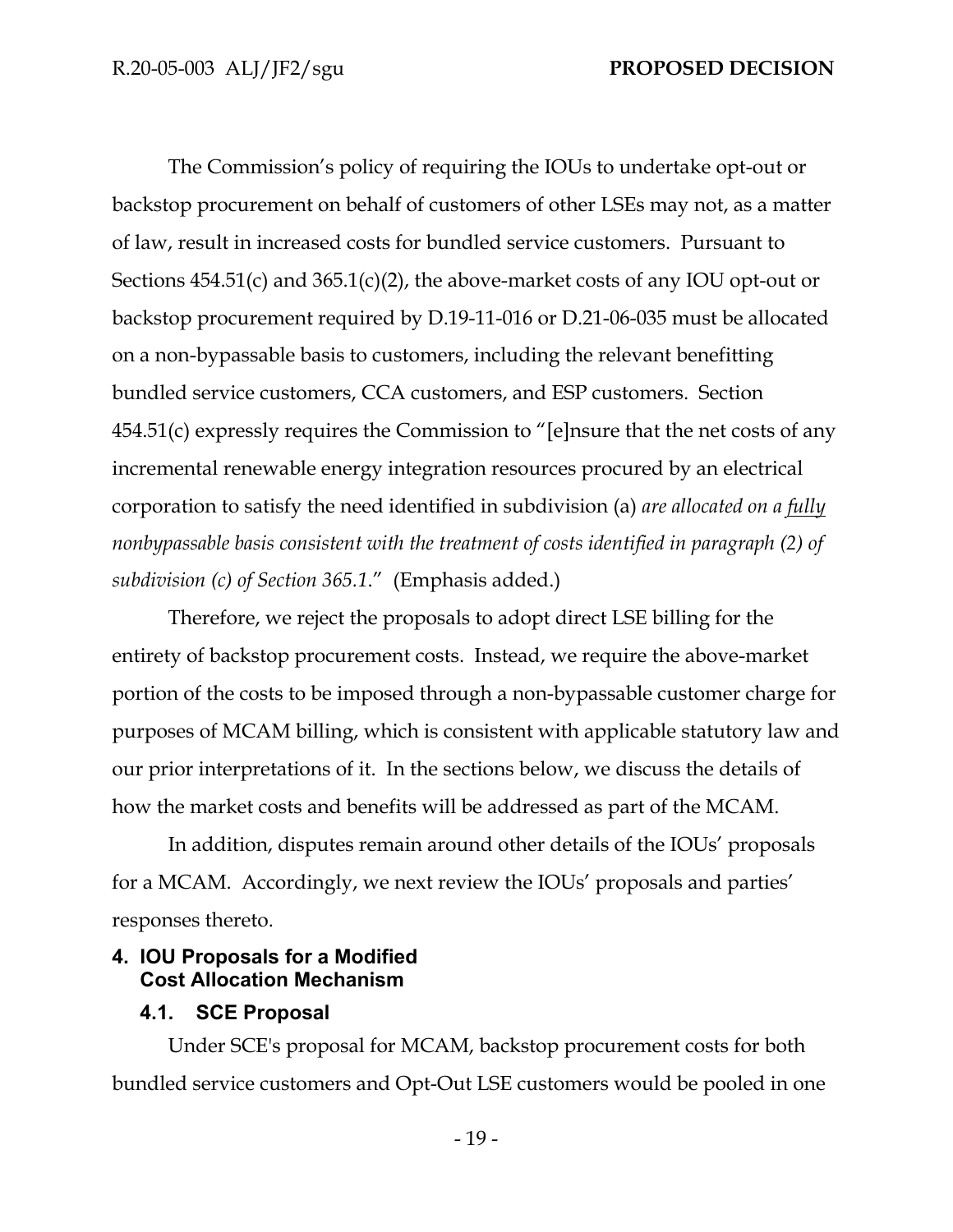The Commission's policy of requiring the IOUs to undertake opt-out or backstop procurement on behalf of customers of other LSEs may not, as a matter of law, result in increased costs for bundled service customers. Pursuant to Sections 454.51(c) and 365.1(c)(2), the above-market costs of any IOU opt-out or backstop procurement required by D.19-11-016 or D.21-06-035 must be allocated on a non-bypassable basis to customers, including the relevant benefitting bundled service customers, CCA customers, and ESP customers. Section 454.51(c) expressly requires the Commission to "[e]nsure that the net costs of any incremental renewable energy integration resources procured by an electrical corporation to satisfy the need identified in subdivision (a) *are allocated on a <u>fully</u> nonbypassable basis consistent with the treatment of costs identified in paragraph (2) of subdivision (c) of Section 365.1*." (Emphasis added.)

Therefore, we reject the proposals to adopt direct LSE billing for the entirety of backstop procurement costs. Instead, we require the above-market portion of the costs to be imposed through a non-bypassable customer charge for purposes of MCAM billing, which is consistent with applicable statutory law and our prior interpretations of it. In the sections below, we discuss the details of how the market costs and benefits will be addressed as part of the MCAM.

In addition, disputes remain around other details of the IOUs' proposals for a MCAM. Accordingly, we next review the IOUs' proposals and parties' responses thereto.

## 4. IOU Proposals for a Modified Cost Allocation Mechanism

### 4.1. SCE Proposal

Under SCE's proposal for MCAM, backstop procurement costs for both bundled service customers and Opt-Out LSE customers would be pooled in one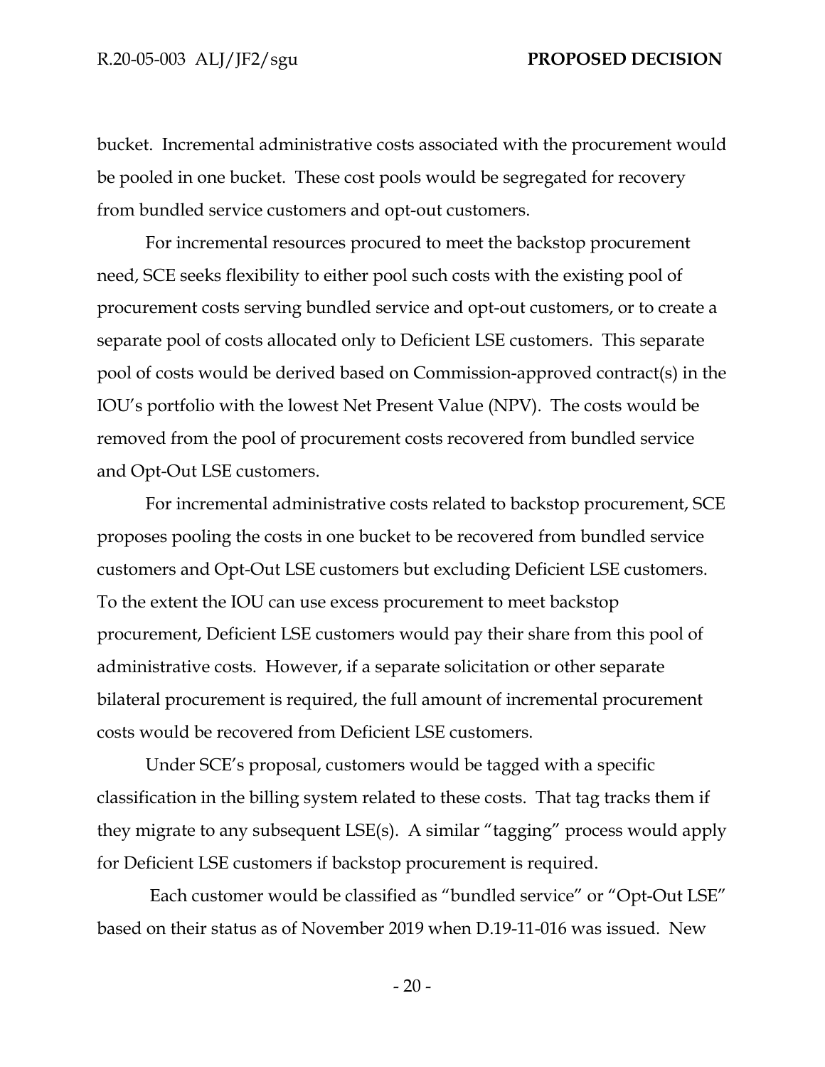bucket. Incremental administrative costs associated with the procurement would be pooled in one bucket. These cost pools would be segregated for recovery from bundled service customers and opt-out customers.

For incremental resources procured to meet the backstop procurement need, SCE seeks flexibility to either pool such costs with the existing pool of procurement costs serving bundled service and opt-out customers, or to create a separate pool of costs allocated only to Deficient LSE customers. This separate pool of costs would be derived based on Commission-approved contract(s) in the IOU's portfolio with the lowest Net Present Value (NPV). The costs would be removed from the pool of procurement costs recovered from bundled service and Opt-Out LSE customers.

For incremental administrative costs related to backstop procurement, SCE proposes pooling the costs in one bucket to be recovered from bundled service customers and Opt-Out LSE customers but excluding Deficient LSE customers. To the extent the IOU can use excess procurement to meet backstop procurement, Deficient LSE customers would pay their share from this pool of administrative costs. However, if a separate solicitation or other separate bilateral procurement is required, the full amount of incremental procurement costs would be recovered from Deficient LSE customers.

Under SCE's proposal, customers would be tagged with a specific classification in the billing system related to these costs. That tag tracks them if they migrate to any subsequent LSE(s). A similar "tagging" process would apply for Deficient LSE customers if backstop procurement is required.

Each customer would be classified as "bundled service" or "Opt-Out LSE" based on their status as of November 2019 when D.19-11-016 was issued. New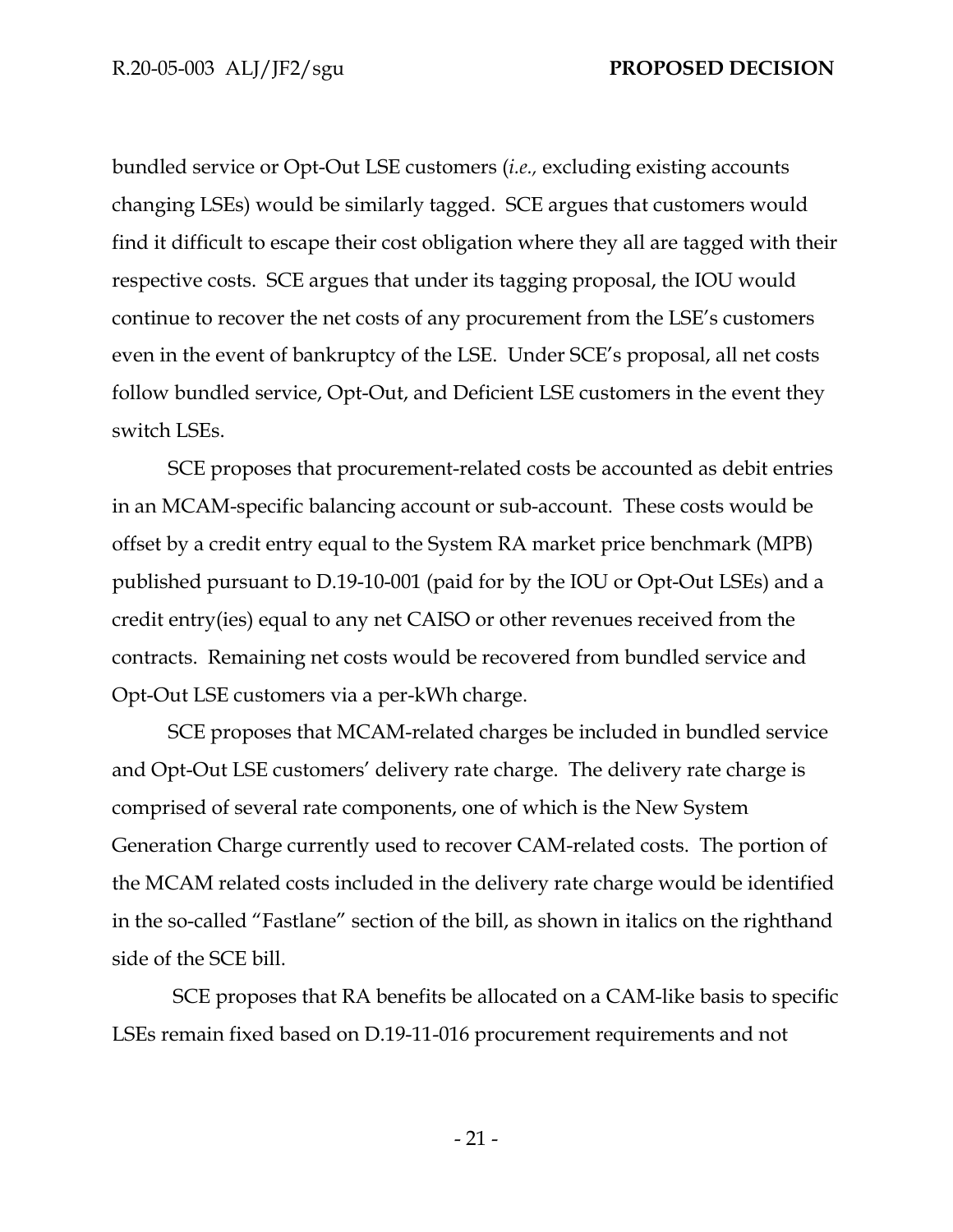bundled service or Opt-Out LSE customers (*i.e.*, excluding existing accounts changing LSEs) would be similarly tagged. SCE argues that customers would find it difficult to escape their cost obligation where they all are tagged with their respective costs. SCE argues that under its tagging proposal, the IOU would continue to recover the net costs of any procurement from the LSE's customers even in the event of bankruptcy of the LSE. Under SCE's proposal, all net costs follow bundled service, Opt-Out, and Deficient LSE customers in the event they switch LSEs.

SCE proposes that procurement-related costs be accounted as debit entries in an MCAM-specific balancing account or sub-account. These costs would be offset by a credit entry equal to the System RA market price benchmark (MPB) published pursuant to D.19-10-001 (paid for by the IOU or Opt-Out LSEs) and a credit entry(ies) equal to any net CAISO or other revenues received from the contracts. Remaining net costs would be recovered from bundled service and Opt-Out LSE customers via a per-kWh charge.

SCE proposes that MCAM-related charges be included in bundled service and Opt-Out LSE customers' delivery rate charge. The delivery rate charge is comprised of several rate components, one of which is the New System Generation Charge currently used to recover CAM-related costs. The portion of the MCAM related costs included in the delivery rate charge would be identified in the so-called "Fastlane" section of the bill, as shown in italics on the righthand side of the SCE bill.

SCE proposes that RA benefits be allocated on a CAM-like basis to specific LSEs remain fixed based on D.19-11-016 procurement requirements and not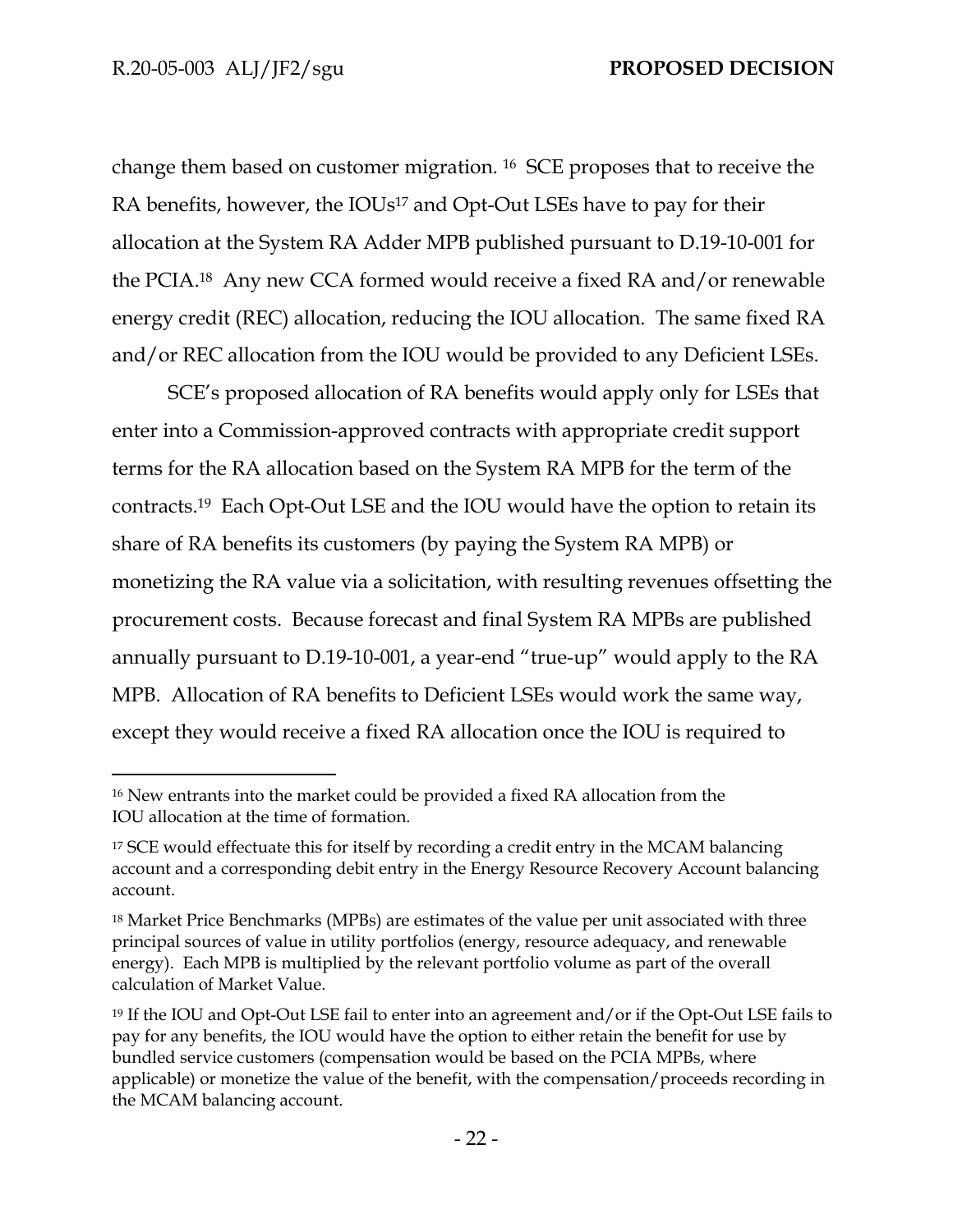change them based on customer migration. [16] SCE proposes that to receive the RA benefits, however, the IOUs[17] and Opt-Out LSEs have to pay for their allocation at the System RA Adder MPB published pursuant to D.19-10-001 for the PCIA.[18] Any new CCA formed would receive a fixed RA and/or renewable energy credit (REC) allocation, reducing the IOU allocation. The same fixed RA and/or REC allocation from the IOU would be provided to any Deficient LSEs.

SCE's proposed allocation of RA benefits would apply only for LSEs that enter into a Commission-approved contracts with appropriate credit support terms for the RA allocation based on the System RA MPB for the term of the contracts.[19] Each Opt-Out LSE and the IOU would have the option to retain its share of RA benefits its customers (by paying the System RA MPB) or monetizing the RA value via a solicitation, with resulting revenues offsetting the procurement costs. Because forecast and final System RA MPBs are published annually pursuant to D.19-10-001, a year-end "true-up" would apply to the RA MPB. Allocation of RA benefits to Deficient LSEs would work the same way, except they would receive a fixed RA allocation once the IOU is required to

---

[16] New entrants into the market could be provided a fixed RA allocation from the IOU allocation at the time of formation.

[17] SCE would effectuate this for itself by recording a credit entry in the MCAM balancing account and a corresponding debit entry in the Energy Resource Recovery Account balancing account.

[18] Market Price Benchmarks (MPBs) are estimates of the value per unit associated with three principal sources of value in utility portfolios (energy, resource adequacy, and renewable energy). Each MPB is multiplied by the relevant portfolio volume as part of the overall calculation of Market Value.

[19] If the IOU and Opt-Out LSE fail to enter into an agreement and/or if the Opt-Out LSE fails to pay for any benefits, the IOU would have the option to either retain the benefit for use by bundled service customers (compensation would be based on the PCIA MPBs, where applicable) or monetize the value of the benefit, with the compensation/proceeds recording in the MCAM balancing account.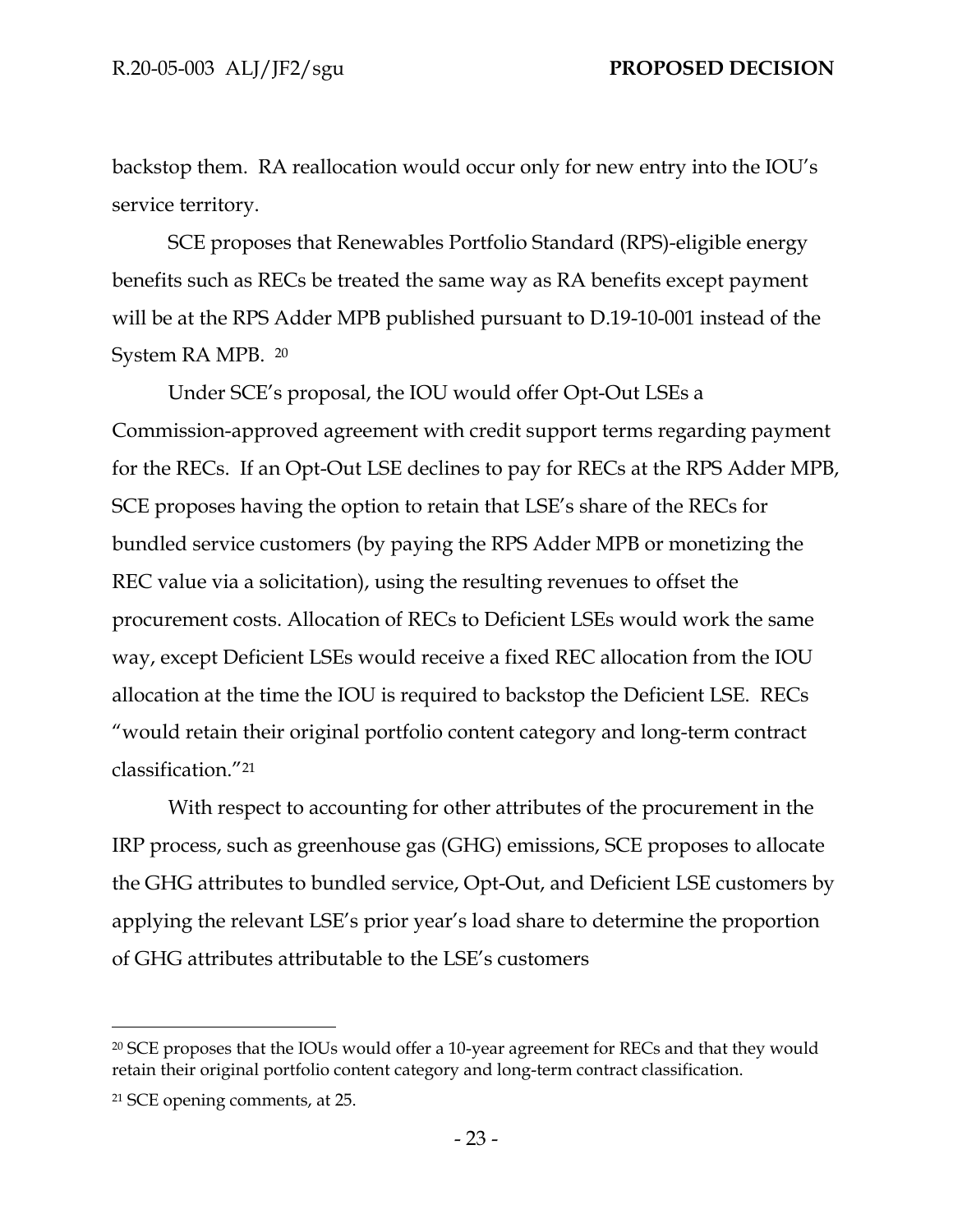backstop them. RA reallocation would occur only for new entry into the IOU's service territory.

SCE proposes that Renewables Portfolio Standard (RPS)-eligible energy benefits such as RECs be treated the same way as RA benefits except payment will be at the RPS Adder MPB published pursuant to D.19-10-001 instead of the System RA MPB. [20]

Under SCE's proposal, the IOU would offer Opt-Out LSEs a Commission-approved agreement with credit support terms regarding payment for the RECs. If an Opt-Out LSE declines to pay for RECs at the RPS Adder MPB, SCE proposes having the option to retain that LSE's share of the RECs for bundled service customers (by paying the RPS Adder MPB or monetizing the REC value via a solicitation), using the resulting revenues to offset the procurement costs. Allocation of RECs to Deficient LSEs would work the same way, except Deficient LSEs would receive a fixed REC allocation from the IOU allocation at the time the IOU is required to backstop the Deficient LSE. RECs "would retain their original portfolio content category and long-term contract classification."[21]

With respect to accounting for other attributes of the procurement in the IRP process, such as greenhouse gas (GHG) emissions, SCE proposes to allocate the GHG attributes to bundled service, Opt-Out, and Deficient LSE customers by applying the relevant LSE's prior year's load share to determine the proportion of GHG attributes attributable to the LSE's customers

---

[20] SCE proposes that the IOUs would offer a 10-year agreement for RECs and that they would retain their original portfolio content category and long-term contract classification.

[21] SCE opening comments, at 25.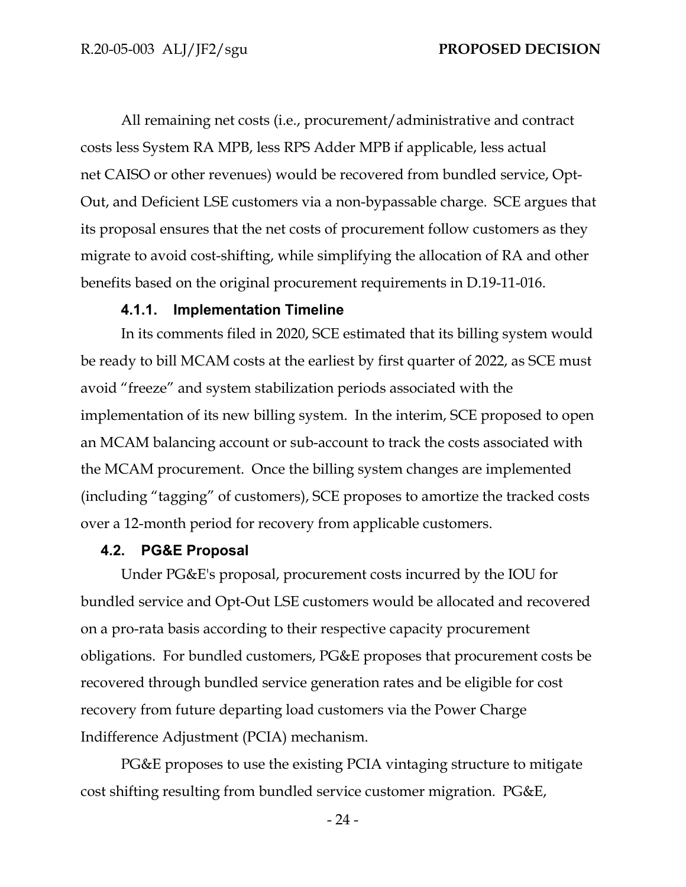All remaining net costs (i.e., procurement/administrative and contract costs less System RA MPB, less RPS Adder MPB if applicable, less actual net CAISO or other revenues) would be recovered from bundled service, Opt-Out, and Deficient LSE customers via a non-bypassable charge. SCE argues that its proposal ensures that the net costs of procurement follow customers as they migrate to avoid cost-shifting, while simplifying the allocation of RA and other benefits based on the original procurement requirements in D.19-11-016.

#### 4.1.1. Implementation Timeline

In its comments filed in 2020, SCE estimated that its billing system would be ready to bill MCAM costs at the earliest by first quarter of 2022, as SCE must avoid "freeze" and system stabilization periods associated with the implementation of its new billing system. In the interim, SCE proposed to open an MCAM balancing account or sub-account to track the costs associated with the MCAM procurement. Once the billing system changes are implemented (including "tagging" of customers), SCE proposes to amortize the tracked costs over a 12-month period for recovery from applicable customers.

### 4.2. PG&E Proposal

Under PG&E's proposal, procurement costs incurred by the IOU for bundled service and Opt-Out LSE customers would be allocated and recovered on a pro-rata basis according to their respective capacity procurement obligations. For bundled customers, PG&E proposes that procurement costs be recovered through bundled service generation rates and be eligible for cost recovery from future departing load customers via the Power Charge Indifference Adjustment (PCIA) mechanism.

PG&E proposes to use the existing PCIA vintaging structure to mitigate cost shifting resulting from bundled service customer migration. PG&E,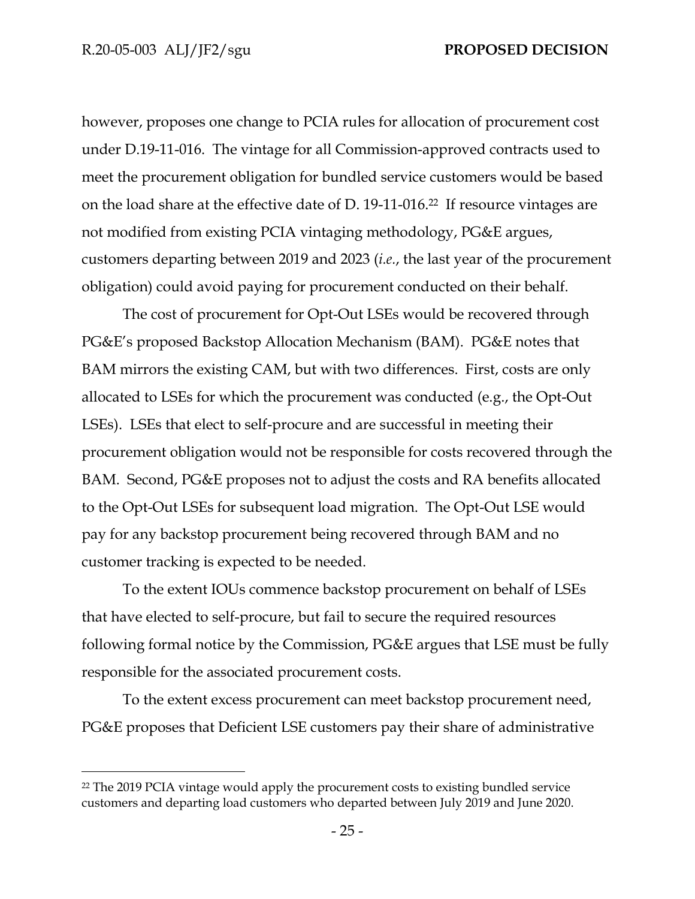however, proposes one change to PCIA rules for allocation of procurement cost under D.19-11-016. The vintage for all Commission-approved contracts used to meet the procurement obligation for bundled service customers would be based on the load share at the effective date of D. 19-11-016.[22] If resource vintages are not modified from existing PCIA vintaging methodology, PG&E argues, customers departing between 2019 and 2023 (*i.e.*, the last year of the procurement obligation) could avoid paying for procurement conducted on their behalf.

The cost of procurement for Opt-Out LSEs would be recovered through PG&E's proposed Backstop Allocation Mechanism (BAM). PG&E notes that BAM mirrors the existing CAM, but with two differences. First, costs are only allocated to LSEs for which the procurement was conducted (e.g., the Opt-Out LSEs). LSEs that elect to self-procure and are successful in meeting their procurement obligation would not be responsible for costs recovered through the BAM. Second, PG&E proposes not to adjust the costs and RA benefits allocated to the Opt-Out LSEs for subsequent load migration. The Opt-Out LSE would pay for any backstop procurement being recovered through BAM and no customer tracking is expected to be needed.

To the extent IOUs commence backstop procurement on behalf of LSEs that have elected to self-procure, but fail to secure the required resources following formal notice by the Commission, PG&E argues that LSE must be fully responsible for the associated procurement costs.

To the extent excess procurement can meet backstop procurement need, PG&E proposes that Deficient LSE customers pay their share of administrative

[22] The 2019 PCIA vintage would apply the procurement costs to existing bundled service customers and departing load customers who departed between July 2019 and June 2020.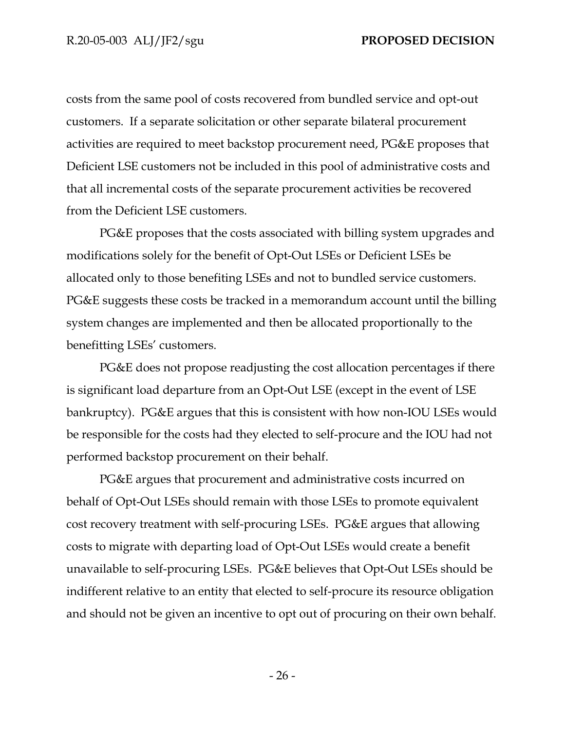costs from the same pool of costs recovered from bundled service and opt-out customers. If a separate solicitation or other separate bilateral procurement activities are required to meet backstop procurement need, PG&E proposes that Deficient LSE customers not be included in this pool of administrative costs and that all incremental costs of the separate procurement activities be recovered from the Deficient LSE customers.

PG&E proposes that the costs associated with billing system upgrades and modifications solely for the benefit of Opt-Out LSEs or Deficient LSEs be allocated only to those benefiting LSEs and not to bundled service customers. PG&E suggests these costs be tracked in a memorandum account until the billing system changes are implemented and then be allocated proportionally to the benefitting LSEs' customers.

PG&E does not propose readjusting the cost allocation percentages if there is significant load departure from an Opt-Out LSE (except in the event of LSE bankruptcy). PG&E argues that this is consistent with how non-IOU LSEs would be responsible for the costs had they elected to self-procure and the IOU had not performed backstop procurement on their behalf.

PG&E argues that procurement and administrative costs incurred on behalf of Opt-Out LSEs should remain with those LSEs to promote equivalent cost recovery treatment with self-procuring LSEs. PG&E argues that allowing costs to migrate with departing load of Opt-Out LSEs would create a benefit unavailable to self-procuring LSEs. PG&E believes that Opt-Out LSEs should be indifferent relative to an entity that elected to self-procure its resource obligation and should not be given an incentive to opt out of procuring on their own behalf.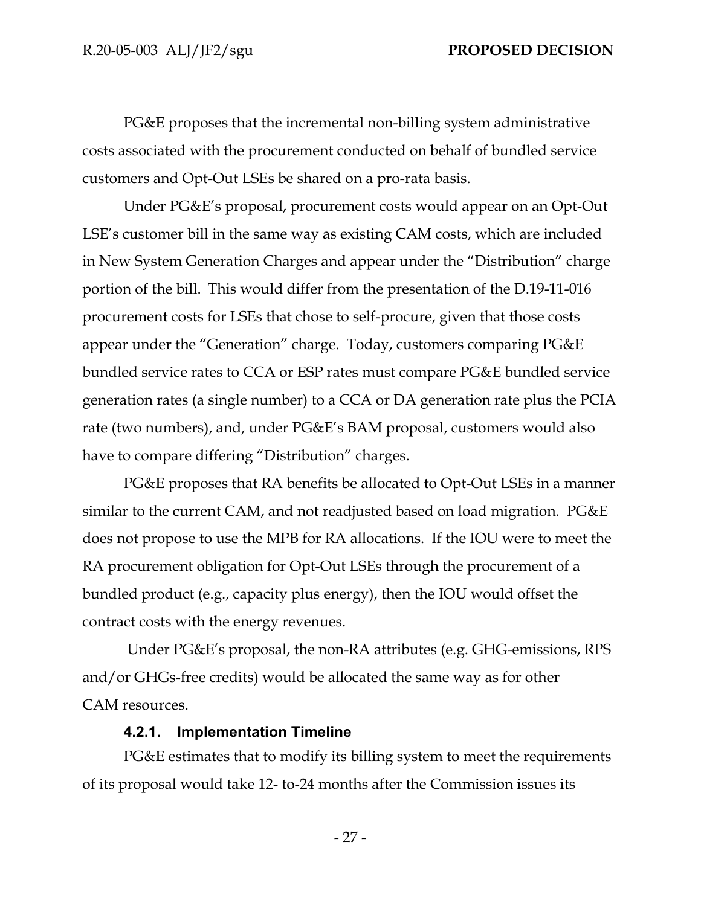PG&E proposes that the incremental non-billing system administrative costs associated with the procurement conducted on behalf of bundled service customers and Opt-Out LSEs be shared on a pro-rata basis.

Under PG&E's proposal, procurement costs would appear on an Opt-Out LSE's customer bill in the same way as existing CAM costs, which are included in New System Generation Charges and appear under the "Distribution" charge portion of the bill. This would differ from the presentation of the D.19-11-016 procurement costs for LSEs that chose to self-procure, given that those costs appear under the "Generation" charge. Today, customers comparing PG&E bundled service rates to CCA or ESP rates must compare PG&E bundled service generation rates (a single number) to a CCA or DA generation rate plus the PCIA rate (two numbers), and, under PG&E's BAM proposal, customers would also have to compare differing "Distribution" charges.

PG&E proposes that RA benefits be allocated to Opt-Out LSEs in a manner similar to the current CAM, and not readjusted based on load migration. PG&E does not propose to use the MPB for RA allocations. If the IOU were to meet the RA procurement obligation for Opt-Out LSEs through the procurement of a bundled product (e.g., capacity plus energy), then the IOU would offset the contract costs with the energy revenues.

Under PG&E's proposal, the non-RA attributes (e.g. GHG-emissions, RPS and/or GHGs-free credits) would be allocated the same way as for other CAM resources.

#### 4.2.1. Implementation Timeline

PG&E estimates that to modify its billing system to meet the requirements of its proposal would take 12- to-24 months after the Commission issues its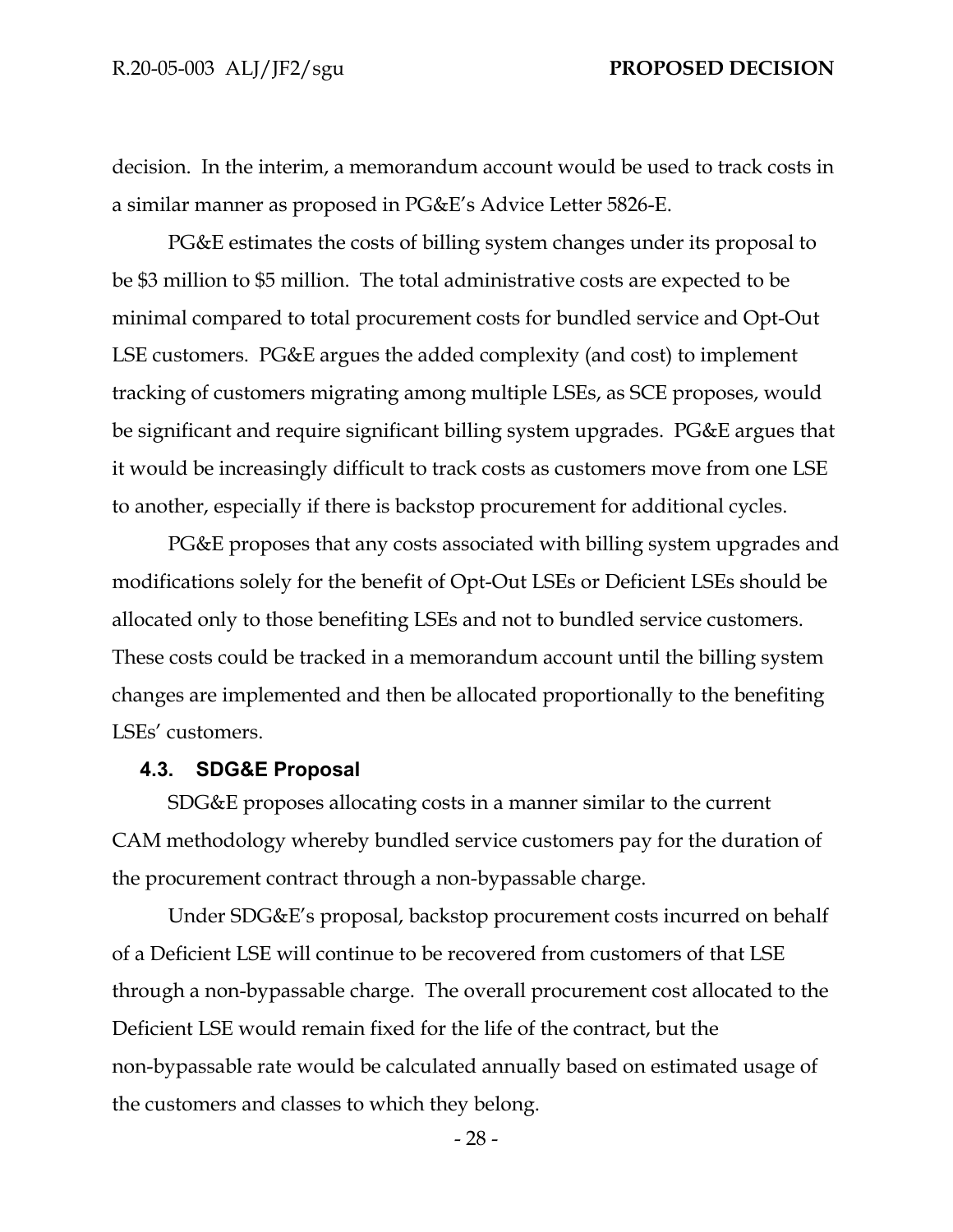decision. In the interim, a memorandum account would be used to track costs in a similar manner as proposed in PG&E's Advice Letter 5826-E.

PG&E estimates the costs of billing system changes under its proposal to be $3 million to $5 million. The total administrative costs are expected to be minimal compared to total procurement costs for bundled service and Opt-Out LSE customers. PG&E argues the added complexity (and cost) to implement tracking of customers migrating among multiple LSEs, as SCE proposes, would be significant and require significant billing system upgrades. PG&E argues that it would be increasingly difficult to track costs as customers move from one LSE to another, especially if there is backstop procurement for additional cycles.

PG&E proposes that any costs associated with billing system upgrades and modifications solely for the benefit of Opt-Out LSEs or Deficient LSEs should be allocated only to those benefiting LSEs and not to bundled service customers. These costs could be tracked in a memorandum account until the billing system changes are implemented and then be allocated proportionally to the benefiting LSEs' customers.

### 4.3. SDG&E Proposal

SDG&E proposes allocating costs in a manner similar to the current CAM methodology whereby bundled service customers pay for the duration of the procurement contract through a non-bypassable charge.

Under SDG&E's proposal, backstop procurement costs incurred on behalf of a Deficient LSE will continue to be recovered from customers of that LSE through a non-bypassable charge. The overall procurement cost allocated to the Deficient LSE would remain fixed for the life of the contract, but the non-bypassable rate would be calculated annually based on estimated usage of the customers and classes to which they belong.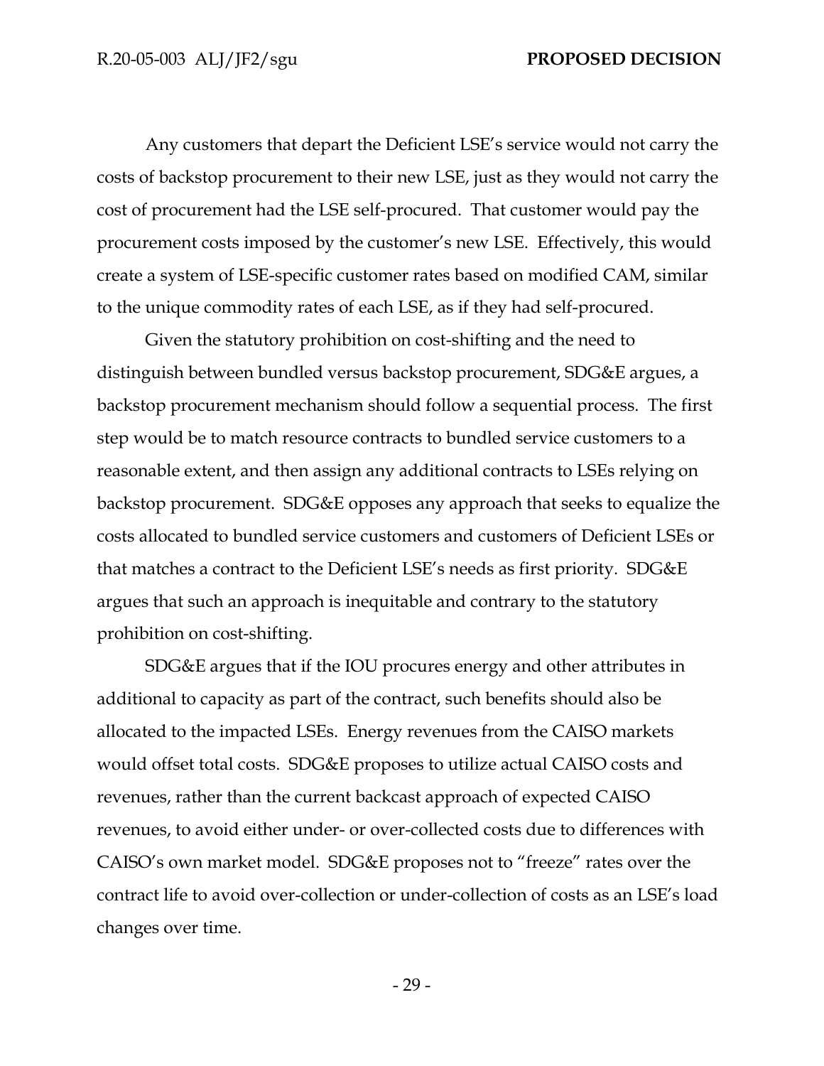Any customers that depart the Deficient LSE's service would not carry the costs of backstop procurement to their new LSE, just as they would not carry the cost of procurement had the LSE self-procured. That customer would pay the procurement costs imposed by the customer's new LSE. Effectively, this would create a system of LSE-specific customer rates based on modified CAM, similar to the unique commodity rates of each LSE, as if they had self-procured.

Given the statutory prohibition on cost-shifting and the need to distinguish between bundled versus backstop procurement, SDG&E argues, a backstop procurement mechanism should follow a sequential process. The first step would be to match resource contracts to bundled service customers to a reasonable extent, and then assign any additional contracts to LSEs relying on backstop procurement. SDG&E opposes any approach that seeks to equalize the costs allocated to bundled service customers and customers of Deficient LSEs or that matches a contract to the Deficient LSE's needs as first priority. SDG&E argues that such an approach is inequitable and contrary to the statutory prohibition on cost-shifting.

SDG&E argues that if the IOU procures energy and other attributes in additional to capacity as part of the contract, such benefits should also be allocated to the impacted LSEs. Energy revenues from the CAISO markets would offset total costs. SDG&E proposes to utilize actual CAISO costs and revenues, rather than the current backcast approach of expected CAISO revenues, to avoid either under- or over-collected costs due to differences with CAISO's own market model. SDG&E proposes not to "freeze" rates over the contract life to avoid over-collection or under-collection of costs as an LSE's load changes over time.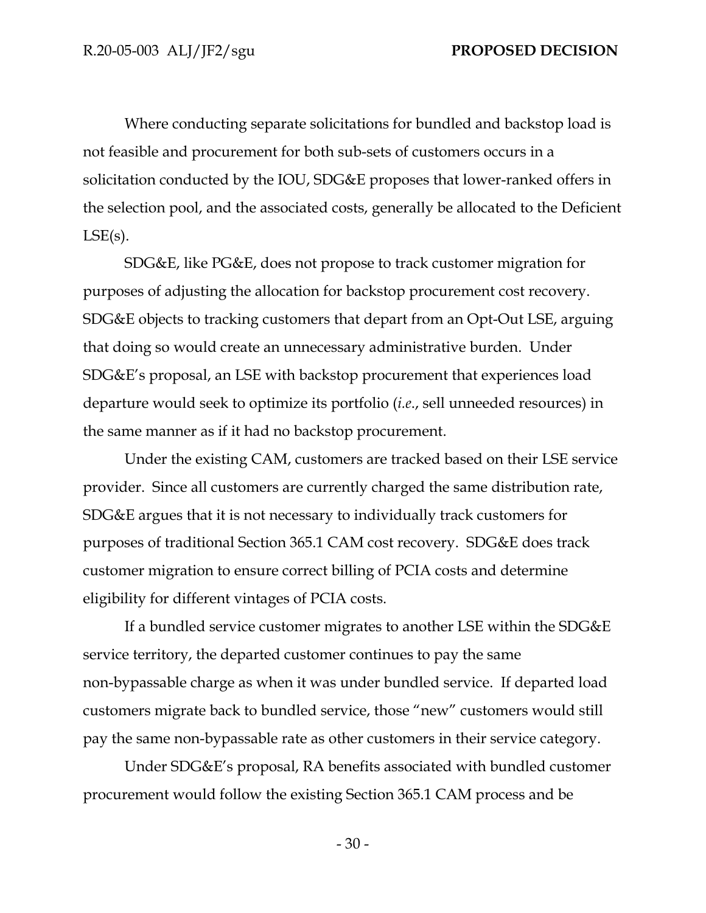Where conducting separate solicitations for bundled and backstop load is not feasible and procurement for both sub-sets of customers occurs in a solicitation conducted by the IOU, SDG&E proposes that lower-ranked offers in the selection pool, and the associated costs, generally be allocated to the Deficient LSE(s).

SDG&E, like PG&E, does not propose to track customer migration for purposes of adjusting the allocation for backstop procurement cost recovery. SDG&E objects to tracking customers that depart from an Opt-Out LSE, arguing that doing so would create an unnecessary administrative burden. Under SDG&E's proposal, an LSE with backstop procurement that experiences load departure would seek to optimize its portfolio (*i.e.*, sell unneeded resources) in the same manner as if it had no backstop procurement.

Under the existing CAM, customers are tracked based on their LSE service provider. Since all customers are currently charged the same distribution rate, SDG&E argues that it is not necessary to individually track customers for purposes of traditional Section 365.1 CAM cost recovery. SDG&E does track customer migration to ensure correct billing of PCIA costs and determine eligibility for different vintages of PCIA costs.

If a bundled service customer migrates to another LSE within the SDG&E service territory, the departed customer continues to pay the same non-bypassable charge as when it was under bundled service. If departed load customers migrate back to bundled service, those "new" customers would still pay the same non-bypassable rate as other customers in their service category.

Under SDG&E's proposal, RA benefits associated with bundled customer procurement would follow the existing Section 365.1 CAM process and be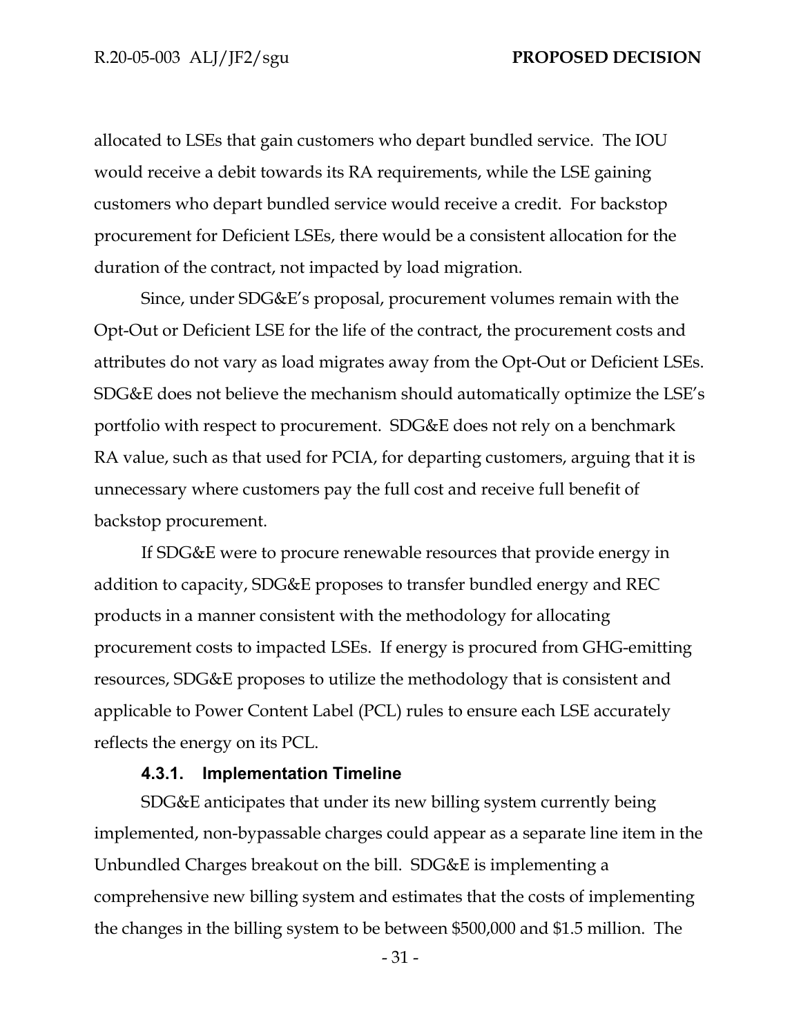allocated to LSEs that gain customers who depart bundled service. The IOU would receive a debit towards its RA requirements, while the LSE gaining customers who depart bundled service would receive a credit. For backstop procurement for Deficient LSEs, there would be a consistent allocation for the duration of the contract, not impacted by load migration.

Since, under SDG&E's proposal, procurement volumes remain with the Opt-Out or Deficient LSE for the life of the contract, the procurement costs and attributes do not vary as load migrates away from the Opt-Out or Deficient LSEs. SDG&E does not believe the mechanism should automatically optimize the LSE's portfolio with respect to procurement. SDG&E does not rely on a benchmark RA value, such as that used for PCIA, for departing customers, arguing that it is unnecessary where customers pay the full cost and receive full benefit of backstop procurement.

If SDG&E were to procure renewable resources that provide energy in addition to capacity, SDG&E proposes to transfer bundled energy and REC products in a manner consistent with the methodology for allocating procurement costs to impacted LSEs. If energy is procured from GHG-emitting resources, SDG&E proposes to utilize the methodology that is consistent and applicable to Power Content Label (PCL) rules to ensure each LSE accurately reflects the energy on its PCL.

#### 4.3.1. Implementation Timeline

SDG&E anticipates that under its new billing system currently being implemented, non-bypassable charges could appear as a separate line item in the Unbundled Charges breakout on the bill. SDG&E is implementing a comprehensive new billing system and estimates that the costs of implementing the changes in the billing system to be between $500,000 and $1.5 million. The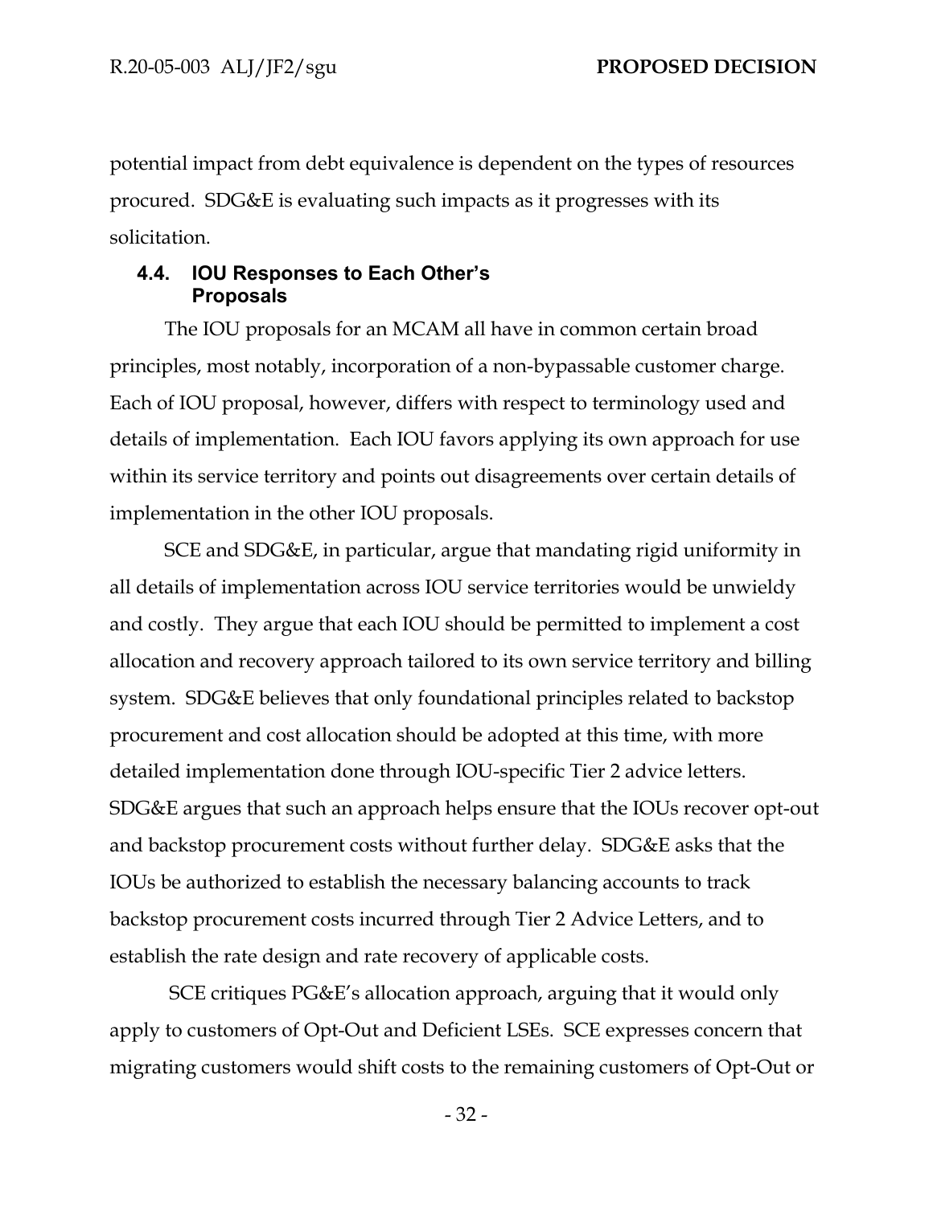potential impact from debt equivalence is dependent on the types of resources procured. SDG&E is evaluating such impacts as it progresses with its solicitation.

### 4.4. IOU Responses to Each Other's Proposals

The IOU proposals for an MCAM all have in common certain broad principles, most notably, incorporation of a non-bypassable customer charge. Each of IOU proposal, however, differs with respect to terminology used and details of implementation. Each IOU favors applying its own approach for use within its service territory and points out disagreements over certain details of implementation in the other IOU proposals.

SCE and SDG&E, in particular, argue that mandating rigid uniformity in all details of implementation across IOU service territories would be unwieldy and costly. They argue that each IOU should be permitted to implement a cost allocation and recovery approach tailored to its own service territory and billing system. SDG&E believes that only foundational principles related to backstop procurement and cost allocation should be adopted at this time, with more detailed implementation done through IOU-specific Tier 2 advice letters. SDG&E argues that such an approach helps ensure that the IOUs recover opt-out and backstop procurement costs without further delay. SDG&E asks that the IOUs be authorized to establish the necessary balancing accounts to track backstop procurement costs incurred through Tier 2 Advice Letters, and to establish the rate design and rate recovery of applicable costs.

SCE critiques PG&E's allocation approach, arguing that it would only apply to customers of Opt-Out and Deficient LSEs. SCE expresses concern that migrating customers would shift costs to the remaining customers of Opt-Out or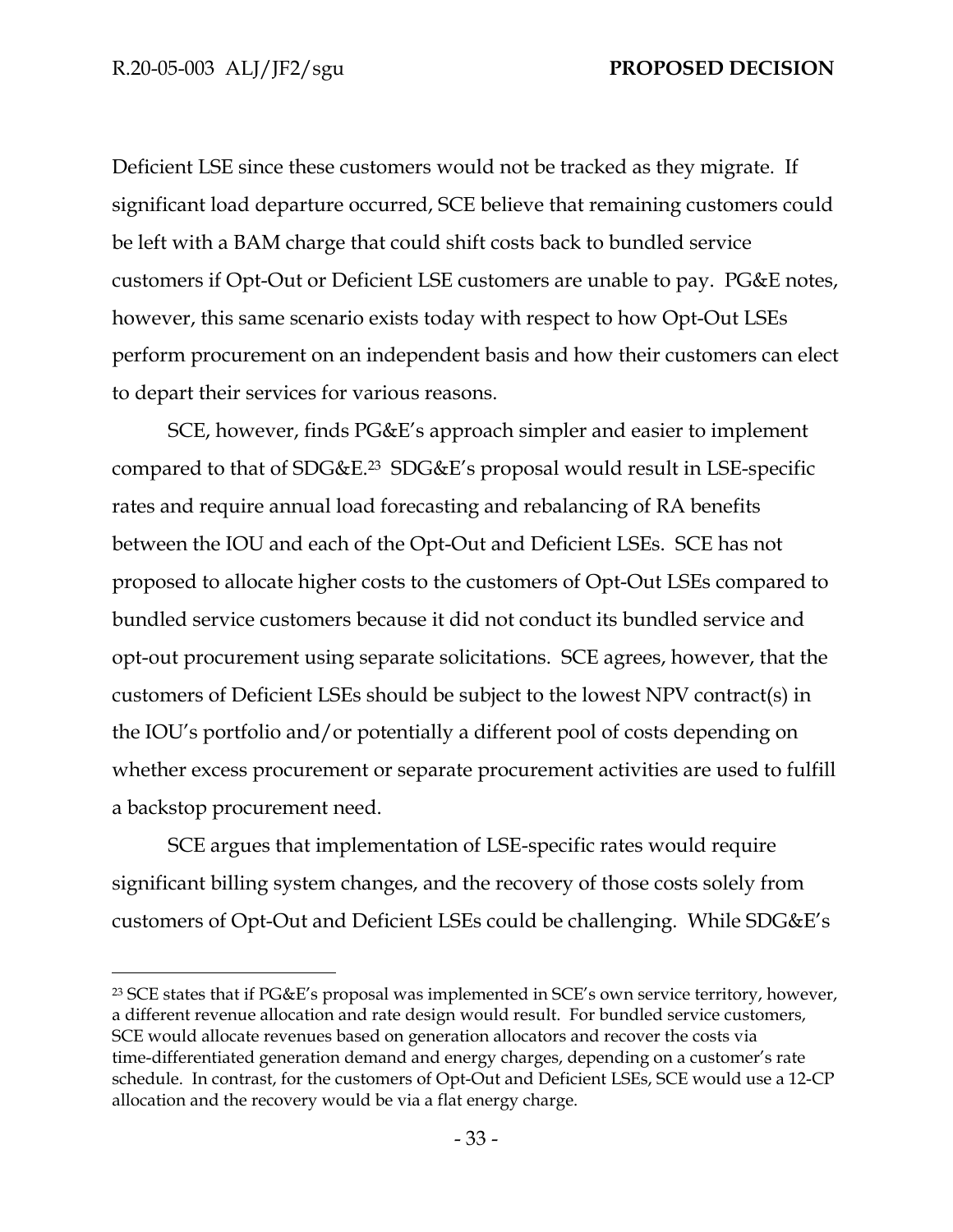Deficient LSE since these customers would not be tracked as they migrate. If significant load departure occurred, SCE believe that remaining customers could be left with a BAM charge that could shift costs back to bundled service customers if Opt-Out or Deficient LSE customers are unable to pay. PG&E notes, however, this same scenario exists today with respect to how Opt-Out LSEs perform procurement on an independent basis and how their customers can elect to depart their services for various reasons.

SCE, however, finds PG&E's approach simpler and easier to implement compared to that of SDG&E.[23] SDG&E's proposal would result in LSE-specific rates and require annual load forecasting and rebalancing of RA benefits between the IOU and each of the Opt-Out and Deficient LSEs. SCE has not proposed to allocate higher costs to the customers of Opt-Out LSEs compared to bundled service customers because it did not conduct its bundled service and opt-out procurement using separate solicitations. SCE agrees, however, that the customers of Deficient LSEs should be subject to the lowest NPV contract(s) in the IOU's portfolio and/or potentially a different pool of costs depending on whether excess procurement or separate procurement activities are used to fulfill a backstop procurement need.

SCE argues that implementation of LSE-specific rates would require significant billing system changes, and the recovery of those costs solely from customers of Opt-Out and Deficient LSEs could be challenging. While SDG&E's

---

[23] SCE states that if PG&E's proposal was implemented in SCE's own service territory, however, a different revenue allocation and rate design would result. For bundled service customers, SCE would allocate revenues based on generation allocators and recover the costs via time-differentiated generation demand and energy charges, depending on a customer's rate schedule. In contrast, for the customers of Opt-Out and Deficient LSEs, SCE would use a 12-CP allocation and the recovery would be via a flat energy charge.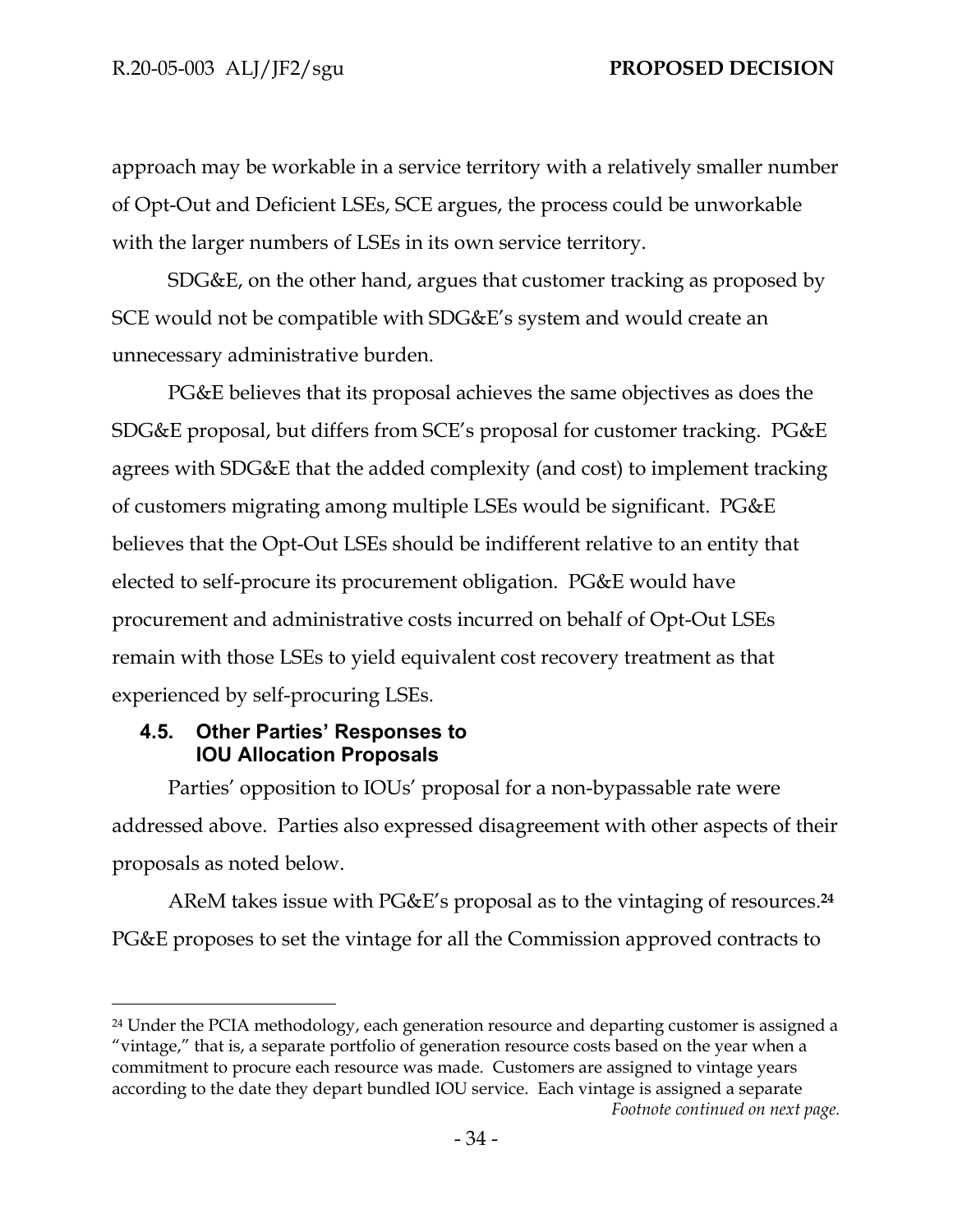approach may be workable in a service territory with a relatively smaller number of Opt-Out and Deficient LSEs, SCE argues, the process could be unworkable with the larger numbers of LSEs in its own service territory.

SDG&E, on the other hand, argues that customer tracking as proposed by SCE would not be compatible with SDG&E's system and would create an unnecessary administrative burden.

PG&E believes that its proposal achieves the same objectives as does the SDG&E proposal, but differs from SCE's proposal for customer tracking. PG&E agrees with SDG&E that the added complexity (and cost) to implement tracking of customers migrating among multiple LSEs would be significant. PG&E believes that the Opt-Out LSEs should be indifferent relative to an entity that elected to self-procure its procurement obligation. PG&E would have procurement and administrative costs incurred on behalf of Opt-Out LSEs remain with those LSEs to yield equivalent cost recovery treatment as that experienced by self-procuring LSEs.

### 4.5. Other Parties' Responses to IOU Allocation Proposals

Parties' opposition to IOUs' proposal for a non-bypassable rate were addressed above. Parties also expressed disagreement with other aspects of their proposals as noted below.

AReM takes issue with PG&E's proposal as to the vintaging of resources.[24] PG&E proposes to set the vintage for all the Commission approved contracts to

---

[24] Under the PCIA methodology, each generation resource and departing customer is assigned a "vintage," that is, a separate portfolio of generation resource costs based on the year when a commitment to procure each resource was made. Customers are assigned to vintage years according to the date they depart bundled IOU service. Each vintage is assigned a separate

*Footnote continued on next page.*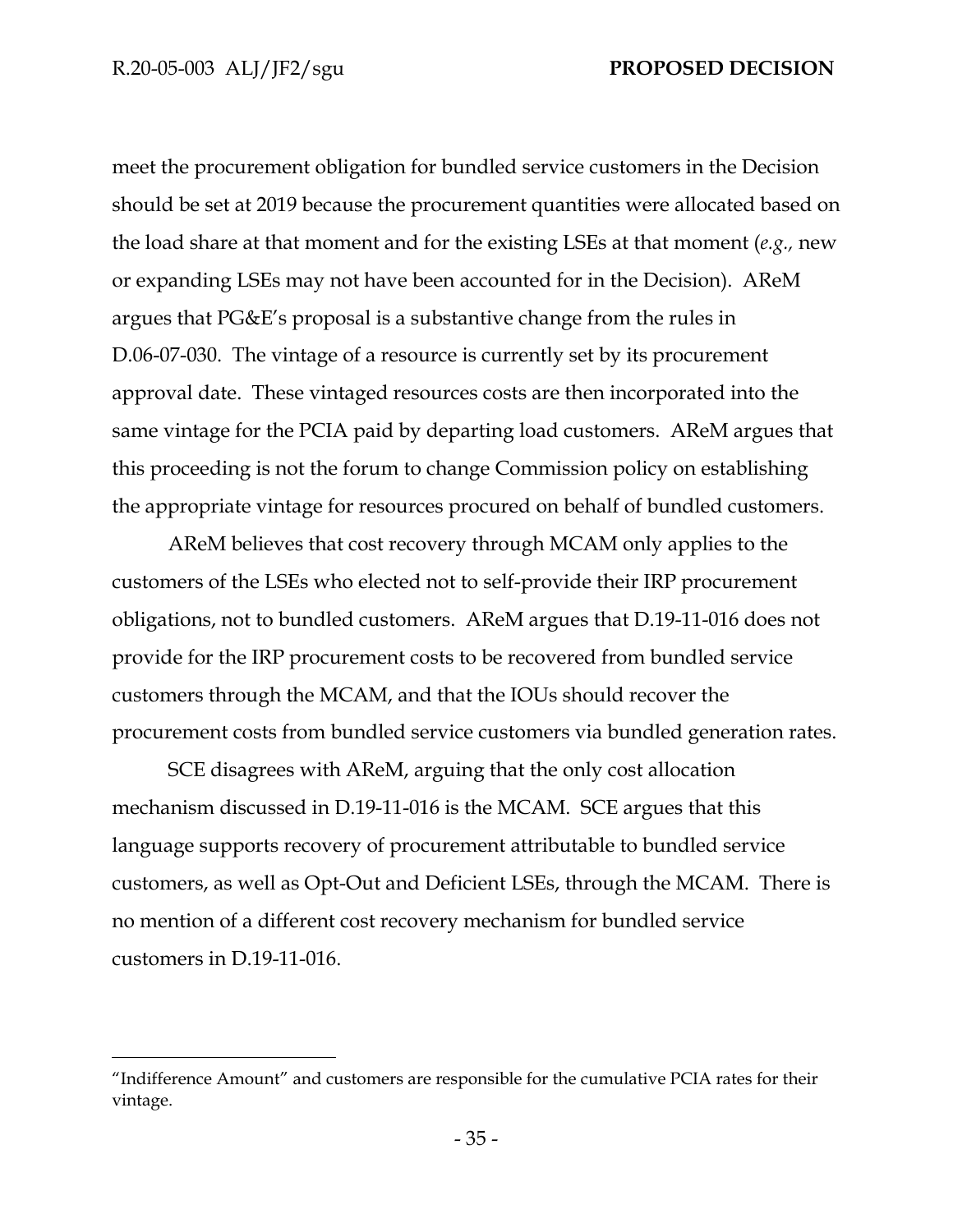meet the procurement obligation for bundled service customers in the Decision should be set at 2019 because the procurement quantities were allocated based on the load share at that moment and for the existing LSEs at that moment (*e.g.,* new or expanding LSEs may not have been accounted for in the Decision). AReM argues that PG&E's proposal is a substantive change from the rules in D.06-07-030. The vintage of a resource is currently set by its procurement approval date. These vintaged resources costs are then incorporated into the same vintage for the PCIA paid by departing load customers. AReM argues that this proceeding is not the forum to change Commission policy on establishing the appropriate vintage for resources procured on behalf of bundled customers.

AReM believes that cost recovery through MCAM only applies to the customers of the LSEs who elected not to self-provide their IRP procurement obligations, not to bundled customers. AReM argues that D.19-11-016 does not provide for the IRP procurement costs to be recovered from bundled service customers through the MCAM, and that the IOUs should recover the procurement costs from bundled service customers via bundled generation rates.

SCE disagrees with AReM, arguing that the only cost allocation mechanism discussed in D.19-11-016 is the MCAM. SCE argues that this language supports recovery of procurement attributable to bundled service customers, as well as Opt-Out and Deficient LSEs, through the MCAM. There is no mention of a different cost recovery mechanism for bundled service customers in D.19-11-016.

---

"Indifference Amount" and customers are responsible for the cumulative PCIA rates for their vintage.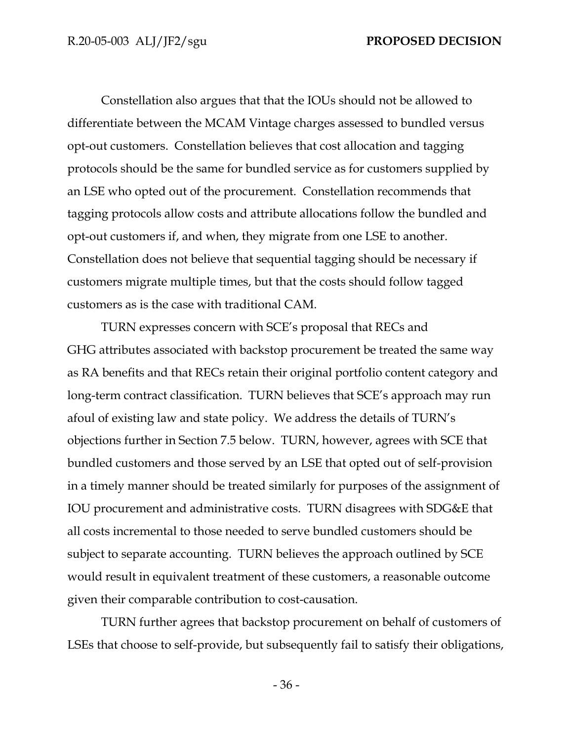Constellation also argues that that the IOUs should not be allowed to differentiate between the MCAM Vintage charges assessed to bundled versus opt-out customers. Constellation believes that cost allocation and tagging protocols should be the same for bundled service as for customers supplied by an LSE who opted out of the procurement. Constellation recommends that tagging protocols allow costs and attribute allocations follow the bundled and opt-out customers if, and when, they migrate from one LSE to another. Constellation does not believe that sequential tagging should be necessary if customers migrate multiple times, but that the costs should follow tagged customers as is the case with traditional CAM.

TURN expresses concern with SCE's proposal that RECs and GHG attributes associated with backstop procurement be treated the same way as RA benefits and that RECs retain their original portfolio content category and long-term contract classification. TURN believes that SCE's approach may run afoul of existing law and state policy. We address the details of TURN's objections further in Section 7.5 below. TURN, however, agrees with SCE that bundled customers and those served by an LSE that opted out of self-provision in a timely manner should be treated similarly for purposes of the assignment of IOU procurement and administrative costs. TURN disagrees with SDG&E that all costs incremental to those needed to serve bundled customers should be subject to separate accounting. TURN believes the approach outlined by SCE would result in equivalent treatment of these customers, a reasonable outcome given their comparable contribution to cost-causation.

TURN further agrees that backstop procurement on behalf of customers of LSEs that choose to self-provide, but subsequently fail to satisfy their obligations,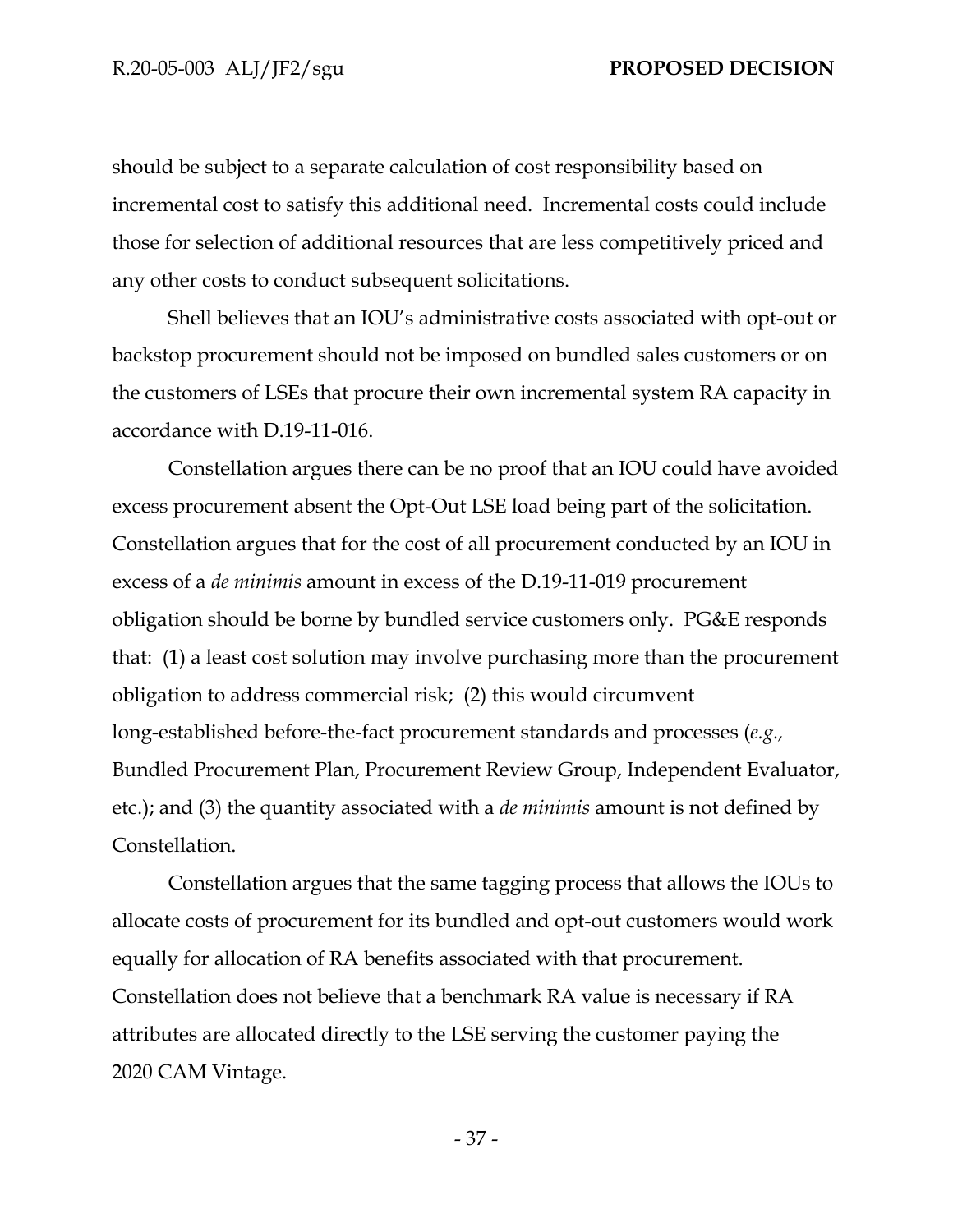should be subject to a separate calculation of cost responsibility based on incremental cost to satisfy this additional need. Incremental costs could include those for selection of additional resources that are less competitively priced and any other costs to conduct subsequent solicitations.

Shell believes that an IOU's administrative costs associated with opt-out or backstop procurement should not be imposed on bundled sales customers or on the customers of LSEs that procure their own incremental system RA capacity in accordance with D.19-11-016.

Constellation argues there can be no proof that an IOU could have avoided excess procurement absent the Opt-Out LSE load being part of the solicitation. Constellation argues that for the cost of all procurement conducted by an IOU in excess of a *de minimis* amount in excess of the D.19-11-019 procurement obligation should be borne by bundled service customers only. PG&E responds that: (1) a least cost solution may involve purchasing more than the procurement obligation to address commercial risk; (2) this would circumvent long-established before-the-fact procurement standards and processes (*e.g.*, Bundled Procurement Plan, Procurement Review Group, Independent Evaluator, etc.); and (3) the quantity associated with a *de minimis* amount is not defined by Constellation.

Constellation argues that the same tagging process that allows the IOUs to allocate costs of procurement for its bundled and opt-out customers would work equally for allocation of RA benefits associated with that procurement. Constellation does not believe that a benchmark RA value is necessary if RA attributes are allocated directly to the LSE serving the customer paying the 2020 CAM Vintage.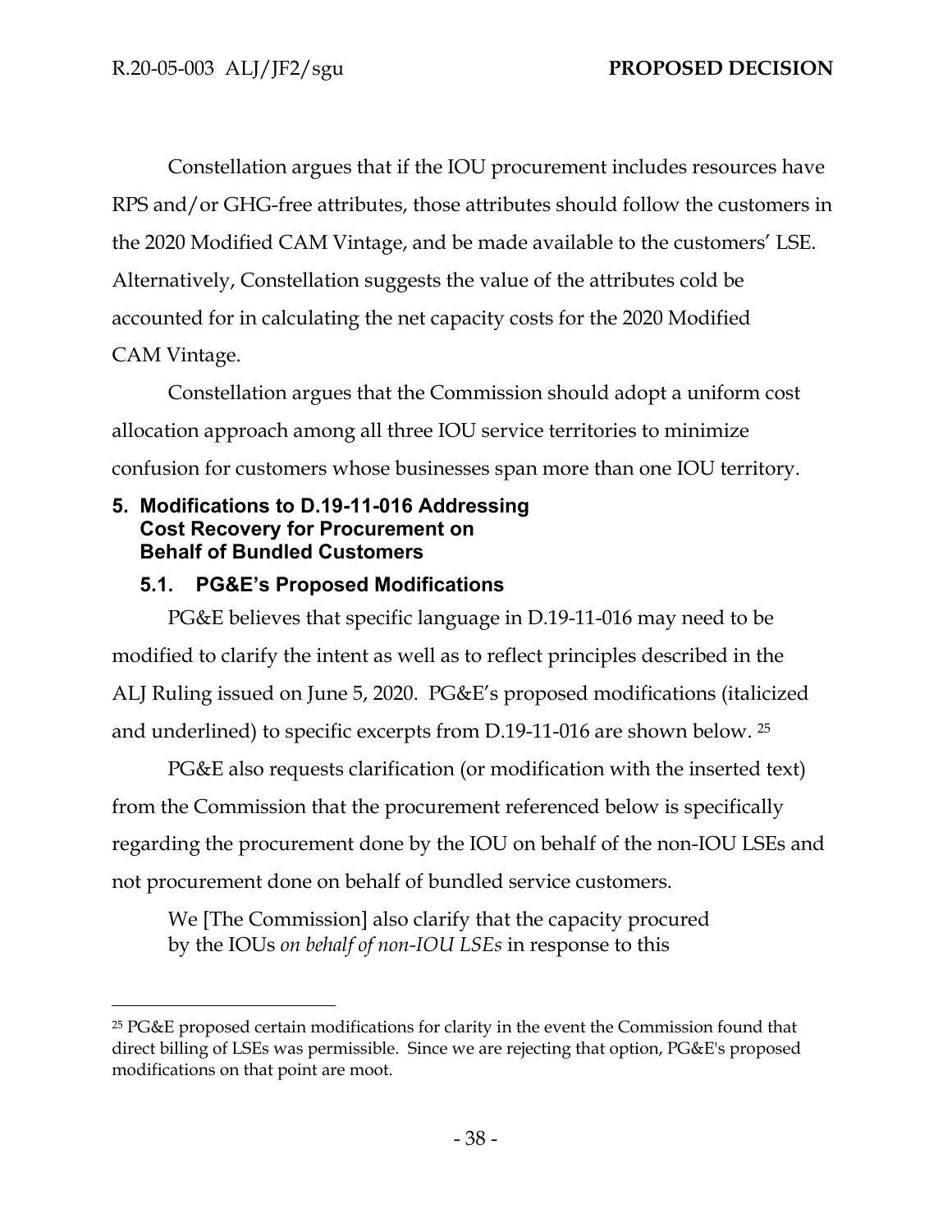Constellation argues that if the IOU procurement includes resources have RPS and/or GHG-free attributes, those attributes should follow the customers in the 2020 Modified CAM Vintage, and be made available to the customers' LSE. Alternatively, Constellation suggests the value of the attributes cold be accounted for in calculating the net capacity costs for the 2020 Modified CAM Vintage.

Constellation argues that the Commission should adopt a uniform cost allocation approach among all three IOU service territories to minimize confusion for customers whose businesses span more than one IOU territory.

## 5. Modifications to D.19-11-016 Addressing Cost Recovery for Procurement on Behalf of Bundled Customers

### 5.1. PG&E's Proposed Modifications

PG&E believes that specific language in D.19-11-016 may need to be modified to clarify the intent as well as to reflect principles described in the ALJ Ruling issued on June 5, 2020. PG&E's proposed modifications (italicized and underlined) to specific excerpts from D.19-11-016 are shown below. [25]

PG&E also requests clarification (or modification with the inserted text) from the Commission that the procurement referenced below is specifically regarding the procurement done by the IOU on behalf of the non-IOU LSEs and not procurement done on behalf of bundled service customers.

> We [The Commission] also clarify that the capacity procured by the IOUs *on behalf of non-IOU LSEs* in response to this

[25] PG&E proposed certain modifications for clarity in the event the Commission found that direct billing of LSEs was permissible. Since we are rejecting that option, PG&E's proposed modifications on that point are moot.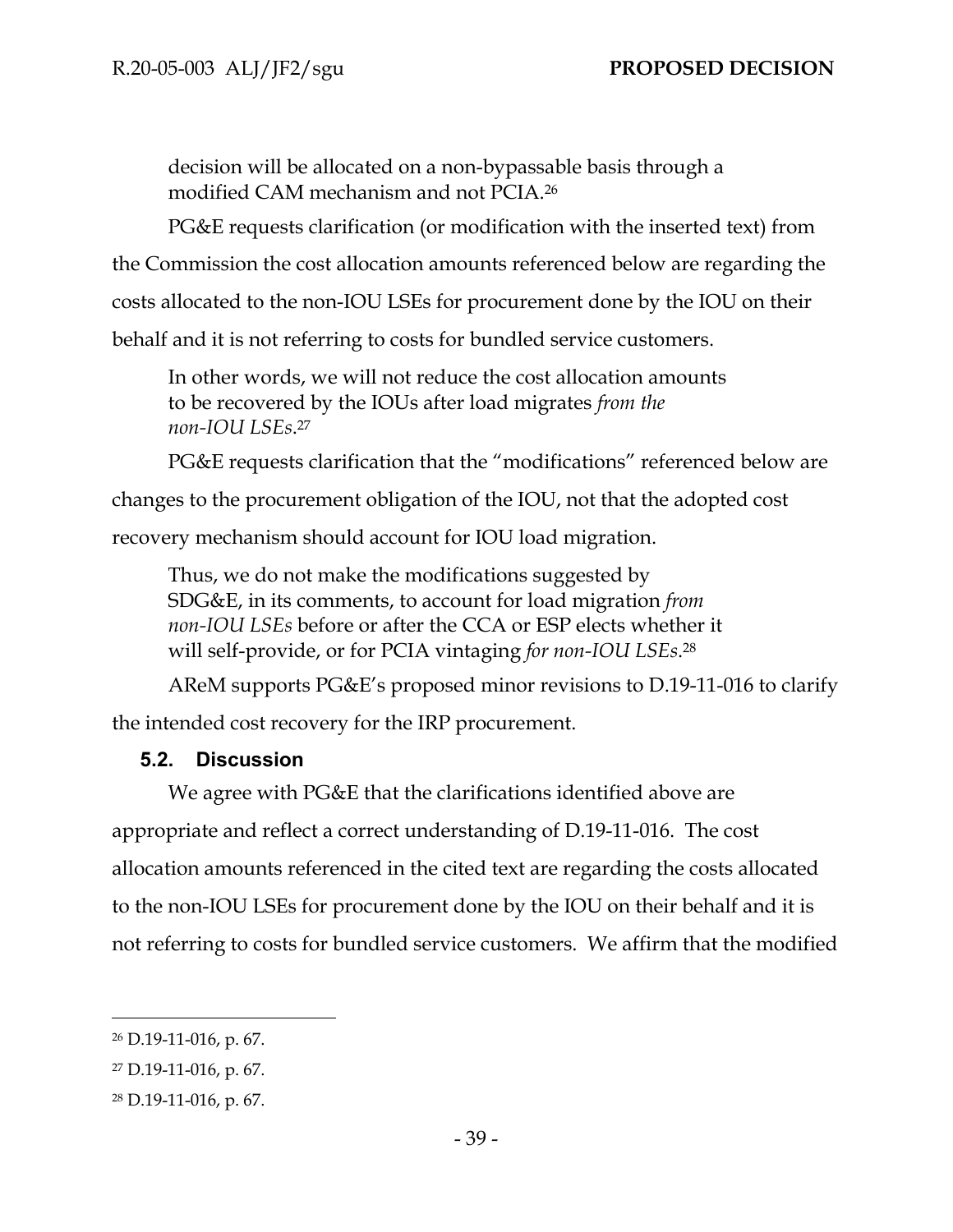> decision will be allocated on a non-bypassable basis through a modified CAM mechanism and not PCIA.[26]

PG&E requests clarification (or modification with the inserted text) from the Commission the cost allocation amounts referenced below are regarding the costs allocated to the non-IOU LSEs for procurement done by the IOU on their behalf and it is not referring to costs for bundled service customers.

> In other words, we will not reduce the cost allocation amounts to be recovered by the IOUs after load migrates *from the non-IOU LSEs*.[27]

PG&E requests clarification that the "modifications" referenced below are changes to the procurement obligation of the IOU, not that the adopted cost recovery mechanism should account for IOU load migration.

> Thus, we do not make the modifications suggested by SDG&E, in its comments, to account for load migration *from non-IOU LSEs* before or after the CCA or ESP elects whether it will self-provide, or for PCIA vintaging *for non-IOU LSEs*.[28]

AReM supports PG&E's proposed minor revisions to D.19-11-016 to clarify the intended cost recovery for the IRP procurement.

### 5.2. Discussion

We agree with PG&E that the clarifications identified above are appropriate and reflect a correct understanding of D.19-11-016. The cost allocation amounts referenced in the cited text are regarding the costs allocated to the non-IOU LSEs for procurement done by the IOU on their behalf and it is not referring to costs for bundled service customers. We affirm that the modified

---

[26] D.19-11-016, p. 67.

[27] D.19-11-016, p. 67.

[28] D.19-11-016, p. 67.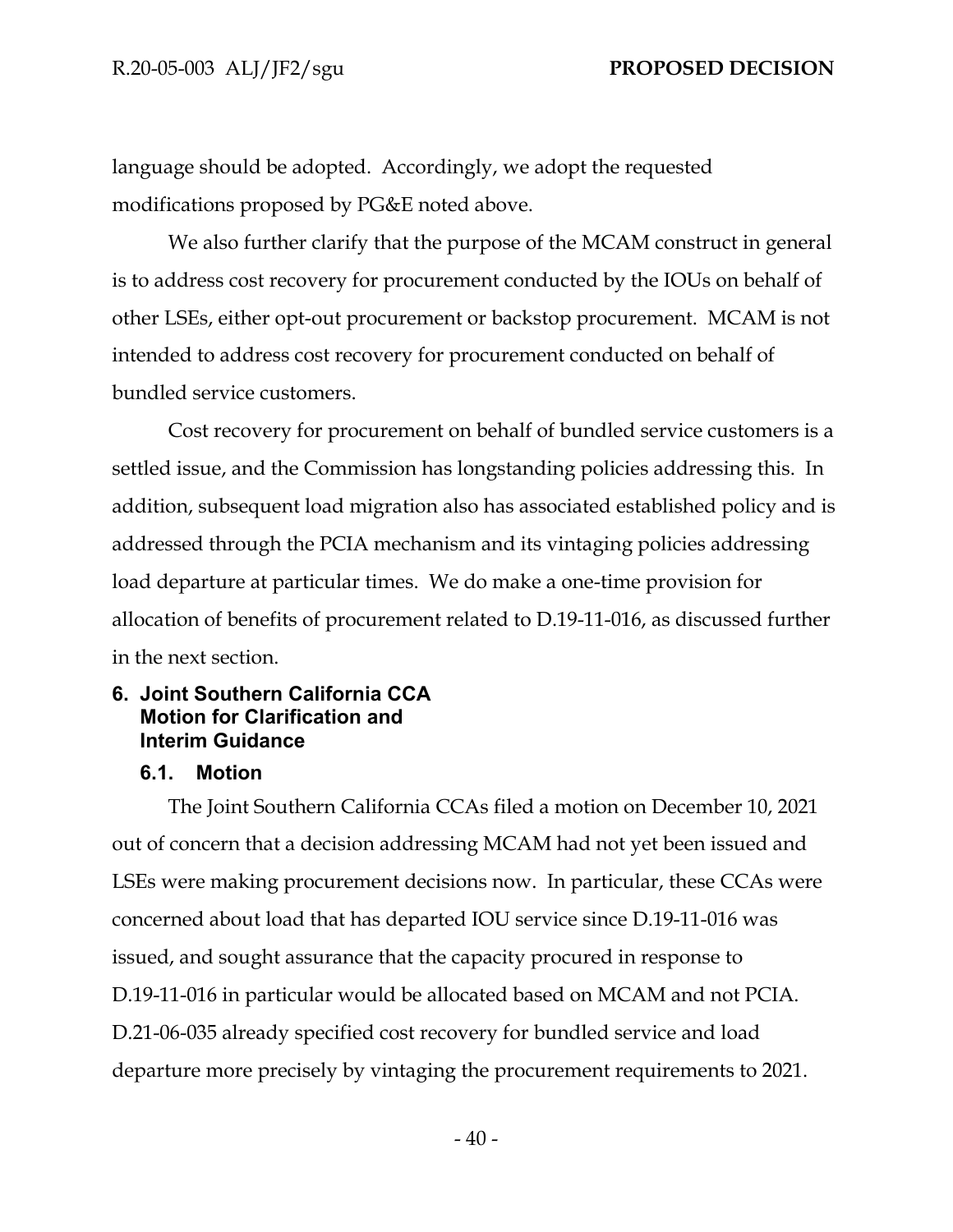language should be adopted. Accordingly, we adopt the requested modifications proposed by PG&E noted above.

We also further clarify that the purpose of the MCAM construct in general is to address cost recovery for procurement conducted by the IOUs on behalf of other LSEs, either opt-out procurement or backstop procurement. MCAM is not intended to address cost recovery for procurement conducted on behalf of bundled service customers.

Cost recovery for procurement on behalf of bundled service customers is a settled issue, and the Commission has longstanding policies addressing this. In addition, subsequent load migration also has associated established policy and is addressed through the PCIA mechanism and its vintaging policies addressing load departure at particular times. We do make a one-time provision for allocation of benefits of procurement related to D.19-11-016, as discussed further in the next section.

## 6. Joint Southern California CCA Motion for Clarification and Interim Guidance

### 6.1. Motion

The Joint Southern California CCAs filed a motion on December 10, 2021 out of concern that a decision addressing MCAM had not yet been issued and LSEs were making procurement decisions now. In particular, these CCAs were concerned about load that has departed IOU service since D.19-11-016 was issued, and sought assurance that the capacity procured in response to D.19-11-016 in particular would be allocated based on MCAM and not PCIA. D.21-06-035 already specified cost recovery for bundled service and load departure more precisely by vintaging the procurement requirements to 2021.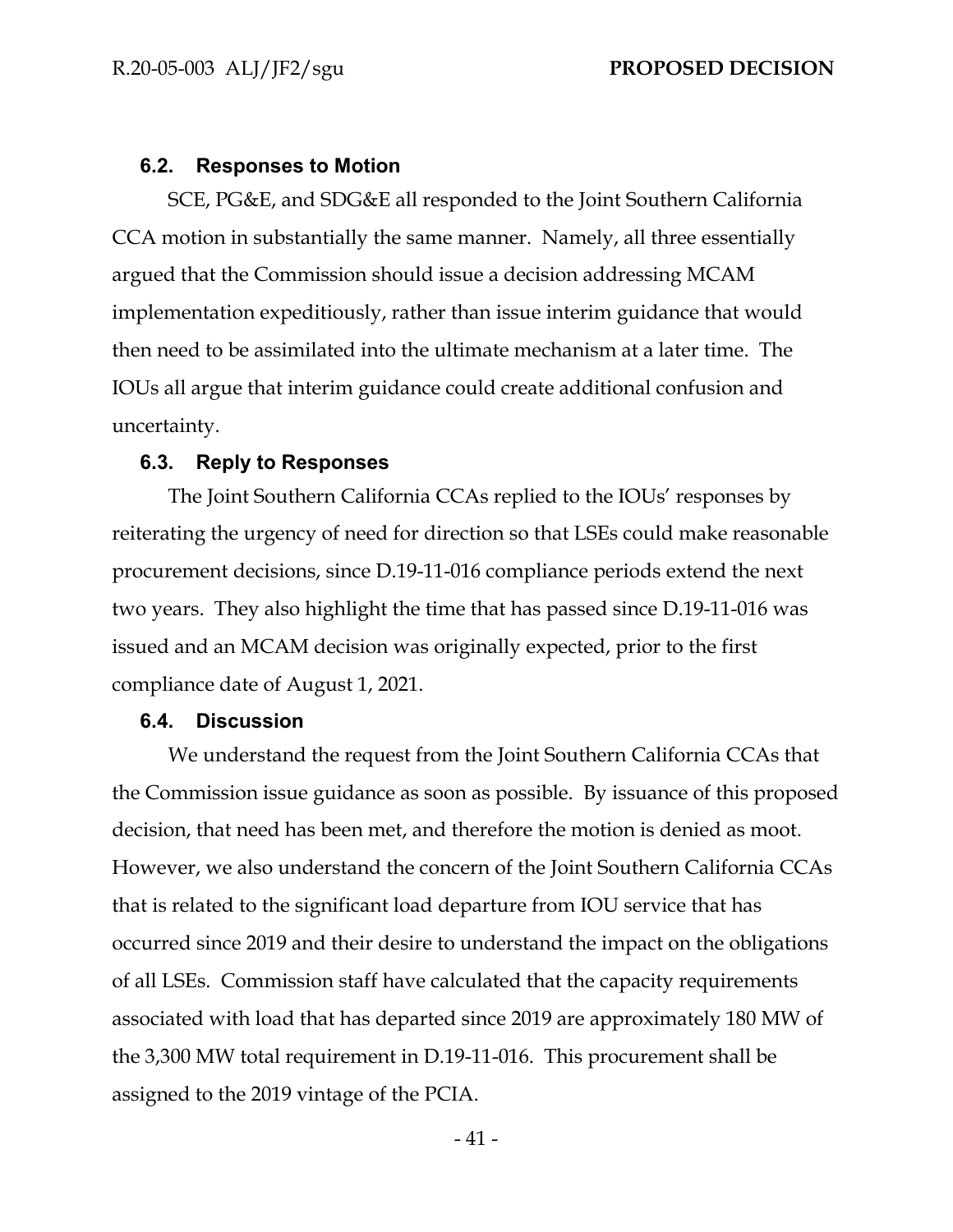### 6.2. Responses to Motion

SCE, PG&E, and SDG&E all responded to the Joint Southern California CCA motion in substantially the same manner. Namely, all three essentially argued that the Commission should issue a decision addressing MCAM implementation expeditiously, rather than issue interim guidance that would then need to be assimilated into the ultimate mechanism at a later time. The IOUs all argue that interim guidance could create additional confusion and uncertainty.

### 6.3. Reply to Responses

The Joint Southern California CCAs replied to the IOUs' responses by reiterating the urgency of need for direction so that LSEs could make reasonable procurement decisions, since D.19-11-016 compliance periods extend the next two years. They also highlight the time that has passed since D.19-11-016 was issued and an MCAM decision was originally expected, prior to the first compliance date of August 1, 2021.

### 6.4. Discussion

We understand the request from the Joint Southern California CCAs that the Commission issue guidance as soon as possible. By issuance of this proposed decision, that need has been met, and therefore the motion is denied as moot. However, we also understand the concern of the Joint Southern California CCAs that is related to the significant load departure from IOU service that has occurred since 2019 and their desire to understand the impact on the obligations of all LSEs. Commission staff have calculated that the capacity requirements associated with load that has departed since 2019 are approximately 180 MW of the 3,300 MW total requirement in D.19-11-016. This procurement shall be assigned to the 2019 vintage of the PCIA.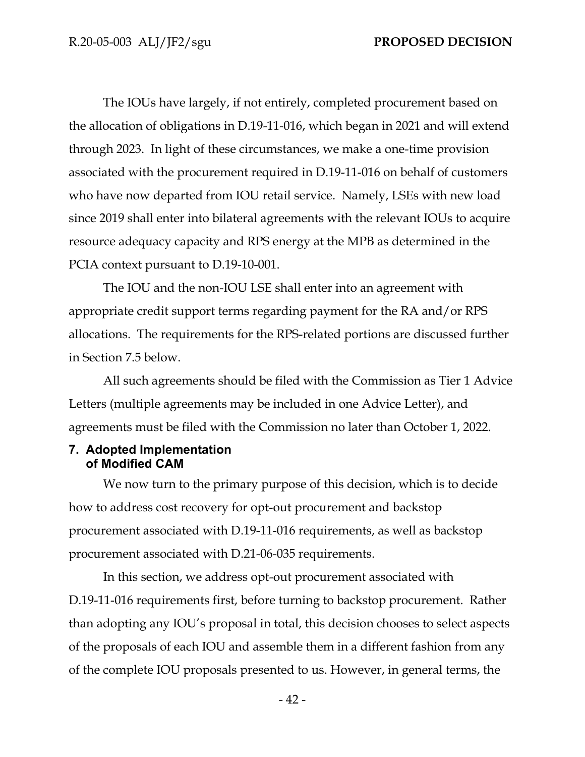The IOUs have largely, if not entirely, completed procurement based on the allocation of obligations in D.19-11-016, which began in 2021 and will extend through 2023. In light of these circumstances, we make a one-time provision associated with the procurement required in D.19-11-016 on behalf of customers who have now departed from IOU retail service. Namely, LSEs with new load since 2019 shall enter into bilateral agreements with the relevant IOUs to acquire resource adequacy capacity and RPS energy at the MPB as determined in the PCIA context pursuant to D.19-10-001.

The IOU and the non-IOU LSE shall enter into an agreement with appropriate credit support terms regarding payment for the RA and/or RPS allocations. The requirements for the RPS-related portions are discussed further in Section 7.5 below.

All such agreements should be filed with the Commission as Tier 1 Advice Letters (multiple agreements may be included in one Advice Letter), and agreements must be filed with the Commission no later than October 1, 2022.

## 7. Adopted Implementation of Modified CAM

We now turn to the primary purpose of this decision, which is to decide how to address cost recovery for opt-out procurement and backstop procurement associated with D.19-11-016 requirements, as well as backstop procurement associated with D.21-06-035 requirements.

In this section, we address opt-out procurement associated with D.19-11-016 requirements first, before turning to backstop procurement. Rather than adopting any IOU's proposal in total, this decision chooses to select aspects of the proposals of each IOU and assemble them in a different fashion from any of the complete IOU proposals presented to us. However, in general terms, the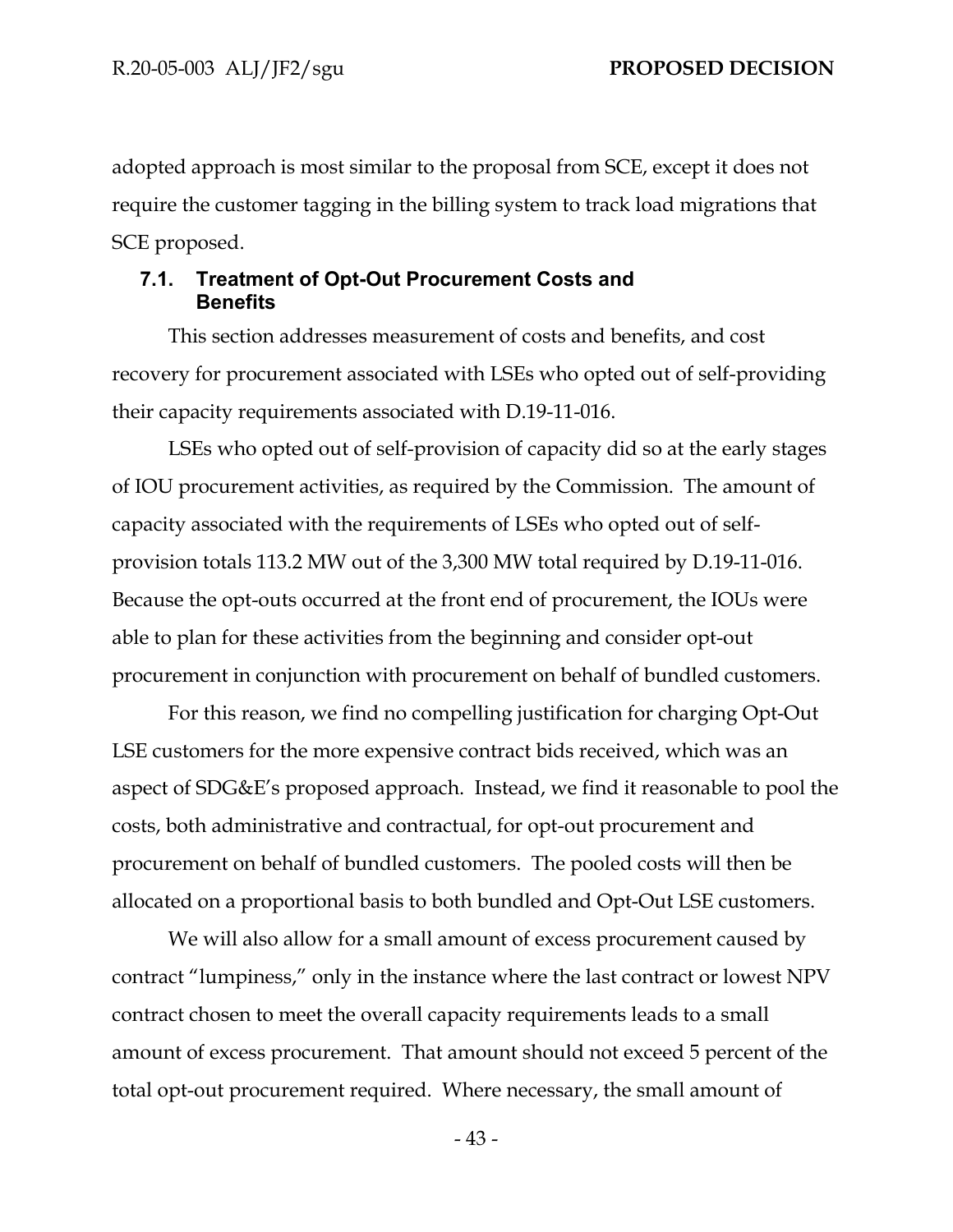adopted approach is most similar to the proposal from SCE, except it does not require the customer tagging in the billing system to track load migrations that SCE proposed.

### 7.1. Treatment of Opt-Out Procurement Costs and Benefits

This section addresses measurement of costs and benefits, and cost recovery for procurement associated with LSEs who opted out of self-providing their capacity requirements associated with D.19-11-016.

LSEs who opted out of self-provision of capacity did so at the early stages of IOU procurement activities, as required by the Commission. The amount of capacity associated with the requirements of LSEs who opted out of self-provision totals 113.2 MW out of the 3,300 MW total required by D.19-11-016. Because the opt-outs occurred at the front end of procurement, the IOUs were able to plan for these activities from the beginning and consider opt-out procurement in conjunction with procurement on behalf of bundled customers.

For this reason, we find no compelling justification for charging Opt-Out LSE customers for the more expensive contract bids received, which was an aspect of SDG&E's proposed approach. Instead, we find it reasonable to pool the costs, both administrative and contractual, for opt-out procurement and procurement on behalf of bundled customers. The pooled costs will then be allocated on a proportional basis to both bundled and Opt-Out LSE customers.

We will also allow for a small amount of excess procurement caused by contract "lumpiness," only in the instance where the last contract or lowest NPV contract chosen to meet the overall capacity requirements leads to a small amount of excess procurement. That amount should not exceed 5 percent of the total opt-out procurement required. Where necessary, the small amount of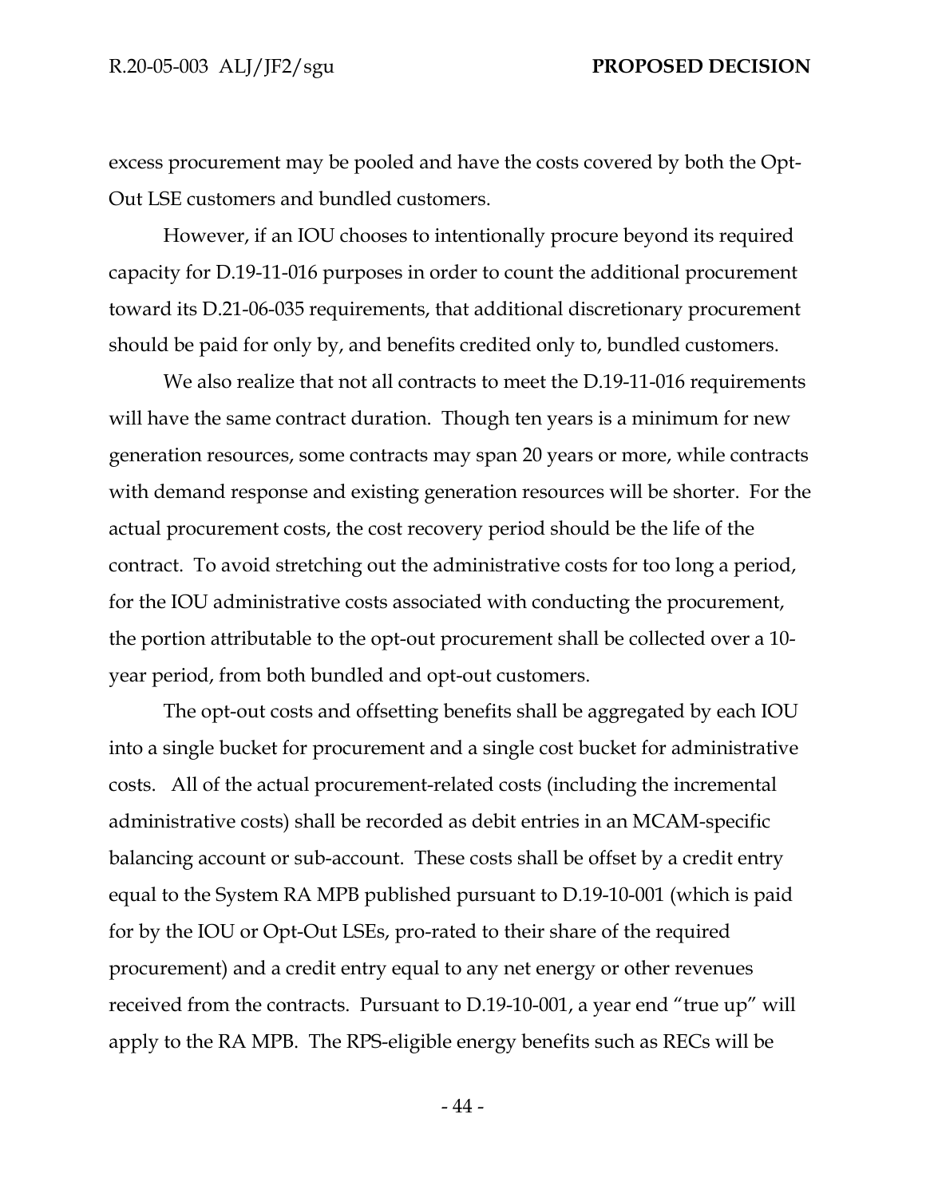excess procurement may be pooled and have the costs covered by both the Opt-Out LSE customers and bundled customers.

However, if an IOU chooses to intentionally procure beyond its required capacity for D.19-11-016 purposes in order to count the additional procurement toward its D.21-06-035 requirements, that additional discretionary procurement should be paid for only by, and benefits credited only to, bundled customers.

We also realize that not all contracts to meet the D.19-11-016 requirements will have the same contract duration. Though ten years is a minimum for new generation resources, some contracts may span 20 years or more, while contracts with demand response and existing generation resources will be shorter. For the actual procurement costs, the cost recovery period should be the life of the contract. To avoid stretching out the administrative costs for too long a period, for the IOU administrative costs associated with conducting the procurement, the portion attributable to the opt-out procurement shall be collected over a 10-year period, from both bundled and opt-out customers.

The opt-out costs and offsetting benefits shall be aggregated by each IOU into a single bucket for procurement and a single cost bucket for administrative costs. All of the actual procurement-related costs (including the incremental administrative costs) shall be recorded as debit entries in an MCAM-specific balancing account or sub-account. These costs shall be offset by a credit entry equal to the System RA MPB published pursuant to D.19-10-001 (which is paid for by the IOU or Opt-Out LSEs, pro-rated to their share of the required procurement) and a credit entry equal to any net energy or other revenues received from the contracts. Pursuant to D.19-10-001, a year end "true up" will apply to the RA MPB. The RPS-eligible energy benefits such as RECs will be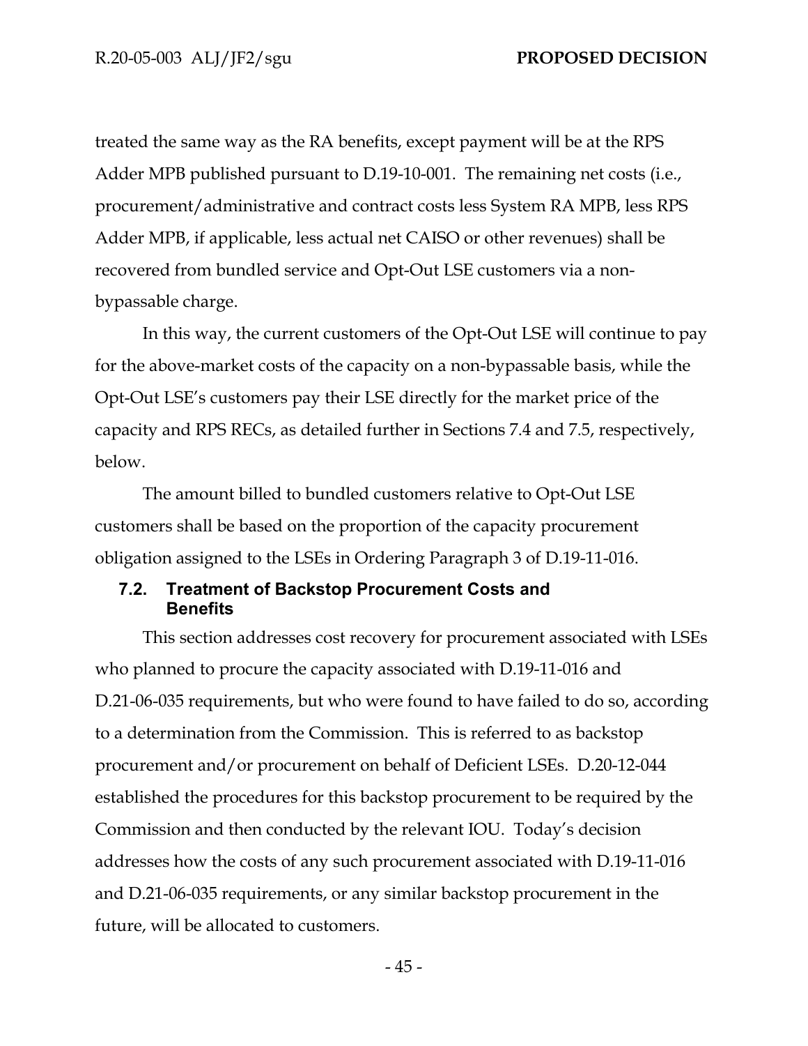treated the same way as the RA benefits, except payment will be at the RPS Adder MPB published pursuant to D.19-10-001. The remaining net costs (i.e., procurement/administrative and contract costs less System RA MPB, less RPS Adder MPB, if applicable, less actual net CAISO or other revenues) shall be recovered from bundled service and Opt-Out LSE customers via a non-bypassable charge.

In this way, the current customers of the Opt-Out LSE will continue to pay for the above-market costs of the capacity on a non-bypassable basis, while the Opt-Out LSE's customers pay their LSE directly for the market price of the capacity and RPS RECs, as detailed further in Sections 7.4 and 7.5, respectively, below.

The amount billed to bundled customers relative to Opt-Out LSE customers shall be based on the proportion of the capacity procurement obligation assigned to the LSEs in Ordering Paragraph 3 of D.19-11-016.

### 7.2. Treatment of Backstop Procurement Costs and Benefits

This section addresses cost recovery for procurement associated with LSEs who planned to procure the capacity associated with D.19-11-016 and D.21-06-035 requirements, but who were found to have failed to do so, according to a determination from the Commission. This is referred to as backstop procurement and/or procurement on behalf of Deficient LSEs. D.20-12-044 established the procedures for this backstop procurement to be required by the Commission and then conducted by the relevant IOU. Today's decision addresses how the costs of any such procurement associated with D.19-11-016 and D.21-06-035 requirements, or any similar backstop procurement in the future, will be allocated to customers.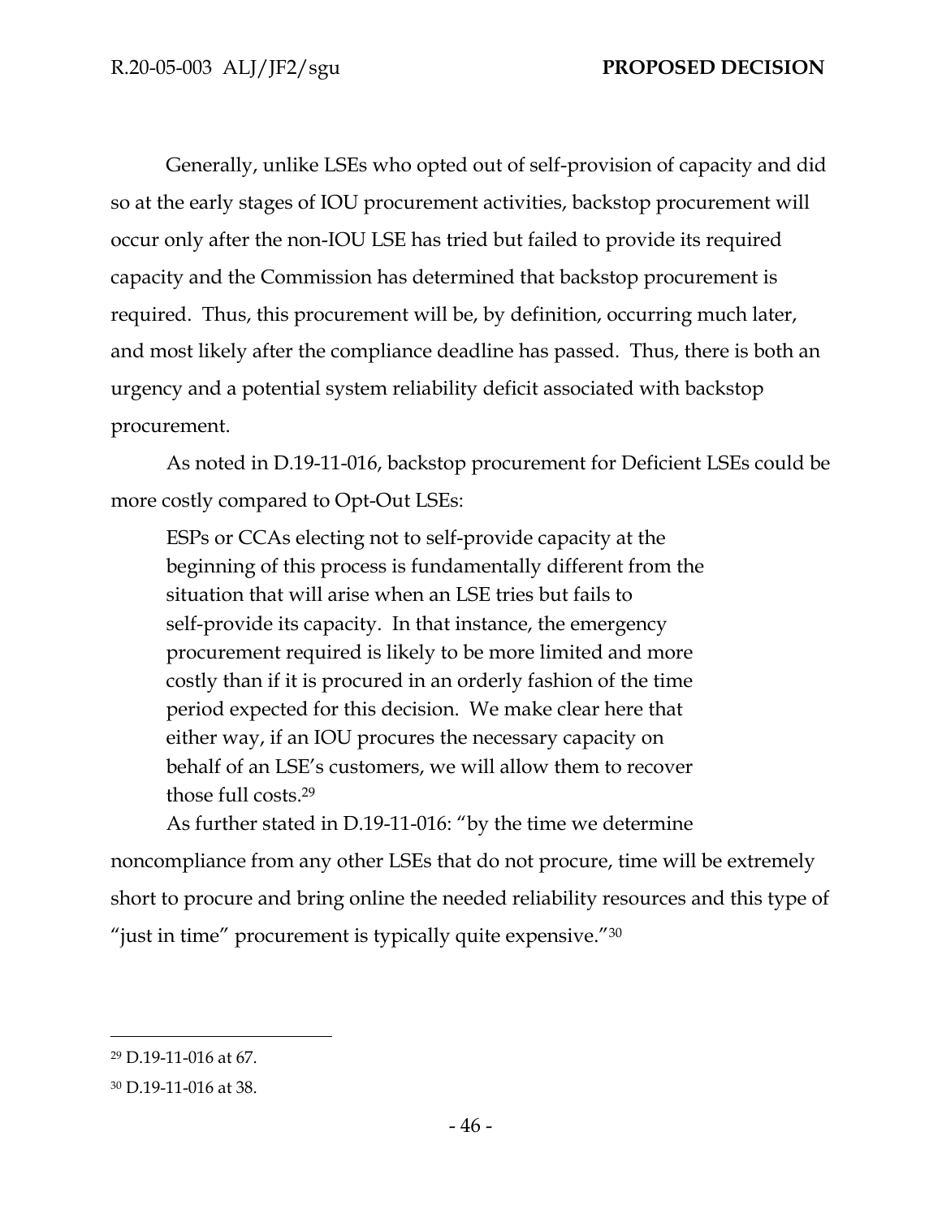Generally, unlike LSEs who opted out of self-provision of capacity and did so at the early stages of IOU procurement activities, backstop procurement will occur only after the non-IOU LSE has tried but failed to provide its required capacity and the Commission has determined that backstop procurement is required. Thus, this procurement will be, by definition, occurring much later, and most likely after the compliance deadline has passed. Thus, there is both an urgency and a potential system reliability deficit associated with backstop procurement.

As noted in D.19-11-016, backstop procurement for Deficient LSEs could be more costly compared to Opt-Out LSEs:

> ESPs or CCAs electing not to self-provide capacity at the beginning of this process is fundamentally different from the situation that will arise when an LSE tries but fails to self-provide its capacity. In that instance, the emergency procurement required is likely to be more limited and more costly than if it is procured in an orderly fashion of the time period expected for this decision. We make clear here that either way, if an IOU procures the necessary capacity on behalf of an LSE's customers, we will allow them to recover those full costs.[29]

As further stated in D.19-11-016: "by the time we determine noncompliance from any other LSEs that do not procure, time will be extremely short to procure and bring online the needed reliability resources and this type of "just in time" procurement is typically quite expensive."[30]

---

[29] D.19-11-016 at 67.

[30] D.19-11-016 at 38.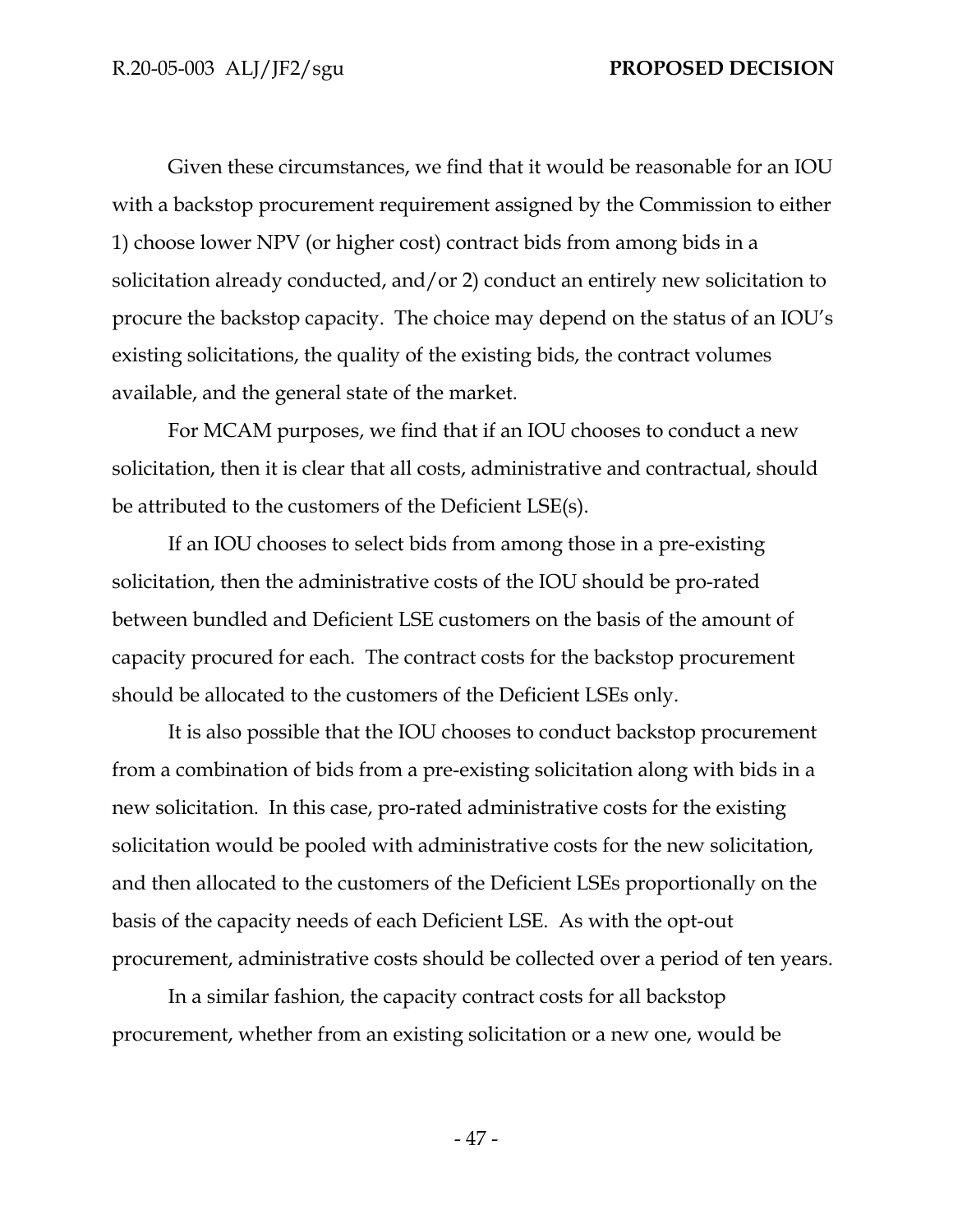Given these circumstances, we find that it would be reasonable for an IOU with a backstop procurement requirement assigned by the Commission to either 1) choose lower NPV (or higher cost) contract bids from among bids in a solicitation already conducted, and/or 2) conduct an entirely new solicitation to procure the backstop capacity. The choice may depend on the status of an IOU's existing solicitations, the quality of the existing bids, the contract volumes available, and the general state of the market.

For MCAM purposes, we find that if an IOU chooses to conduct a new solicitation, then it is clear that all costs, administrative and contractual, should be attributed to the customers of the Deficient LSE(s).

If an IOU chooses to select bids from among those in a pre-existing solicitation, then the administrative costs of the IOU should be pro-rated between bundled and Deficient LSE customers on the basis of the amount of capacity procured for each. The contract costs for the backstop procurement should be allocated to the customers of the Deficient LSEs only.

It is also possible that the IOU chooses to conduct backstop procurement from a combination of bids from a pre-existing solicitation along with bids in a new solicitation. In this case, pro-rated administrative costs for the existing solicitation would be pooled with administrative costs for the new solicitation, and then allocated to the customers of the Deficient LSEs proportionally on the basis of the capacity needs of each Deficient LSE. As with the opt-out procurement, administrative costs should be collected over a period of ten years.

In a similar fashion, the capacity contract costs for all backstop procurement, whether from an existing solicitation or a new one, would be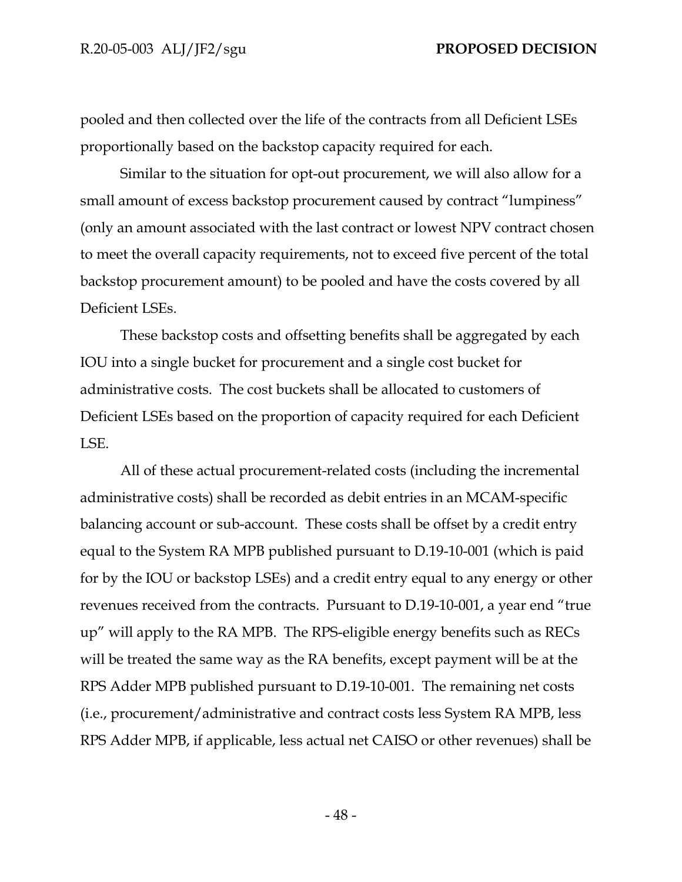pooled and then collected over the life of the contracts from all Deficient LSEs proportionally based on the backstop capacity required for each.

Similar to the situation for opt-out procurement, we will also allow for a small amount of excess backstop procurement caused by contract "lumpiness" (only an amount associated with the last contract or lowest NPV contract chosen to meet the overall capacity requirements, not to exceed five percent of the total backstop procurement amount) to be pooled and have the costs covered by all Deficient LSEs.

These backstop costs and offsetting benefits shall be aggregated by each IOU into a single bucket for procurement and a single cost bucket for administrative costs. The cost buckets shall be allocated to customers of Deficient LSEs based on the proportion of capacity required for each Deficient LSE.

All of these actual procurement-related costs (including the incremental administrative costs) shall be recorded as debit entries in an MCAM-specific balancing account or sub-account. These costs shall be offset by a credit entry equal to the System RA MPB published pursuant to D.19-10-001 (which is paid for by the IOU or backstop LSEs) and a credit entry equal to any energy or other revenues received from the contracts. Pursuant to D.19-10-001, a year end "true up" will apply to the RA MPB. The RPS-eligible energy benefits such as RECs will be treated the same way as the RA benefits, except payment will be at the RPS Adder MPB published pursuant to D.19-10-001. The remaining net costs (i.e., procurement/administrative and contract costs less System RA MPB, less RPS Adder MPB, if applicable, less actual net CAISO or other revenues) shall be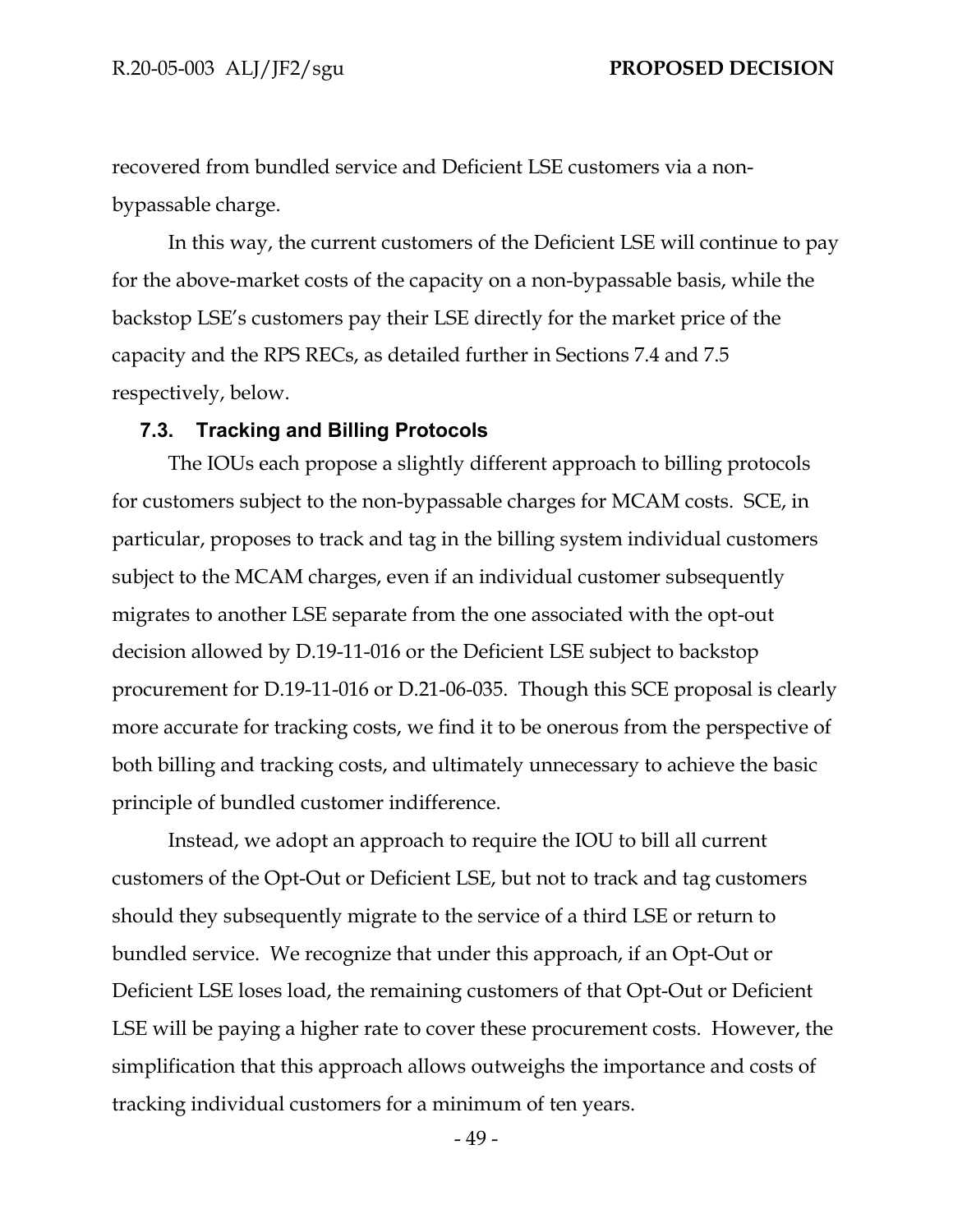recovered from bundled service and Deficient LSE customers via a non-bypassable charge.

In this way, the current customers of the Deficient LSE will continue to pay for the above-market costs of the capacity on a non-bypassable basis, while the backstop LSE's customers pay their LSE directly for the market price of the capacity and the RPS RECs, as detailed further in Sections 7.4 and 7.5 respectively, below.

### 7.3. Tracking and Billing Protocols

The IOUs each propose a slightly different approach to billing protocols for customers subject to the non-bypassable charges for MCAM costs. SCE, in particular, proposes to track and tag in the billing system individual customers subject to the MCAM charges, even if an individual customer subsequently migrates to another LSE separate from the one associated with the opt-out decision allowed by D.19-11-016 or the Deficient LSE subject to backstop procurement for D.19-11-016 or D.21-06-035. Though this SCE proposal is clearly more accurate for tracking costs, we find it to be onerous from the perspective of both billing and tracking costs, and ultimately unnecessary to achieve the basic principle of bundled customer indifference.

Instead, we adopt an approach to require the IOU to bill all current customers of the Opt-Out or Deficient LSE, but not to track and tag customers should they subsequently migrate to the service of a third LSE or return to bundled service. We recognize that under this approach, if an Opt-Out or Deficient LSE loses load, the remaining customers of that Opt-Out or Deficient LSE will be paying a higher rate to cover these procurement costs. However, the simplification that this approach allows outweighs the importance and costs of tracking individual customers for a minimum of ten years.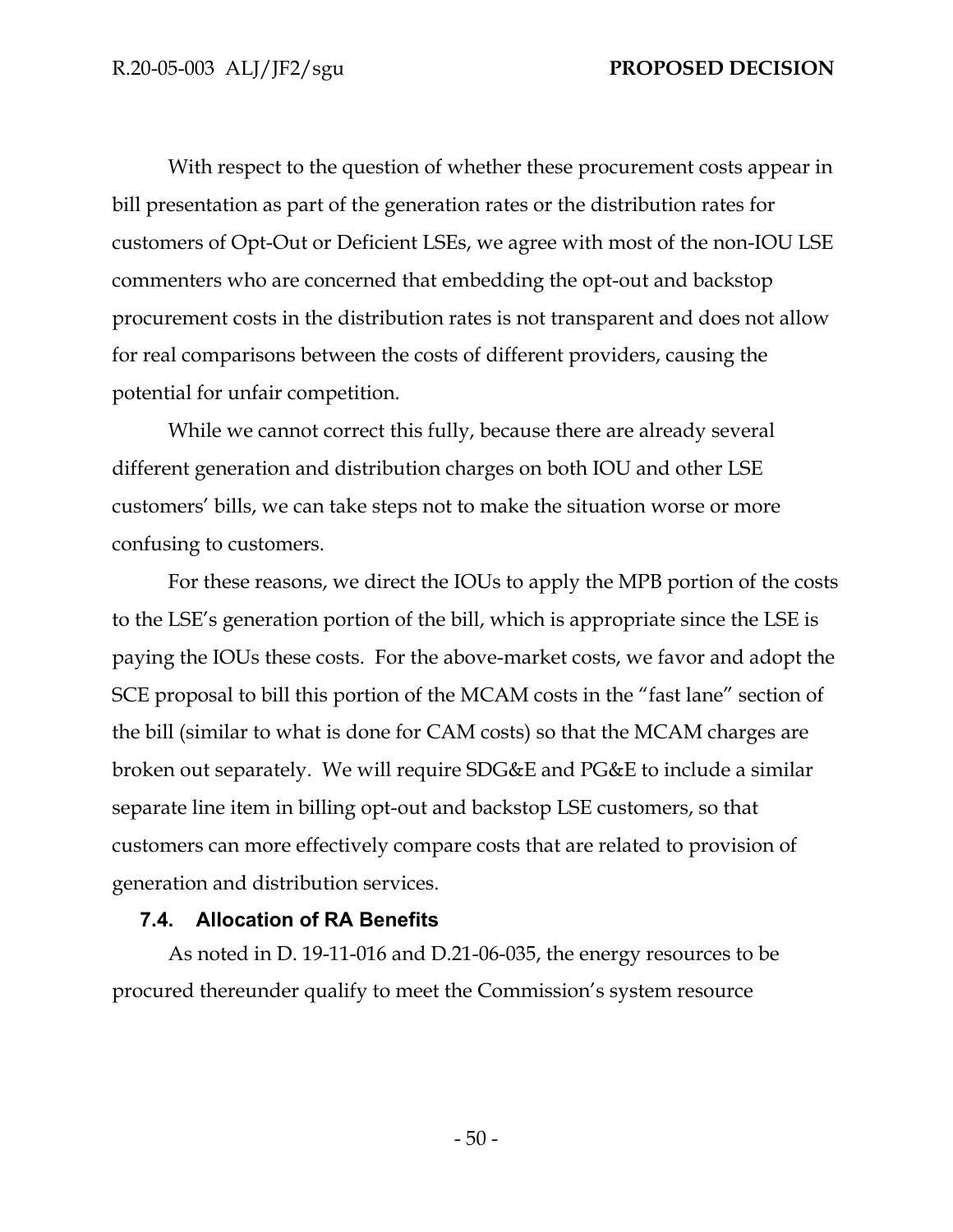With respect to the question of whether these procurement costs appear in bill presentation as part of the generation rates or the distribution rates for customers of Opt-Out or Deficient LSEs, we agree with most of the non-IOU LSE commenters who are concerned that embedding the opt-out and backstop procurement costs in the distribution rates is not transparent and does not allow for real comparisons between the costs of different providers, causing the potential for unfair competition.

While we cannot correct this fully, because there are already several different generation and distribution charges on both IOU and other LSE customers' bills, we can take steps not to make the situation worse or more confusing to customers.

For these reasons, we direct the IOUs to apply the MPB portion of the costs to the LSE's generation portion of the bill, which is appropriate since the LSE is paying the IOUs these costs. For the above-market costs, we favor and adopt the SCE proposal to bill this portion of the MCAM costs in the "fast lane" section of the bill (similar to what is done for CAM costs) so that the MCAM charges are broken out separately. We will require SDG&E and PG&E to include a similar separate line item in billing opt-out and backstop LSE customers, so that customers can more effectively compare costs that are related to provision of generation and distribution services.

### 7.4. Allocation of RA Benefits

As noted in D. 19-11-016 and D.21-06-035, the energy resources to be procured thereunder qualify to meet the Commission's system resource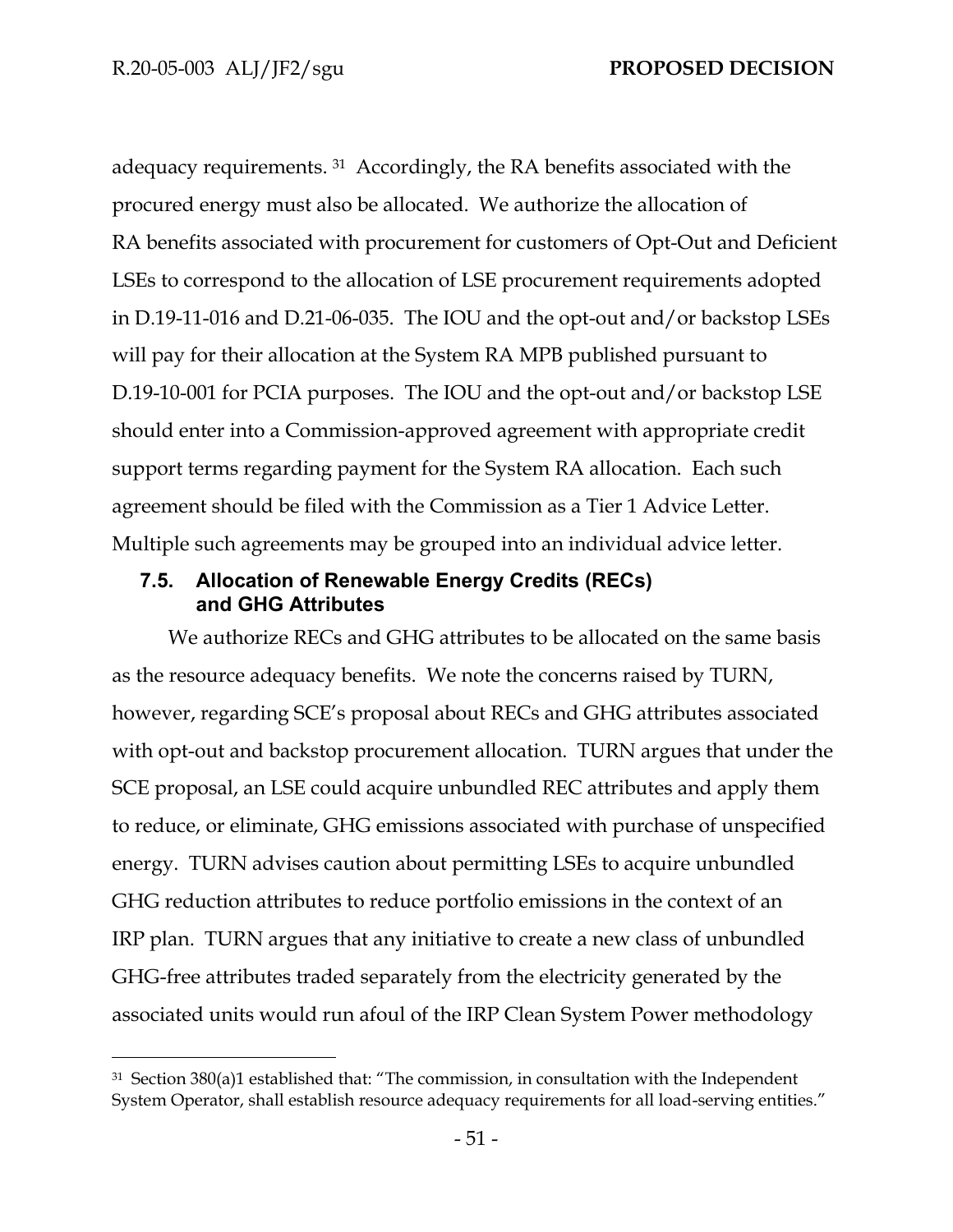adequacy requirements. [31] Accordingly, the RA benefits associated with the procured energy must also be allocated. We authorize the allocation of RA benefits associated with procurement for customers of Opt-Out and Deficient LSEs to correspond to the allocation of LSE procurement requirements adopted in D.19-11-016 and D.21-06-035. The IOU and the opt-out and/or backstop LSEs will pay for their allocation at the System RA MPB published pursuant to D.19-10-001 for PCIA purposes. The IOU and the opt-out and/or backstop LSE should enter into a Commission-approved agreement with appropriate credit support terms regarding payment for the System RA allocation. Each such agreement should be filed with the Commission as a Tier 1 Advice Letter. Multiple such agreements may be grouped into an individual advice letter.

### 7.5. Allocation of Renewable Energy Credits (RECs) and GHG Attributes

We authorize RECs and GHG attributes to be allocated on the same basis as the resource adequacy benefits. We note the concerns raised by TURN, however, regarding SCE's proposal about RECs and GHG attributes associated with opt-out and backstop procurement allocation. TURN argues that under the SCE proposal, an LSE could acquire unbundled REC attributes and apply them to reduce, or eliminate, GHG emissions associated with purchase of unspecified energy. TURN advises caution about permitting LSEs to acquire unbundled GHG reduction attributes to reduce portfolio emissions in the context of an IRP plan. TURN argues that any initiative to create a new class of unbundled GHG-free attributes traded separately from the electricity generated by the associated units would run afoul of the IRP Clean System Power methodology

---

[31] Section 380(a)1 established that: "The commission, in consultation with the Independent System Operator, shall establish resource adequacy requirements for all load-serving entities."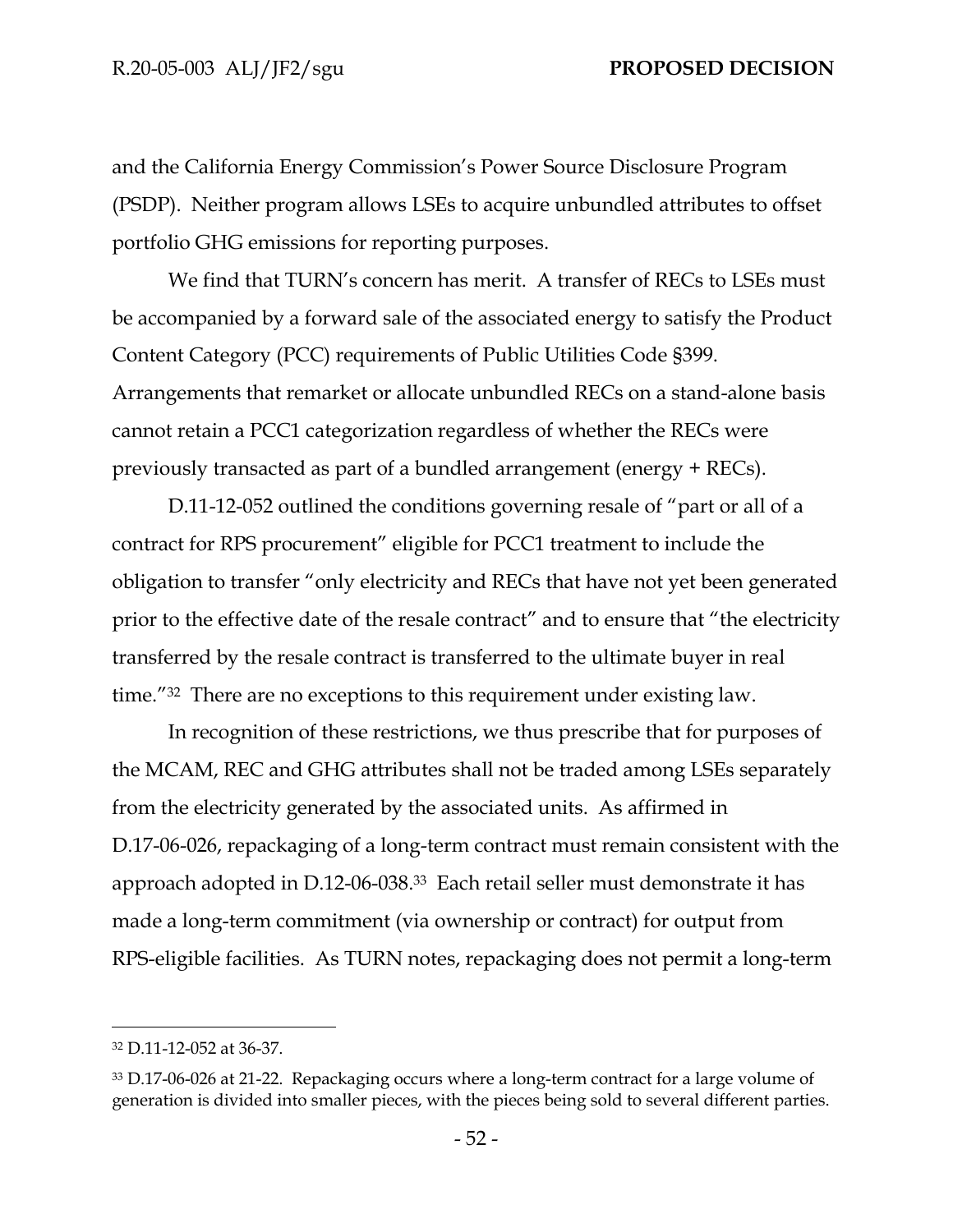and the California Energy Commission's Power Source Disclosure Program (PSDP). Neither program allows LSEs to acquire unbundled attributes to offset portfolio GHG emissions for reporting purposes.

We find that TURN's concern has merit. A transfer of RECs to LSEs must be accompanied by a forward sale of the associated energy to satisfy the Product Content Category (PCC) requirements of Public Utilities Code §399. Arrangements that remarket or allocate unbundled RECs on a stand-alone basis cannot retain a PCC1 categorization regardless of whether the RECs were previously transacted as part of a bundled arrangement (energy + RECs).

D.11-12-052 outlined the conditions governing resale of "part or all of a contract for RPS procurement" eligible for PCC1 treatment to include the obligation to transfer "only electricity and RECs that have not yet been generated prior to the effective date of the resale contract" and to ensure that "the electricity transferred by the resale contract is transferred to the ultimate buyer in real time."[32] There are no exceptions to this requirement under existing law.

In recognition of these restrictions, we thus prescribe that for purposes of the MCAM, REC and GHG attributes shall not be traded among LSEs separately from the electricity generated by the associated units. As affirmed in D.17-06-026, repackaging of a long-term contract must remain consistent with the approach adopted in D.12-06-038.[33] Each retail seller must demonstrate it has made a long-term commitment (via ownership or contract) for output from RPS-eligible facilities. As TURN notes, repackaging does not permit a long-term

---

[32] D.11-12-052 at 36-37.

[33] D.17-06-026 at 21-22. Repackaging occurs where a long-term contract for a large volume of generation is divided into smaller pieces, with the pieces being sold to several different parties.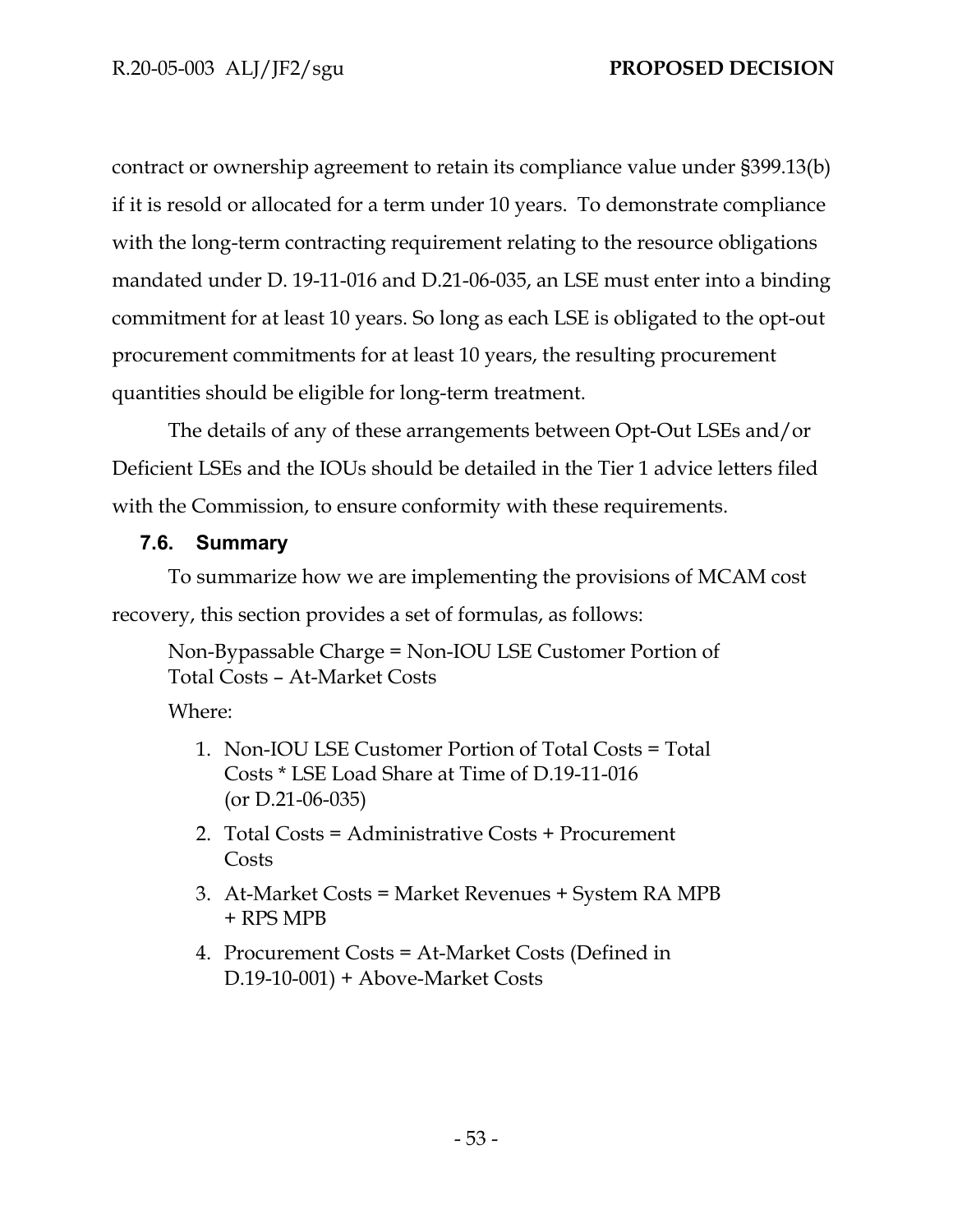contract or ownership agreement to retain its compliance value under §399.13(b) if it is resold or allocated for a term under 10 years. To demonstrate compliance with the long-term contracting requirement relating to the resource obligations mandated under D. 19-11-016 and D.21-06-035, an LSE must enter into a binding commitment for at least 10 years. So long as each LSE is obligated to the opt-out procurement commitments for at least 10 years, the resulting procurement quantities should be eligible for long-term treatment.

The details of any of these arrangements between Opt-Out LSEs and/or Deficient LSEs and the IOUs should be detailed in the Tier 1 advice letters filed with the Commission, to ensure conformity with these requirements.

### 7.6. Summary

To summarize how we are implementing the provisions of MCAM cost recovery, this section provides a set of formulas, as follows:

Non-Bypassable Charge = Non-IOU LSE Customer Portion of Total Costs – At-Market Costs

Where:

1. Non-IOU LSE Customer Portion of Total Costs = Total Costs * LSE Load Share at Time of D.19-11-016 (or D.21-06-035)
2. Total Costs = Administrative Costs + Procurement Costs
3. At-Market Costs = Market Revenues + System RA MPB + RPS MPB
4. Procurement Costs = At-Market Costs (Defined in D.19-10-001) + Above-Market Costs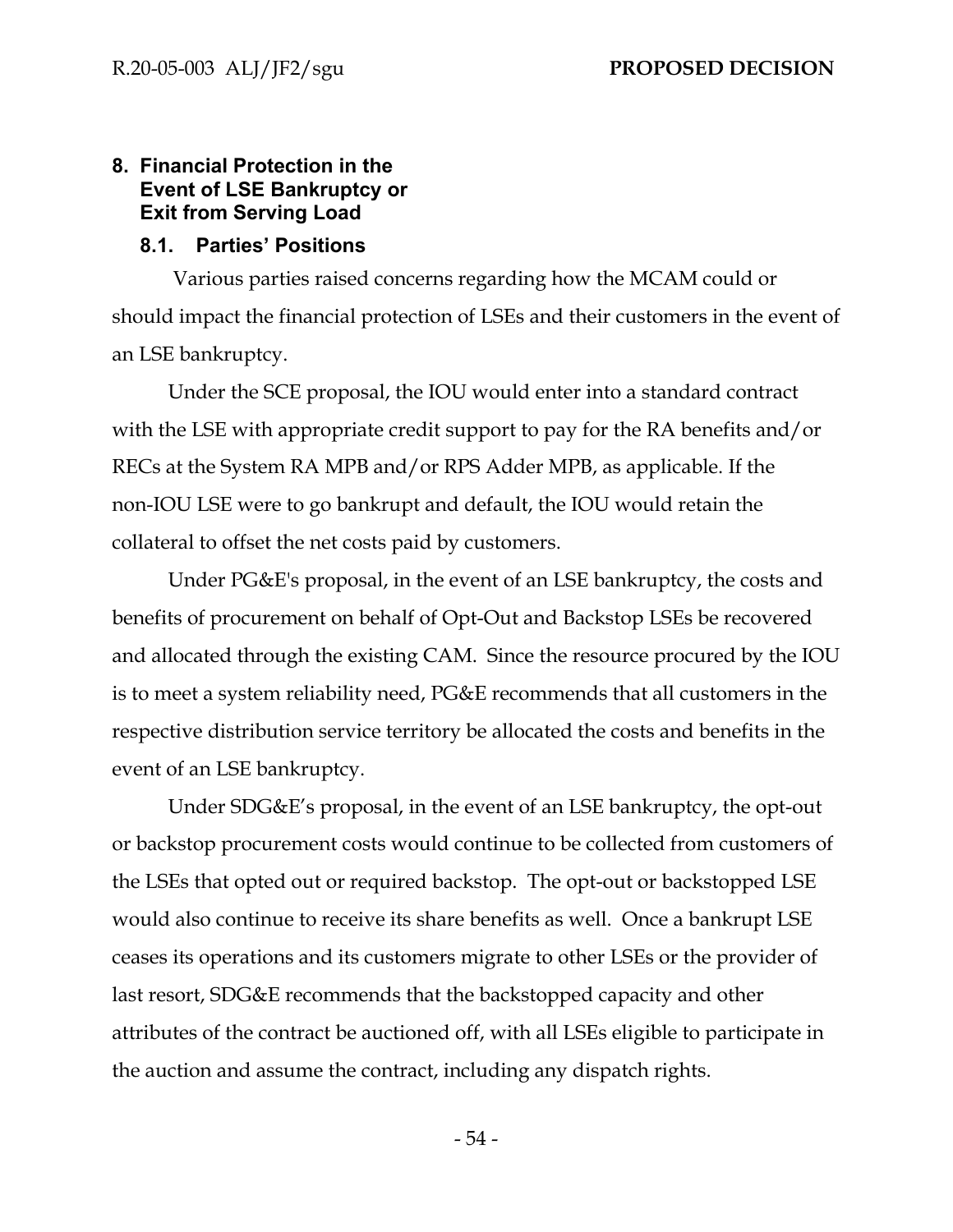## 8. Financial Protection in the Event of LSE Bankruptcy or Exit from Serving Load

### 8.1. Parties' Positions

Various parties raised concerns regarding how the MCAM could or should impact the financial protection of LSEs and their customers in the event of an LSE bankruptcy.

Under the SCE proposal, the IOU would enter into a standard contract with the LSE with appropriate credit support to pay for the RA benefits and/or RECs at the System RA MPB and/or RPS Adder MPB, as applicable. If the non-IOU LSE were to go bankrupt and default, the IOU would retain the collateral to offset the net costs paid by customers.

Under PG&E's proposal, in the event of an LSE bankruptcy, the costs and benefits of procurement on behalf of Opt-Out and Backstop LSEs be recovered and allocated through the existing CAM. Since the resource procured by the IOU is to meet a system reliability need, PG&E recommends that all customers in the respective distribution service territory be allocated the costs and benefits in the event of an LSE bankruptcy.

Under SDG&E's proposal, in the event of an LSE bankruptcy, the opt-out or backstop procurement costs would continue to be collected from customers of the LSEs that opted out or required backstop. The opt-out or backstopped LSE would also continue to receive its share benefits as well. Once a bankrupt LSE ceases its operations and its customers migrate to other LSEs or the provider of last resort, SDG&E recommends that the backstopped capacity and other attributes of the contract be auctioned off, with all LSEs eligible to participate in the auction and assume the contract, including any dispatch rights.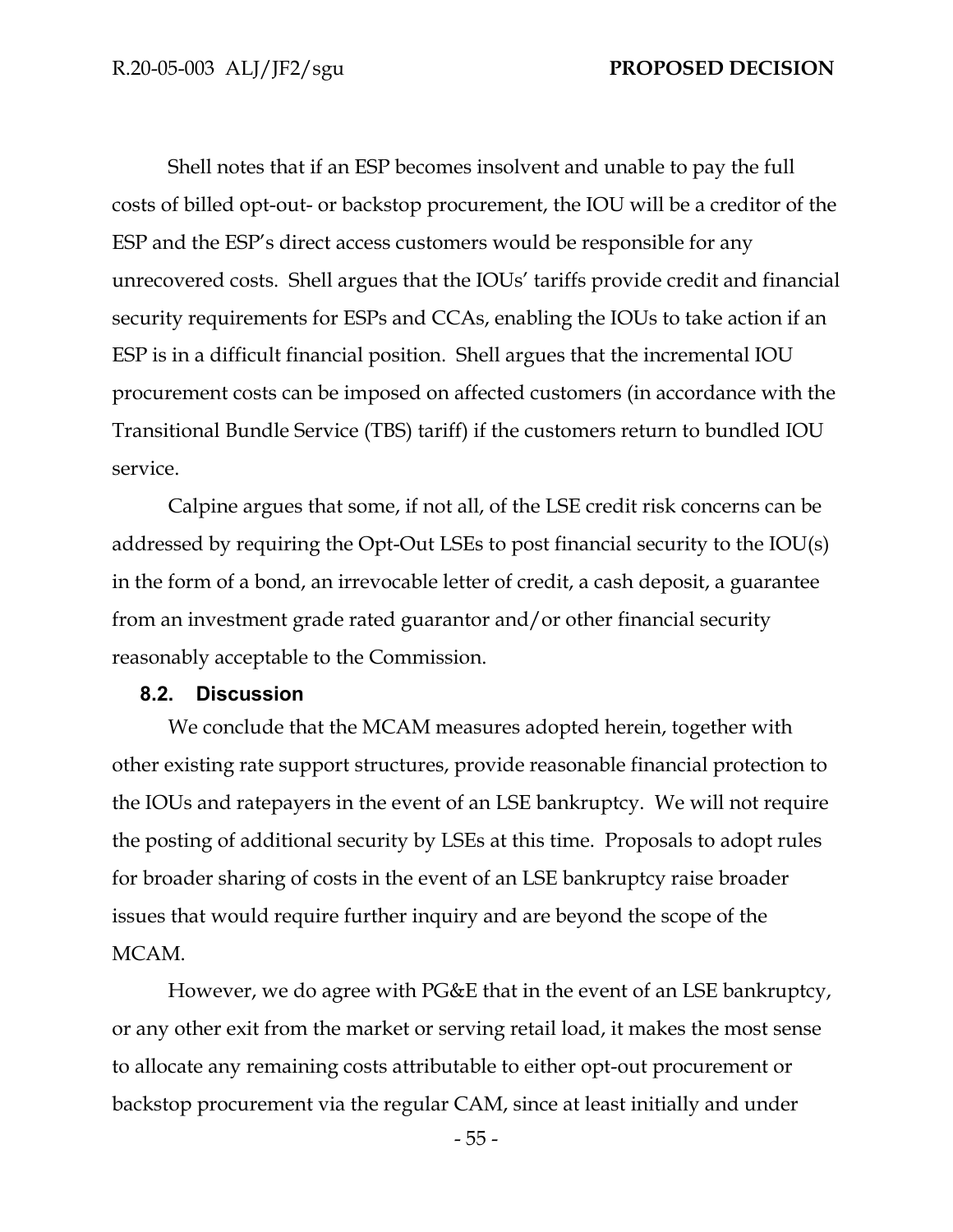Shell notes that if an ESP becomes insolvent and unable to pay the full costs of billed opt-out- or backstop procurement, the IOU will be a creditor of the ESP and the ESP's direct access customers would be responsible for any unrecovered costs. Shell argues that the IOUs' tariffs provide credit and financial security requirements for ESPs and CCAs, enabling the IOUs to take action if an ESP is in a difficult financial position. Shell argues that the incremental IOU procurement costs can be imposed on affected customers (in accordance with the Transitional Bundle Service (TBS) tariff) if the customers return to bundled IOU service.

Calpine argues that some, if not all, of the LSE credit risk concerns can be addressed by requiring the Opt-Out LSEs to post financial security to the IOU(s) in the form of a bond, an irrevocable letter of credit, a cash deposit, a guarantee from an investment grade rated guarantor and/or other financial security reasonably acceptable to the Commission.

### 8.2. Discussion

We conclude that the MCAM measures adopted herein, together with other existing rate support structures, provide reasonable financial protection to the IOUs and ratepayers in the event of an LSE bankruptcy. We will not require the posting of additional security by LSEs at this time. Proposals to adopt rules for broader sharing of costs in the event of an LSE bankruptcy raise broader issues that would require further inquiry and are beyond the scope of the MCAM.

However, we do agree with PG&E that in the event of an LSE bankruptcy, or any other exit from the market or serving retail load, it makes the most sense to allocate any remaining costs attributable to either opt-out procurement or backstop procurement via the regular CAM, since at least initially and under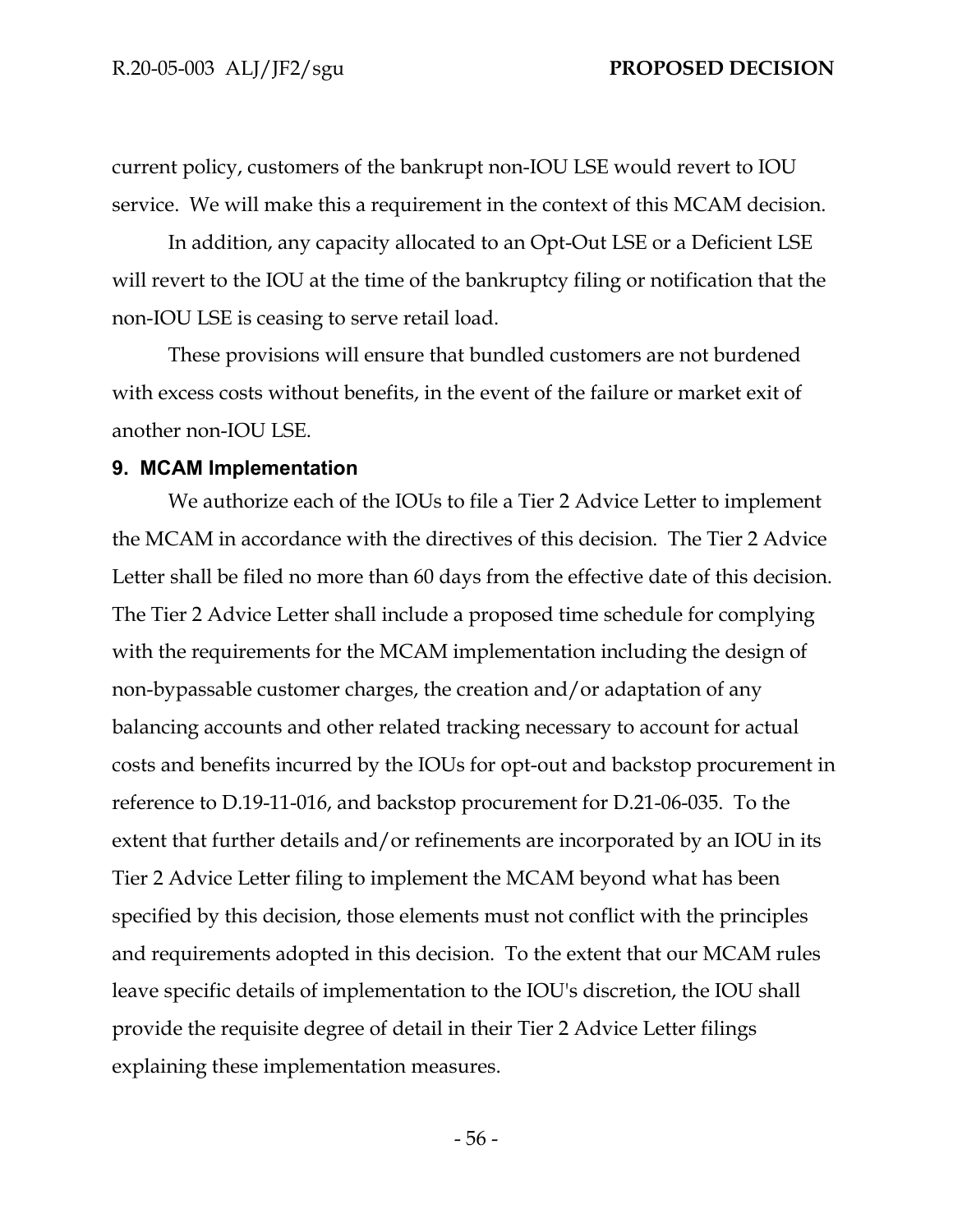current policy, customers of the bankrupt non-IOU LSE would revert to IOU service. We will make this a requirement in the context of this MCAM decision.

In addition, any capacity allocated to an Opt-Out LSE or a Deficient LSE will revert to the IOU at the time of the bankruptcy filing or notification that the non-IOU LSE is ceasing to serve retail load.

These provisions will ensure that bundled customers are not burdened with excess costs without benefits, in the event of the failure or market exit of another non-IOU LSE.

## 9. MCAM Implementation

We authorize each of the IOUs to file a Tier 2 Advice Letter to implement the MCAM in accordance with the directives of this decision. The Tier 2 Advice Letter shall be filed no more than 60 days from the effective date of this decision. The Tier 2 Advice Letter shall include a proposed time schedule for complying with the requirements for the MCAM implementation including the design of non-bypassable customer charges, the creation and/or adaptation of any balancing accounts and other related tracking necessary to account for actual costs and benefits incurred by the IOUs for opt-out and backstop procurement in reference to D.19-11-016, and backstop procurement for D.21-06-035. To the extent that further details and/or refinements are incorporated by an IOU in its Tier 2 Advice Letter filing to implement the MCAM beyond what has been specified by this decision, those elements must not conflict with the principles and requirements adopted in this decision. To the extent that our MCAM rules leave specific details of implementation to the IOU's discretion, the IOU shall provide the requisite degree of detail in their Tier 2 Advice Letter filings explaining these implementation measures.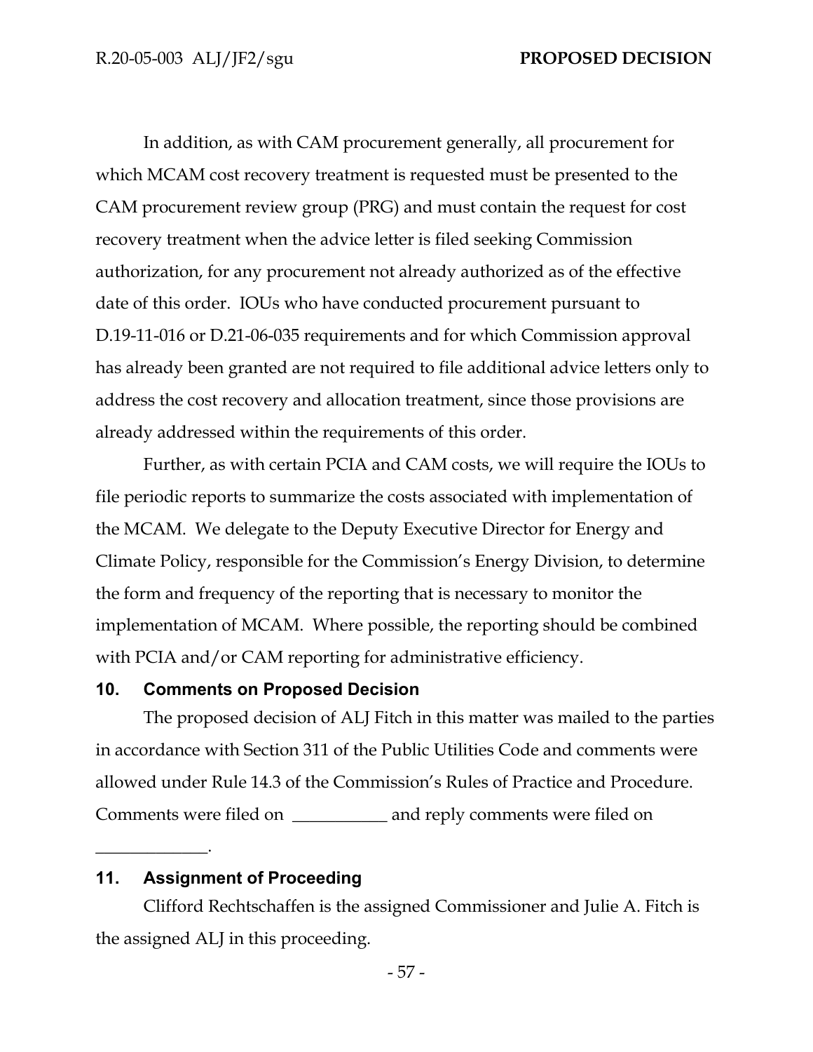In addition, as with CAM procurement generally, all procurement for which MCAM cost recovery treatment is requested must be presented to the CAM procurement review group (PRG) and must contain the request for cost recovery treatment when the advice letter is filed seeking Commission authorization, for any procurement not already authorized as of the effective date of this order. IOUs who have conducted procurement pursuant to D.19-11-016 or D.21-06-035 requirements and for which Commission approval has already been granted are not required to file additional advice letters only to address the cost recovery and allocation treatment, since those provisions are already addressed within the requirements of this order.

Further, as with certain PCIA and CAM costs, we will require the IOUs to file periodic reports to summarize the costs associated with implementation of the MCAM. We delegate to the Deputy Executive Director for Energy and Climate Policy, responsible for the Commission's Energy Division, to determine the form and frequency of the reporting that is necessary to monitor the implementation of MCAM. Where possible, the reporting should be combined with PCIA and/or CAM reporting for administrative efficiency.

## 10. Comments on Proposed Decision

The proposed decision of ALJ Fitch in this matter was mailed to the parties in accordance with Section 311 of the Public Utilities Code and comments were allowed under Rule 14.3 of the Commission's Rules of Practice and Procedure. Comments were filed on ___________ and reply comments were filed on _____________.

## 11. Assignment of Proceeding

Clifford Rechtschaffen is the assigned Commissioner and Julie A. Fitch is the assigned ALJ in this proceeding.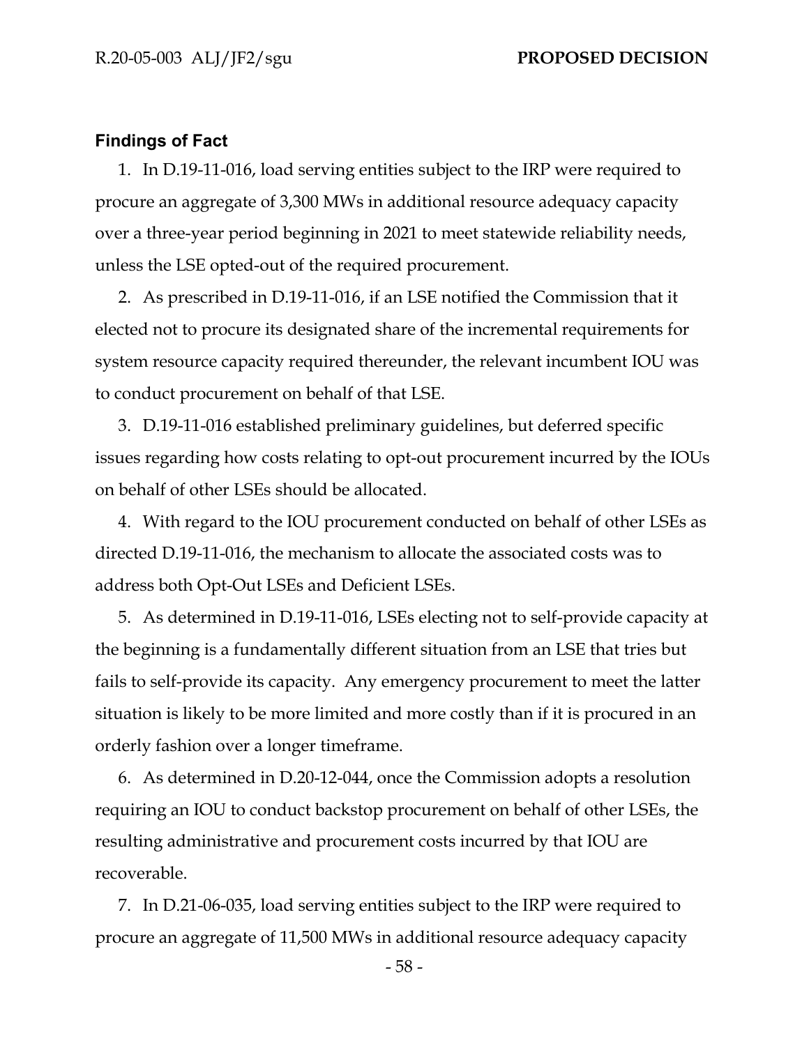## Findings of Fact

1. In D.19-11-016, load serving entities subject to the IRP were required to procure an aggregate of 3,300 MWs in additional resource adequacy capacity over a three-year period beginning in 2021 to meet statewide reliability needs, unless the LSE opted-out of the required procurement.

2. As prescribed in D.19-11-016, if an LSE notified the Commission that it elected not to procure its designated share of the incremental requirements for system resource capacity required thereunder, the relevant incumbent IOU was to conduct procurement on behalf of that LSE.

3. D.19-11-016 established preliminary guidelines, but deferred specific issues regarding how costs relating to opt-out procurement incurred by the IOUs on behalf of other LSEs should be allocated.

4. With regard to the IOU procurement conducted on behalf of other LSEs as directed D.19-11-016, the mechanism to allocate the associated costs was to address both Opt-Out LSEs and Deficient LSEs.

5. As determined in D.19-11-016, LSEs electing not to self-provide capacity at the beginning is a fundamentally different situation from an LSE that tries but fails to self-provide its capacity. Any emergency procurement to meet the latter situation is likely to be more limited and more costly than if it is procured in an orderly fashion over a longer timeframe.

6. As determined in D.20-12-044, once the Commission adopts a resolution requiring an IOU to conduct backstop procurement on behalf of other LSEs, the resulting administrative and procurement costs incurred by that IOU are recoverable.

7. In D.21-06-035, load serving entities subject to the IRP were required to procure an aggregate of 11,500 MWs in additional resource adequacy capacity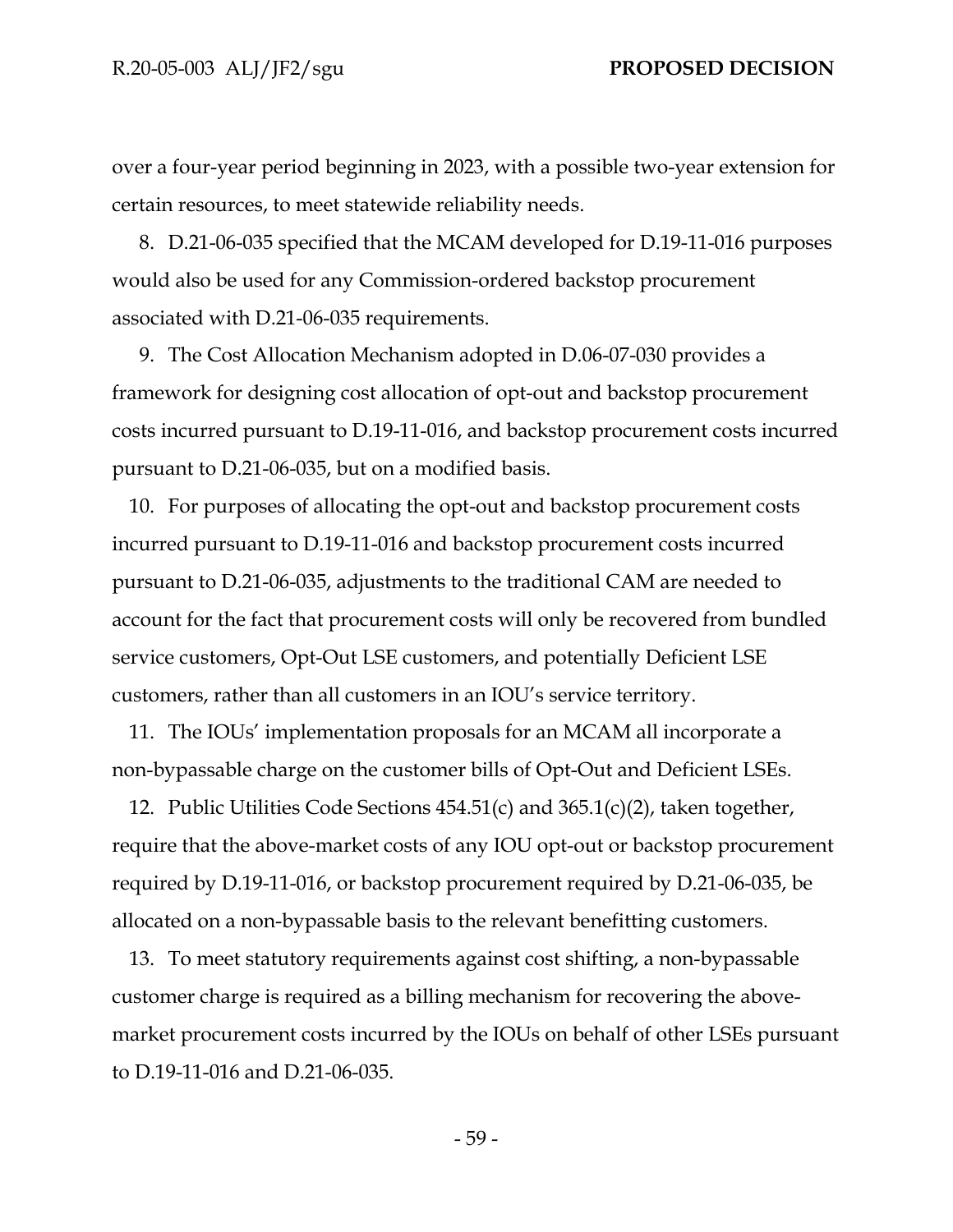over a four-year period beginning in 2023, with a possible two-year extension for certain resources, to meet statewide reliability needs.

8. D.21-06-035 specified that the MCAM developed for D.19-11-016 purposes would also be used for any Commission-ordered backstop procurement associated with D.21-06-035 requirements.

9. The Cost Allocation Mechanism adopted in D.06-07-030 provides a framework for designing cost allocation of opt-out and backstop procurement costs incurred pursuant to D.19-11-016, and backstop procurement costs incurred pursuant to D.21-06-035, but on a modified basis.

10. For purposes of allocating the opt-out and backstop procurement costs incurred pursuant to D.19-11-016 and backstop procurement costs incurred pursuant to D.21-06-035, adjustments to the traditional CAM are needed to account for the fact that procurement costs will only be recovered from bundled service customers, Opt-Out LSE customers, and potentially Deficient LSE customers, rather than all customers in an IOU's service territory.

11. The IOUs' implementation proposals for an MCAM all incorporate a non-bypassable charge on the customer bills of Opt-Out and Deficient LSEs.

12. Public Utilities Code Sections 454.51(c) and 365.1(c)(2), taken together, require that the above-market costs of any IOU opt-out or backstop procurement required by D.19-11-016, or backstop procurement required by D.21-06-035, be allocated on a non-bypassable basis to the relevant benefitting customers.

13. To meet statutory requirements against cost shifting, a non-bypassable customer charge is required as a billing mechanism for recovering the above-market procurement costs incurred by the IOUs on behalf of other LSEs pursuant to D.19-11-016 and D.21-06-035.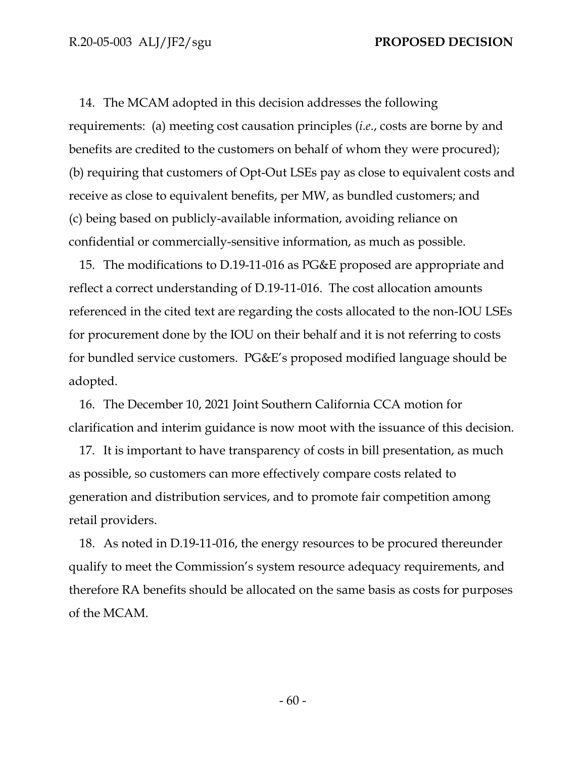14. The MCAM adopted in this decision addresses the following requirements: (a) meeting cost causation principles (*i.e.*, costs are borne by and benefits are credited to the customers on behalf of whom they were procured); (b) requiring that customers of Opt-Out LSEs pay as close to equivalent costs and receive as close to equivalent benefits, per MW, as bundled customers; and (c) being based on publicly-available information, avoiding reliance on confidential or commercially-sensitive information, as much as possible.

15. The modifications to D.19-11-016 as PG&E proposed are appropriate and reflect a correct understanding of D.19-11-016. The cost allocation amounts referenced in the cited text are regarding the costs allocated to the non-IOU LSEs for procurement done by the IOU on their behalf and it is not referring to costs for bundled service customers. PG&E's proposed modified language should be adopted.

16. The December 10, 2021 Joint Southern California CCA motion for clarification and interim guidance is now moot with the issuance of this decision.

17. It is important to have transparency of costs in bill presentation, as much as possible, so customers can more effectively compare costs related to generation and distribution services, and to promote fair competition among retail providers.

18. As noted in D.19-11-016, the energy resources to be procured thereunder qualify to meet the Commission's system resource adequacy requirements, and therefore RA benefits should be allocated on the same basis as costs for purposes of the MCAM.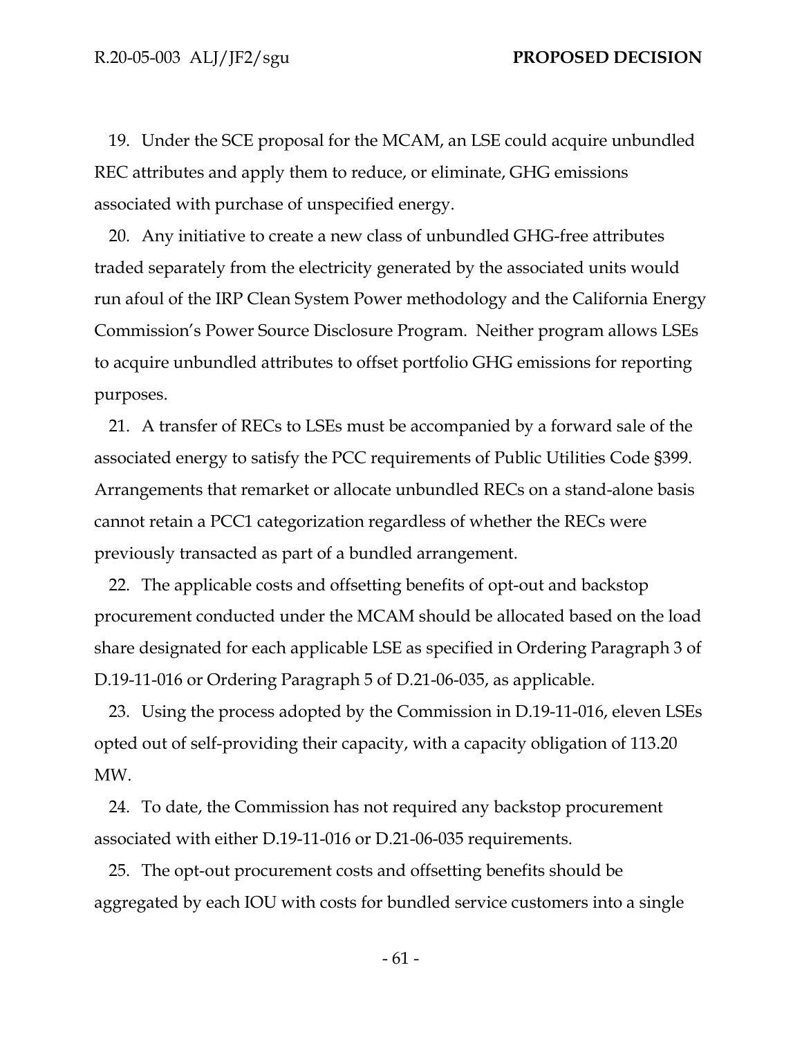19. Under the SCE proposal for the MCAM, an LSE could acquire unbundled REC attributes and apply them to reduce, or eliminate, GHG emissions associated with purchase of unspecified energy.

20. Any initiative to create a new class of unbundled GHG-free attributes traded separately from the electricity generated by the associated units would run afoul of the IRP Clean System Power methodology and the California Energy Commission's Power Source Disclosure Program. Neither program allows LSEs to acquire unbundled attributes to offset portfolio GHG emissions for reporting purposes.

21. A transfer of RECs to LSEs must be accompanied by a forward sale of the associated energy to satisfy the PCC requirements of Public Utilities Code §399. Arrangements that remarket or allocate unbundled RECs on a stand-alone basis cannot retain a PCC1 categorization regardless of whether the RECs were previously transacted as part of a bundled arrangement.

22. The applicable costs and offsetting benefits of opt-out and backstop procurement conducted under the MCAM should be allocated based on the load share designated for each applicable LSE as specified in Ordering Paragraph 3 of D.19-11-016 or Ordering Paragraph 5 of D.21-06-035, as applicable.

23. Using the process adopted by the Commission in D.19-11-016, eleven LSEs opted out of self-providing their capacity, with a capacity obligation of 113.20 MW.

24. To date, the Commission has not required any backstop procurement associated with either D.19-11-016 or D.21-06-035 requirements.

25. The opt-out procurement costs and offsetting benefits should be aggregated by each IOU with costs for bundled service customers into a single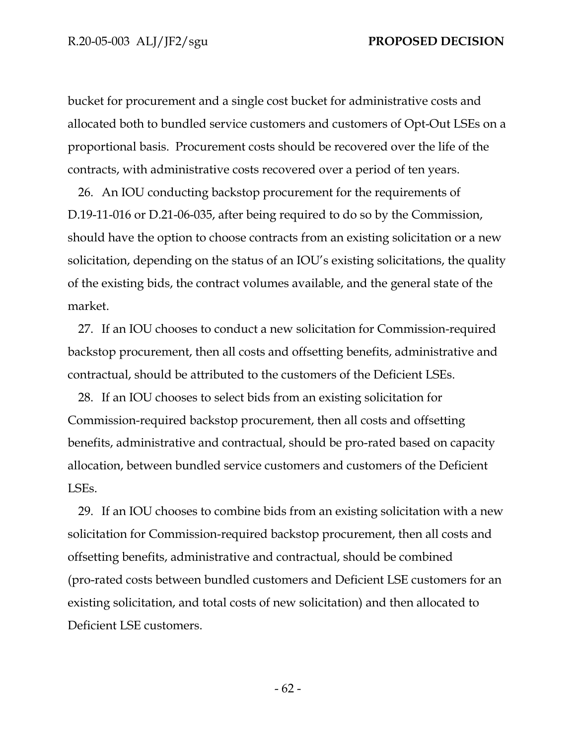bucket for procurement and a single cost bucket for administrative costs and allocated both to bundled service customers and customers of Opt-Out LSEs on a proportional basis. Procurement costs should be recovered over the life of the contracts, with administrative costs recovered over a period of ten years.

26. An IOU conducting backstop procurement for the requirements of D.19-11-016 or D.21-06-035, after being required to do so by the Commission, should have the option to choose contracts from an existing solicitation or a new solicitation, depending on the status of an IOU's existing solicitations, the quality of the existing bids, the contract volumes available, and the general state of the market.

27. If an IOU chooses to conduct a new solicitation for Commission-required backstop procurement, then all costs and offsetting benefits, administrative and contractual, should be attributed to the customers of the Deficient LSEs.

28. If an IOU chooses to select bids from an existing solicitation for Commission-required backstop procurement, then all costs and offsetting benefits, administrative and contractual, should be pro-rated based on capacity allocation, between bundled service customers and customers of the Deficient LSEs.

29. If an IOU chooses to combine bids from an existing solicitation with a new solicitation for Commission-required backstop procurement, then all costs and offsetting benefits, administrative and contractual, should be combined (pro-rated costs between bundled customers and Deficient LSE customers for an existing solicitation, and total costs of new solicitation) and then allocated to Deficient LSE customers.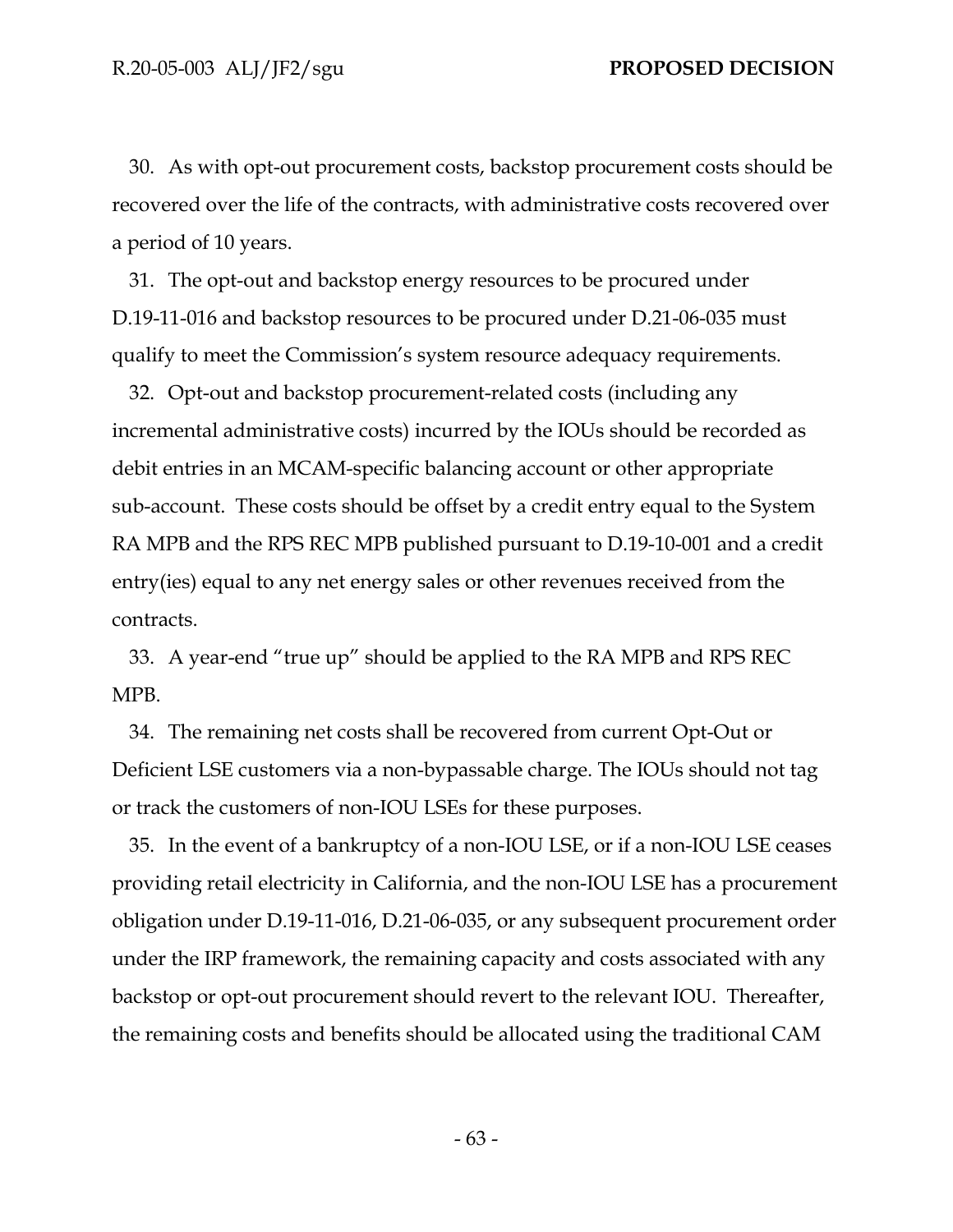30. As with opt-out procurement costs, backstop procurement costs should be recovered over the life of the contracts, with administrative costs recovered over a period of 10 years.

31. The opt-out and backstop energy resources to be procured under D.19-11-016 and backstop resources to be procured under D.21-06-035 must qualify to meet the Commission's system resource adequacy requirements.

32. Opt-out and backstop procurement-related costs (including any incremental administrative costs) incurred by the IOUs should be recorded as debit entries in an MCAM-specific balancing account or other appropriate sub-account. These costs should be offset by a credit entry equal to the System RA MPB and the RPS REC MPB published pursuant to D.19-10-001 and a credit entry(ies) equal to any net energy sales or other revenues received from the contracts.

33. A year-end "true up" should be applied to the RA MPB and RPS REC MPB.

34. The remaining net costs shall be recovered from current Opt-Out or Deficient LSE customers via a non-bypassable charge. The IOUs should not tag or track the customers of non-IOU LSEs for these purposes.

35. In the event of a bankruptcy of a non-IOU LSE, or if a non-IOU LSE ceases providing retail electricity in California, and the non-IOU LSE has a procurement obligation under D.19-11-016, D.21-06-035, or any subsequent procurement order under the IRP framework, the remaining capacity and costs associated with any backstop or opt-out procurement should revert to the relevant IOU. Thereafter, the remaining costs and benefits should be allocated using the traditional CAM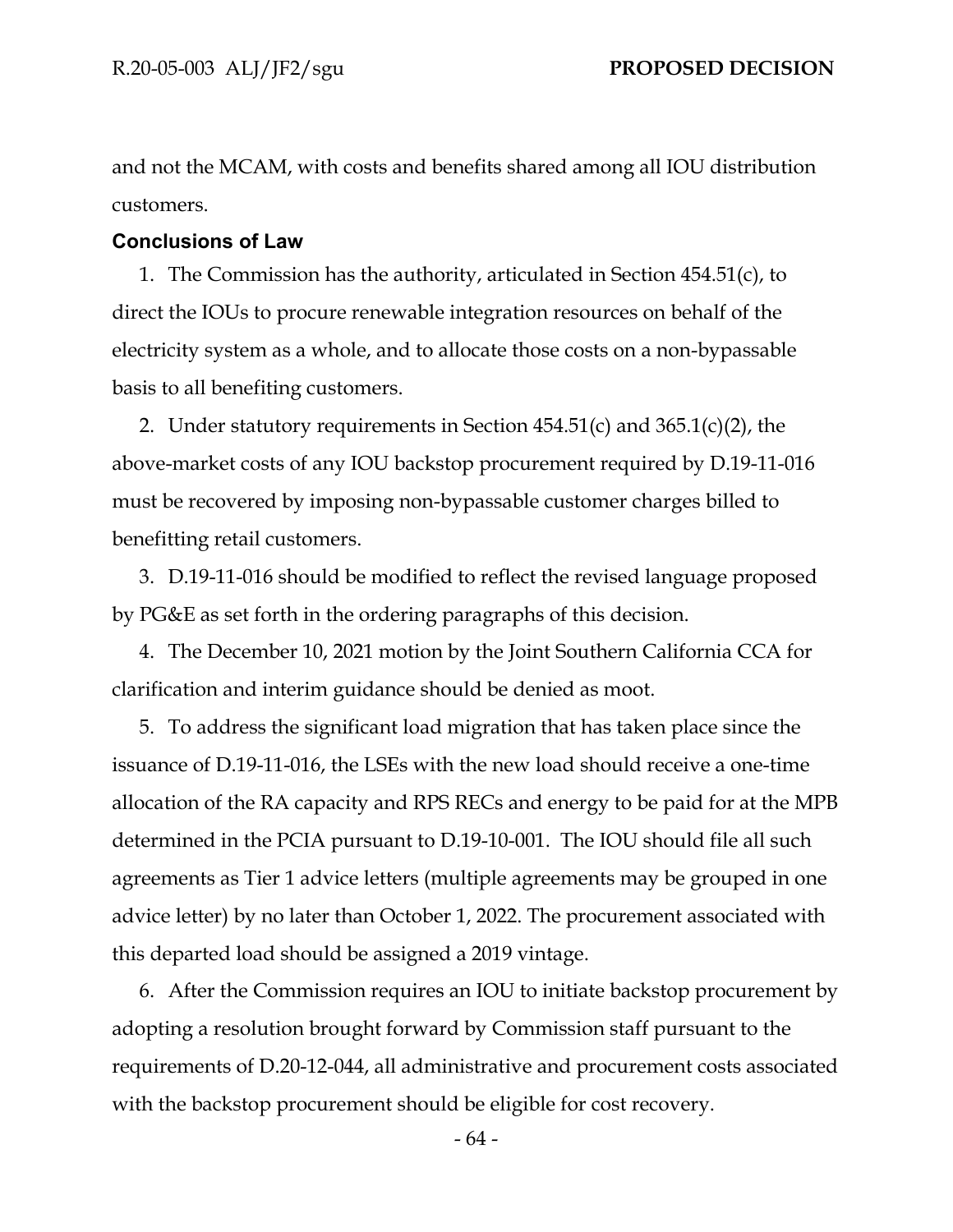and not the MCAM, with costs and benefits shared among all IOU distribution customers.

## Conclusions of Law

1. The Commission has the authority, articulated in Section 454.51(c), to direct the IOUs to procure renewable integration resources on behalf of the electricity system as a whole, and to allocate those costs on a non-bypassable basis to all benefiting customers.

2. Under statutory requirements in Section 454.51(c) and 365.1(c)(2), the above-market costs of any IOU backstop procurement required by D.19-11-016 must be recovered by imposing non-bypassable customer charges billed to benefitting retail customers.

3. D.19-11-016 should be modified to reflect the revised language proposed by PG&E as set forth in the ordering paragraphs of this decision.

4. The December 10, 2021 motion by the Joint Southern California CCA for clarification and interim guidance should be denied as moot.

5. To address the significant load migration that has taken place since the issuance of D.19-11-016, the LSEs with the new load should receive a one-time allocation of the RA capacity and RPS RECs and energy to be paid for at the MPB determined in the PCIA pursuant to D.19-10-001. The IOU should file all such agreements as Tier 1 advice letters (multiple agreements may be grouped in one advice letter) by no later than October 1, 2022. The procurement associated with this departed load should be assigned a 2019 vintage.

6. After the Commission requires an IOU to initiate backstop procurement by adopting a resolution brought forward by Commission staff pursuant to the requirements of D.20-12-044, all administrative and procurement costs associated with the backstop procurement should be eligible for cost recovery.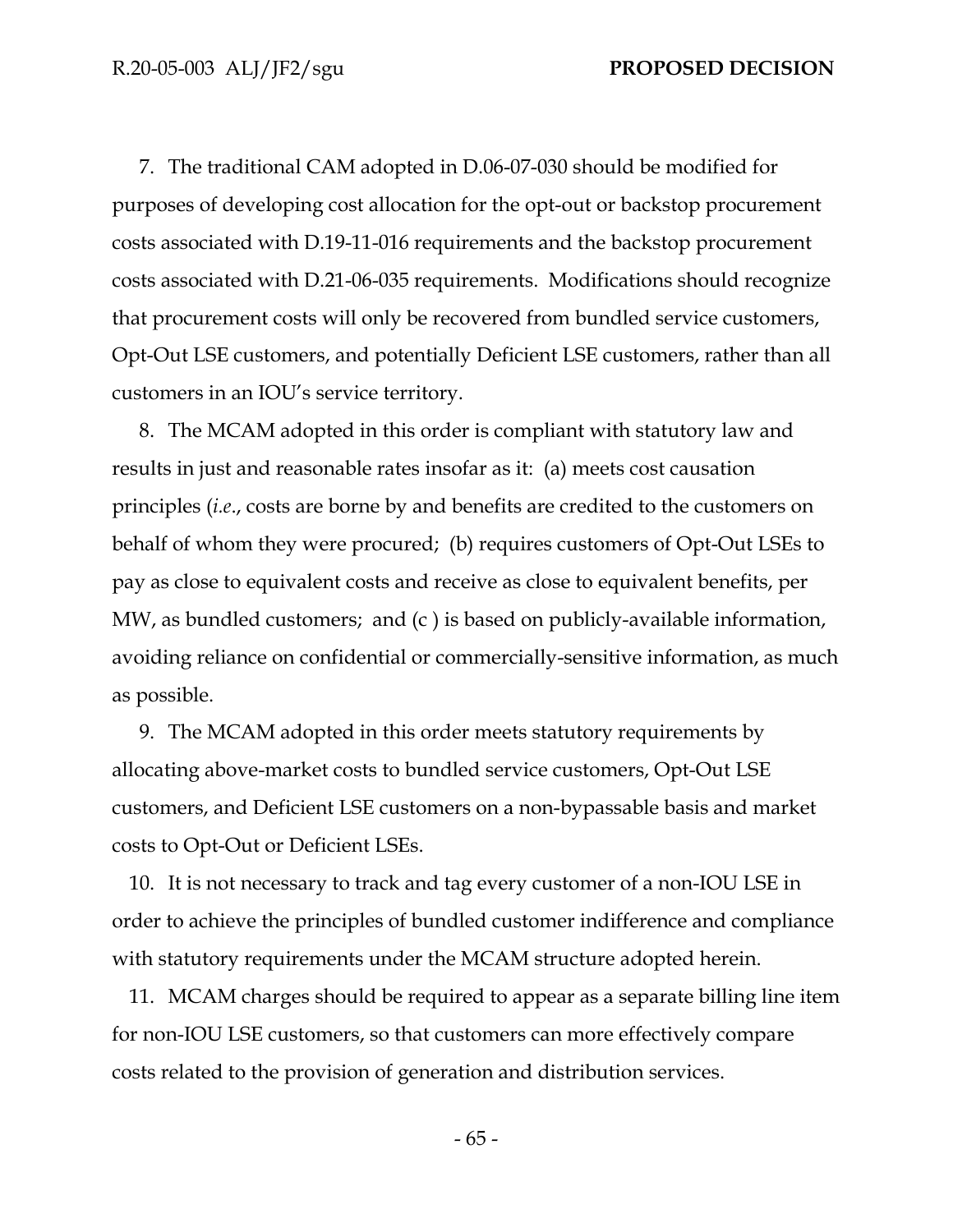7. The traditional CAM adopted in D.06-07-030 should be modified for purposes of developing cost allocation for the opt-out or backstop procurement costs associated with D.19-11-016 requirements and the backstop procurement costs associated with D.21-06-035 requirements. Modifications should recognize that procurement costs will only be recovered from bundled service customers, Opt-Out LSE customers, and potentially Deficient LSE customers, rather than all customers in an IOU's service territory.

8. The MCAM adopted in this order is compliant with statutory law and results in just and reasonable rates insofar as it: (a) meets cost causation principles (*i.e.*, costs are borne by and benefits are credited to the customers on behalf of whom they were procured; (b) requires customers of Opt-Out LSEs to pay as close to equivalent costs and receive as close to equivalent benefits, per MW, as bundled customers; and (c ) is based on publicly-available information, avoiding reliance on confidential or commercially-sensitive information, as much as possible.

9. The MCAM adopted in this order meets statutory requirements by allocating above-market costs to bundled service customers, Opt-Out LSE customers, and Deficient LSE customers on a non-bypassable basis and market costs to Opt-Out or Deficient LSEs.

10. It is not necessary to track and tag every customer of a non-IOU LSE in order to achieve the principles of bundled customer indifference and compliance with statutory requirements under the MCAM structure adopted herein.

11. MCAM charges should be required to appear as a separate billing line item for non-IOU LSE customers, so that customers can more effectively compare costs related to the provision of generation and distribution services.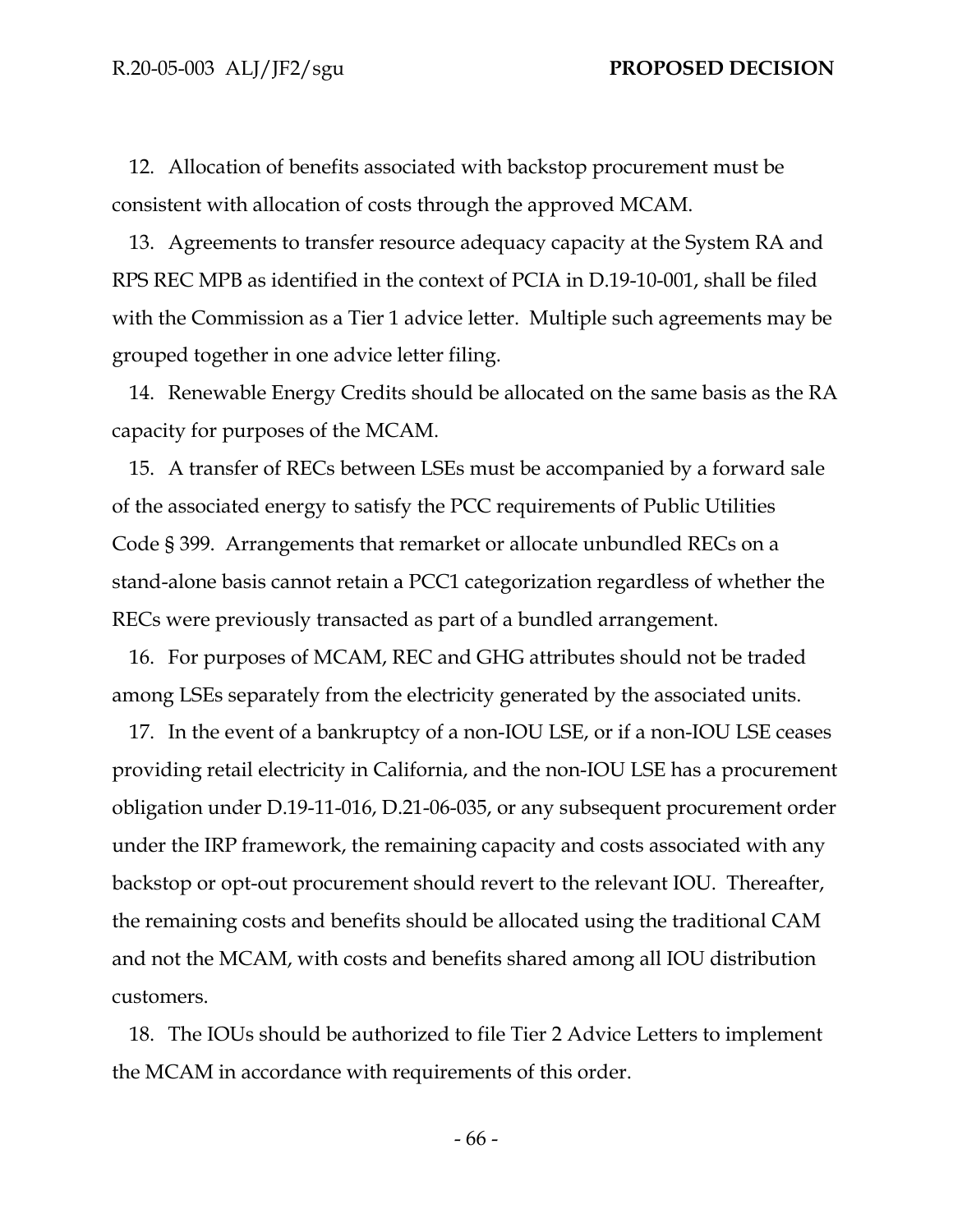12. Allocation of benefits associated with backstop procurement must be consistent with allocation of costs through the approved MCAM.

13. Agreements to transfer resource adequacy capacity at the System RA and RPS REC MPB as identified in the context of PCIA in D.19-10-001, shall be filed with the Commission as a Tier 1 advice letter. Multiple such agreements may be grouped together in one advice letter filing.

14. Renewable Energy Credits should be allocated on the same basis as the RA capacity for purposes of the MCAM.

15. A transfer of RECs between LSEs must be accompanied by a forward sale of the associated energy to satisfy the PCC requirements of Public Utilities Code § 399. Arrangements that remarket or allocate unbundled RECs on a stand-alone basis cannot retain a PCC1 categorization regardless of whether the RECs were previously transacted as part of a bundled arrangement.

16. For purposes of MCAM, REC and GHG attributes should not be traded among LSEs separately from the electricity generated by the associated units.

17. In the event of a bankruptcy of a non-IOU LSE, or if a non-IOU LSE ceases providing retail electricity in California, and the non-IOU LSE has a procurement obligation under D.19-11-016, D.21-06-035, or any subsequent procurement order under the IRP framework, the remaining capacity and costs associated with any backstop or opt-out procurement should revert to the relevant IOU. Thereafter, the remaining costs and benefits should be allocated using the traditional CAM and not the MCAM, with costs and benefits shared among all IOU distribution customers.

18. The IOUs should be authorized to file Tier 2 Advice Letters to implement the MCAM in accordance with requirements of this order.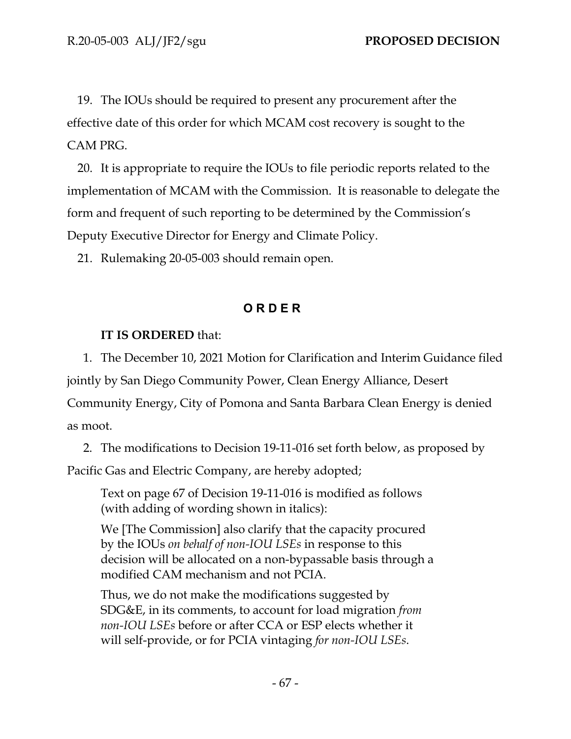19. The IOUs should be required to present any procurement after the effective date of this order for which MCAM cost recovery is sought to the CAM PRG.

20. It is appropriate to require the IOUs to file periodic reports related to the implementation of MCAM with the Commission. It is reasonable to delegate the form and frequent of such reporting to be determined by the Commission's Deputy Executive Director for Energy and Climate Policy.

21. Rulemaking 20-05-003 should remain open.

## O R D E R

**IT IS ORDERED** that:

1. The December 10, 2021 Motion for Clarification and Interim Guidance filed jointly by San Diego Community Power, Clean Energy Alliance, Desert Community Energy, City of Pomona and Santa Barbara Clean Energy is denied as moot.

2. The modifications to Decision 19-11-016 set forth below, as proposed by Pacific Gas and Electric Company, are hereby adopted;

> Text on page 67 of Decision 19-11-016 is modified as follows (with adding of wording shown in italics):
>
> We [The Commission] also clarify that the capacity procured by the IOUs *on behalf of non-IOU LSEs* in response to this decision will be allocated on a non-bypassable basis through a modified CAM mechanism and not PCIA.
>
> Thus, we do not make the modifications suggested by SDG&E, in its comments, to account for load migration *from non-IOU LSEs* before or after CCA or ESP elects whether it will self-provide, or for PCIA vintaging *for non-IOU LSEs*.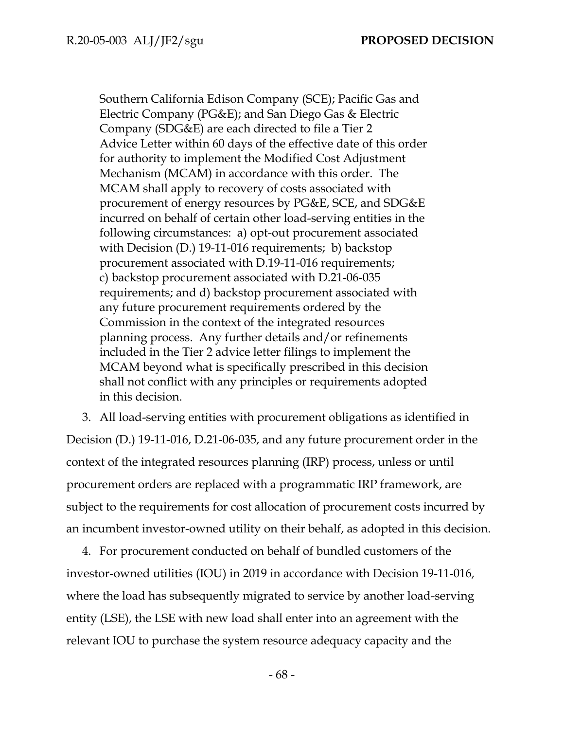Southern California Edison Company (SCE); Pacific Gas and Electric Company (PG&E); and San Diego Gas & Electric Company (SDG&E) are each directed to file a Tier 2 Advice Letter within 60 days of the effective date of this order for authority to implement the Modified Cost Adjustment Mechanism (MCAM) in accordance with this order. The MCAM shall apply to recovery of costs associated with procurement of energy resources by PG&E, SCE, and SDG&E incurred on behalf of certain other load-serving entities in the following circumstances: a) opt-out procurement associated with Decision (D.) 19-11-016 requirements; b) backstop procurement associated with D.19-11-016 requirements; c) backstop procurement associated with D.21-06-035 requirements; and d) backstop procurement associated with any future procurement requirements ordered by the Commission in the context of the integrated resources planning process. Any further details and/or refinements included in the Tier 2 advice letter filings to implement the MCAM beyond what is specifically prescribed in this decision shall not conflict with any principles or requirements adopted in this decision.

3. All load-serving entities with procurement obligations as identified in Decision (D.) 19-11-016, D.21-06-035, and any future procurement order in the context of the integrated resources planning (IRP) process, unless or until procurement orders are replaced with a programmatic IRP framework, are subject to the requirements for cost allocation of procurement costs incurred by an incumbent investor-owned utility on their behalf, as adopted in this decision.

4. For procurement conducted on behalf of bundled customers of the investor-owned utilities (IOU) in 2019 in accordance with Decision 19-11-016, where the load has subsequently migrated to service by another load-serving entity (LSE), the LSE with new load shall enter into an agreement with the relevant IOU to purchase the system resource adequacy capacity and the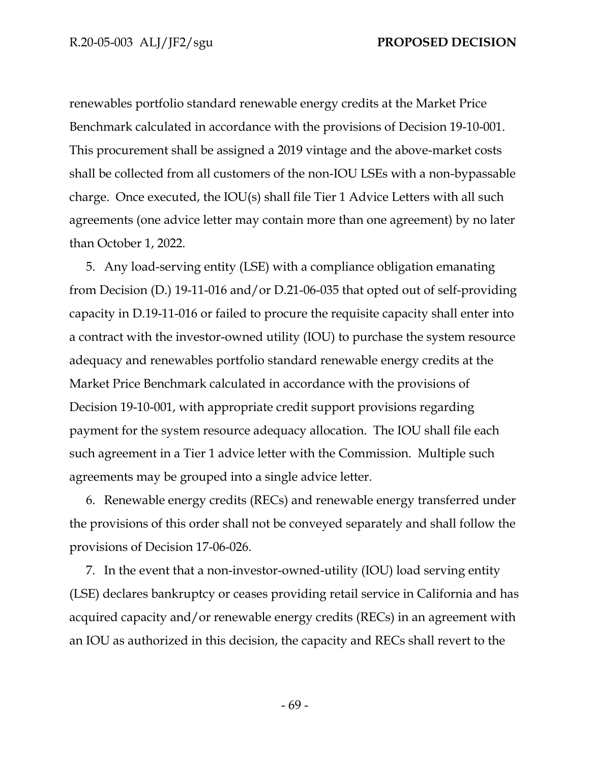renewables portfolio standard renewable energy credits at the Market Price Benchmark calculated in accordance with the provisions of Decision 19-10-001. This procurement shall be assigned a 2019 vintage and the above-market costs shall be collected from all customers of the non-IOU LSEs with a non-bypassable charge. Once executed, the IOU(s) shall file Tier 1 Advice Letters with all such agreements (one advice letter may contain more than one agreement) by no later than October 1, 2022.

5. Any load-serving entity (LSE) with a compliance obligation emanating from Decision (D.) 19-11-016 and/or D.21-06-035 that opted out of self-providing capacity in D.19-11-016 or failed to procure the requisite capacity shall enter into a contract with the investor-owned utility (IOU) to purchase the system resource adequacy and renewables portfolio standard renewable energy credits at the Market Price Benchmark calculated in accordance with the provisions of Decision 19-10-001, with appropriate credit support provisions regarding payment for the system resource adequacy allocation. The IOU shall file each such agreement in a Tier 1 advice letter with the Commission. Multiple such agreements may be grouped into a single advice letter.

6. Renewable energy credits (RECs) and renewable energy transferred under the provisions of this order shall not be conveyed separately and shall follow the provisions of Decision 17-06-026.

7. In the event that a non-investor-owned-utility (IOU) load serving entity (LSE) declares bankruptcy or ceases providing retail service in California and has acquired capacity and/or renewable energy credits (RECs) in an agreement with an IOU as authorized in this decision, the capacity and RECs shall revert to the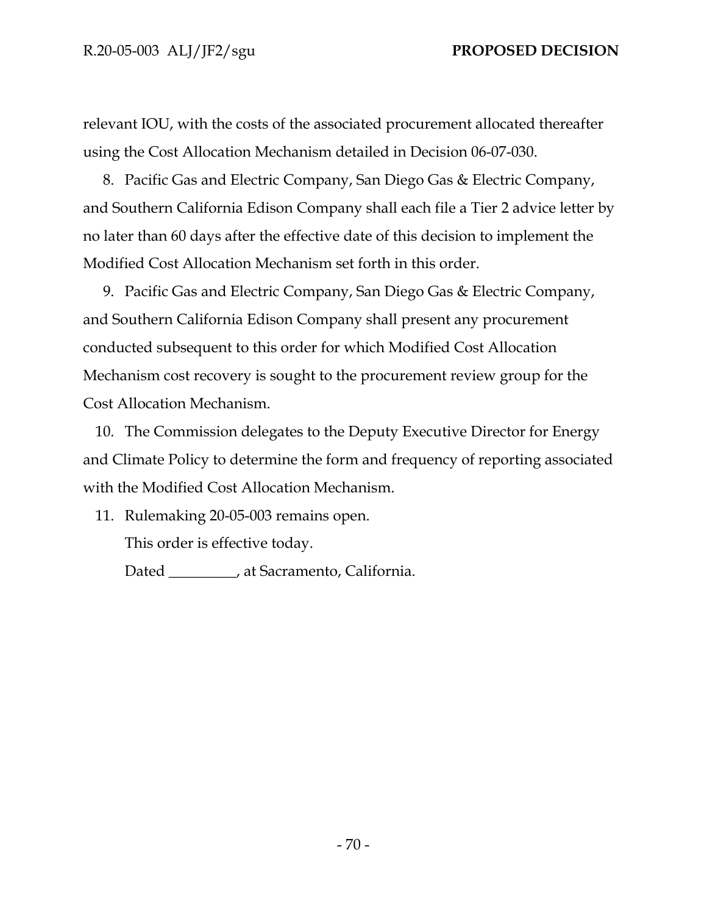relevant IOU, with the costs of the associated procurement allocated thereafter using the Cost Allocation Mechanism detailed in Decision 06-07-030.

8. Pacific Gas and Electric Company, San Diego Gas & Electric Company, and Southern California Edison Company shall each file a Tier 2 advice letter by no later than 60 days after the effective date of this decision to implement the Modified Cost Allocation Mechanism set forth in this order.

9. Pacific Gas and Electric Company, San Diego Gas & Electric Company, and Southern California Edison Company shall present any procurement conducted subsequent to this order for which Modified Cost Allocation Mechanism cost recovery is sought to the procurement review group for the Cost Allocation Mechanism.

10. The Commission delegates to the Deputy Executive Director for Energy and Climate Policy to determine the form and frequency of reporting associated with the Modified Cost Allocation Mechanism.

11. Rulemaking 20-05-003 remains open.

This order is effective today.

Dated _________, at Sacramento, California.